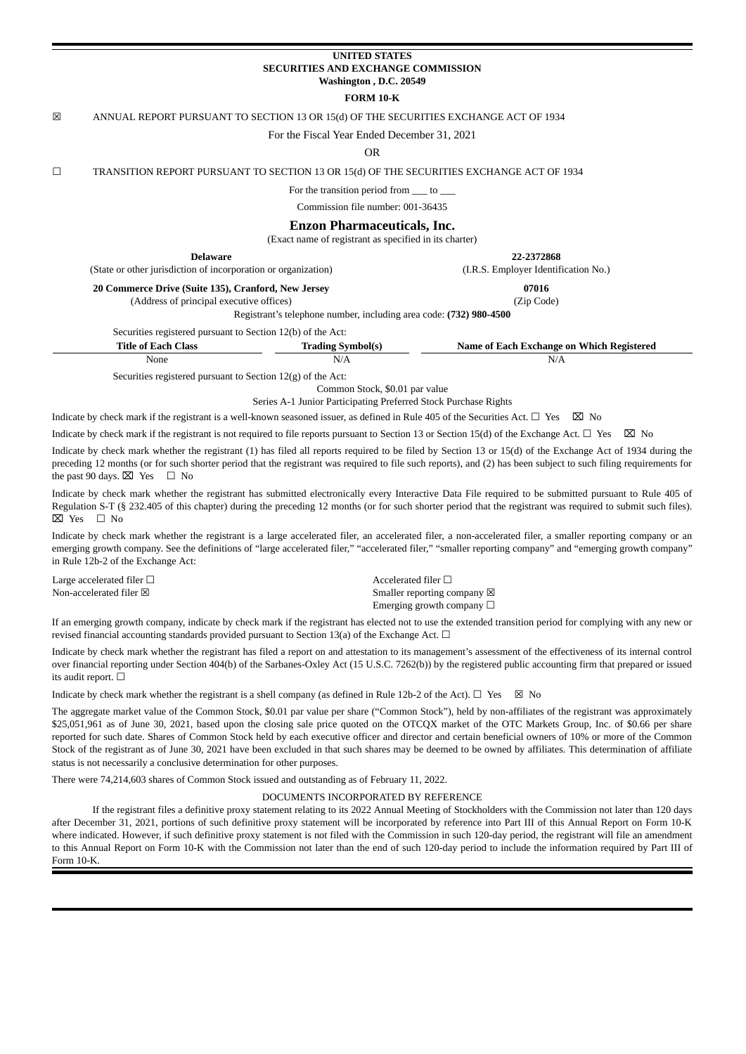**UNITED STATES**
**SECURITIES AND EXCHANGE COMMISSION**
**Washington , D.C. 20549**

**FORM 10-K**

☒ ANNUAL REPORT PURSUANT TO SECTION 13 OR 15(d) OF THE SECURITIES EXCHANGE ACT OF 1934

For the Fiscal Year Ended December 31, 2021

OR

☐ TRANSITION REPORT PURSUANT TO SECTION 13 OR 15(d) OF THE SECURITIES EXCHANGE ACT OF 1934

For the transition period from ___ to ___

Commission file number: 001-36435

# Enzon Pharmaceuticals, Inc.

(Exact name of registrant as specified in its charter)

| **Delaware** | **22-2372868** |
|---|---|
| (State or other jurisdiction of incorporation or organization) | (I.R.S. Employer Identification No.) |
| **20 Commerce Drive (Suite 135), Cranford, New Jersey** | **07016** |
| (Address of principal executive offices) | (Zip Code) |

Registrant's telephone number, including area code: **(732) 980-4500**

Securities registered pursuant to Section 12(b) of the Act:

| Title of Each Class | Trading Symbol(s) | Name of Each Exchange on Which Registered |
|---|---|---|
| None | N/A | N/A |

Securities registered pursuant to Section 12(g) of the Act:

Common Stock, $0.01 par value
Series A-1 Junior Participating Preferred Stock Purchase Rights

Indicate by check mark if the registrant is a well-known seasoned issuer, as defined in Rule 405 of the Securities Act. ☐ Yes ☒ No

Indicate by check mark if the registrant is not required to file reports pursuant to Section 13 or Section 15(d) of the Exchange Act. ☐ Yes ☒ No

Indicate by check mark whether the registrant (1) has filed all reports required to be filed by Section 13 or 15(d) of the Exchange Act of 1934 during the preceding 12 months (or for such shorter period that the registrant was required to file such reports), and (2) has been subject to such filing requirements for the past 90 days. ☒ Yes ☐ No

Indicate by check mark whether the registrant has submitted electronically every Interactive Data File required to be submitted pursuant to Rule 405 of Regulation S-T (§ 232.405 of this chapter) during the preceding 12 months (or for such shorter period that the registrant was required to submit such files). ☒ Yes ☐ No

Indicate by check mark whether the registrant is a large accelerated filer, an accelerated filer, a non-accelerated filer, a smaller reporting company or an emerging growth company. See the definitions of "large accelerated filer," "accelerated filer," "smaller reporting company" and "emerging growth company" in Rule 12b-2 of the Exchange Act:

| | |
|---|---|
| Large accelerated filer ☐ | Accelerated filer ☐ |
| Non-accelerated filer ☒ | Smaller reporting company ☒ |
| | Emerging growth company ☐ |

If an emerging growth company, indicate by check mark if the registrant has elected not to use the extended transition period for complying with any new or revised financial accounting standards provided pursuant to Section 13(a) of the Exchange Act. ☐

Indicate by check mark whether the registrant has filed a report on and attestation to its management's assessment of the effectiveness of its internal control over financial reporting under Section 404(b) of the Sarbanes-Oxley Act (15 U.S.C. 7262(b)) by the registered public accounting firm that prepared or issued its audit report. ☐

Indicate by check mark whether the registrant is a shell company (as defined in Rule 12b-2 of the Act). ☐ Yes ☒ No

The aggregate market value of the Common Stock, $0.01 par value per share ("Common Stock"), held by non-affiliates of the registrant was approximately $25,051,961 as of June 30, 2021, based upon the closing sale price quoted on the OTCQX market of the OTC Markets Group, Inc. of $0.66 per share reported for such date. Shares of Common Stock held by each executive officer and director and certain beneficial owners of 10% or more of the Common Stock of the registrant as of June 30, 2021 have been excluded in that such shares may be deemed to be owned by affiliates. This determination of affiliate status is not necessarily a conclusive determination for other purposes.

There were 74,214,603 shares of Common Stock issued and outstanding as of February 11, 2022.

DOCUMENTS INCORPORATED BY REFERENCE

If the registrant files a definitive proxy statement relating to its 2022 Annual Meeting of Stockholders with the Commission not later than 120 days after December 31, 2021, portions of such definitive proxy statement will be incorporated by reference into Part III of this Annual Report on Form 10-K where indicated. However, if such definitive proxy statement is not filed with the Commission in such 120-day period, the registrant will file an amendment to this Annual Report on Form 10-K with the Commission not later than the end of such 120-day period to include the information required by Part III of Form 10-K.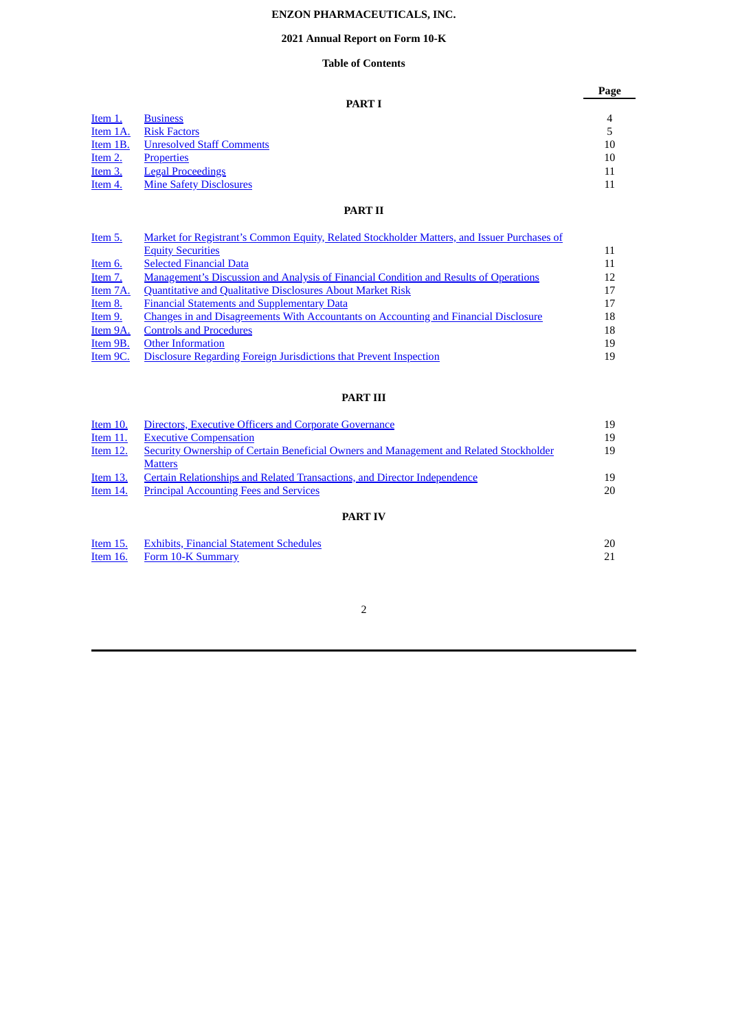**ENZON PHARMACEUTICALS, INC.**

**2021 Annual Report on Form 10-K**

**Table of Contents**

| | | Page |
|---|---|---|
| | **PART I** | |
| Item 1. | Business | 4 |
| Item 1A. | Risk Factors | 5 |
| Item 1B. | Unresolved Staff Comments | 10 |
| Item 2. | Properties | 10 |
| Item 3. | Legal Proceedings | 11 |
| Item 4. | Mine Safety Disclosures | 11 |
| | **PART II** | |
| Item 5. | Market for Registrant's Common Equity, Related Stockholder Matters, and Issuer Purchases of Equity Securities | 11 |
| Item 6. | Selected Financial Data | 11 |
| Item 7. | Management's Discussion and Analysis of Financial Condition and Results of Operations | 12 |
| Item 7A. | Quantitative and Qualitative Disclosures About Market Risk | 17 |
| Item 8. | Financial Statements and Supplementary Data | 17 |
| Item 9. | Changes in and Disagreements With Accountants on Accounting and Financial Disclosure | 18 |
| Item 9A. | Controls and Procedures | 18 |
| Item 9B. | Other Information | 19 |
| Item 9C. | Disclosure Regarding Foreign Jurisdictions that Prevent Inspection | 19 |
| | **PART III** | |
| Item 10. | Directors, Executive Officers and Corporate Governance | 19 |
| Item 11. | Executive Compensation | 19 |
| Item 12. | Security Ownership of Certain Beneficial Owners and Management and Related Stockholder Matters | 19 |
| Item 13. | Certain Relationships and Related Transactions, and Director Independence | 19 |
| Item 14. | Principal Accounting Fees and Services | 20 |
| | **PART IV** | |
| Item 15. | Exhibits, Financial Statement Schedules | 20 |
| Item 16. | Form 10-K Summary | 21 |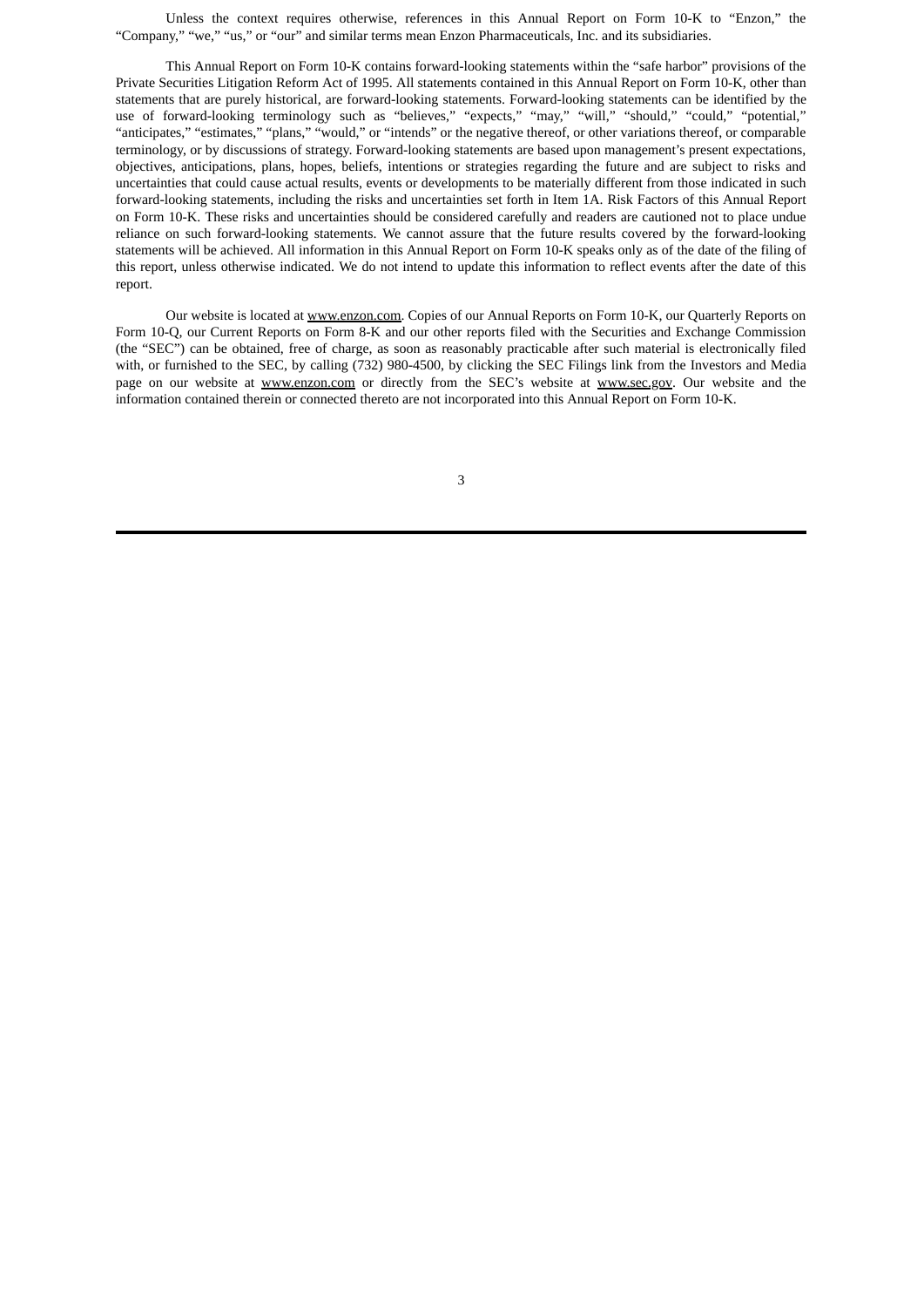Unless the context requires otherwise, references in this Annual Report on Form 10-K to "Enzon," the "Company," "we," "us," or "our" and similar terms mean Enzon Pharmaceuticals, Inc. and its subsidiaries.

This Annual Report on Form 10-K contains forward-looking statements within the "safe harbor" provisions of the Private Securities Litigation Reform Act of 1995. All statements contained in this Annual Report on Form 10-K, other than statements that are purely historical, are forward-looking statements. Forward-looking statements can be identified by the use of forward-looking terminology such as "believes," "expects," "may," "will," "should," "could," "potential," "anticipates," "estimates," "plans," "would," or "intends" or the negative thereof, or other variations thereof, or comparable terminology, or by discussions of strategy. Forward-looking statements are based upon management's present expectations, objectives, anticipations, plans, hopes, beliefs, intentions or strategies regarding the future and are subject to risks and uncertainties that could cause actual results, events or developments to be materially different from those indicated in such forward-looking statements, including the risks and uncertainties set forth in Item 1A. Risk Factors of this Annual Report on Form 10-K. These risks and uncertainties should be considered carefully and readers are cautioned not to place undue reliance on such forward-looking statements. We cannot assure that the future results covered by the forward-looking statements will be achieved. All information in this Annual Report on Form 10-K speaks only as of the date of the filing of this report, unless otherwise indicated. We do not intend to update this information to reflect events after the date of this report.

Our website is located at www.enzon.com. Copies of our Annual Reports on Form 10-K, our Quarterly Reports on Form 10-Q, our Current Reports on Form 8-K and our other reports filed with the Securities and Exchange Commission (the "SEC") can be obtained, free of charge, as soon as reasonably practicable after such material is electronically filed with, or furnished to the SEC, by calling (732) 980-4500, by clicking the SEC Filings link from the Investors and Media page on our website at www.enzon.com or directly from the SEC's website at www.sec.gov. Our website and the information contained therein or connected thereto are not incorporated into this Annual Report on Form 10-K.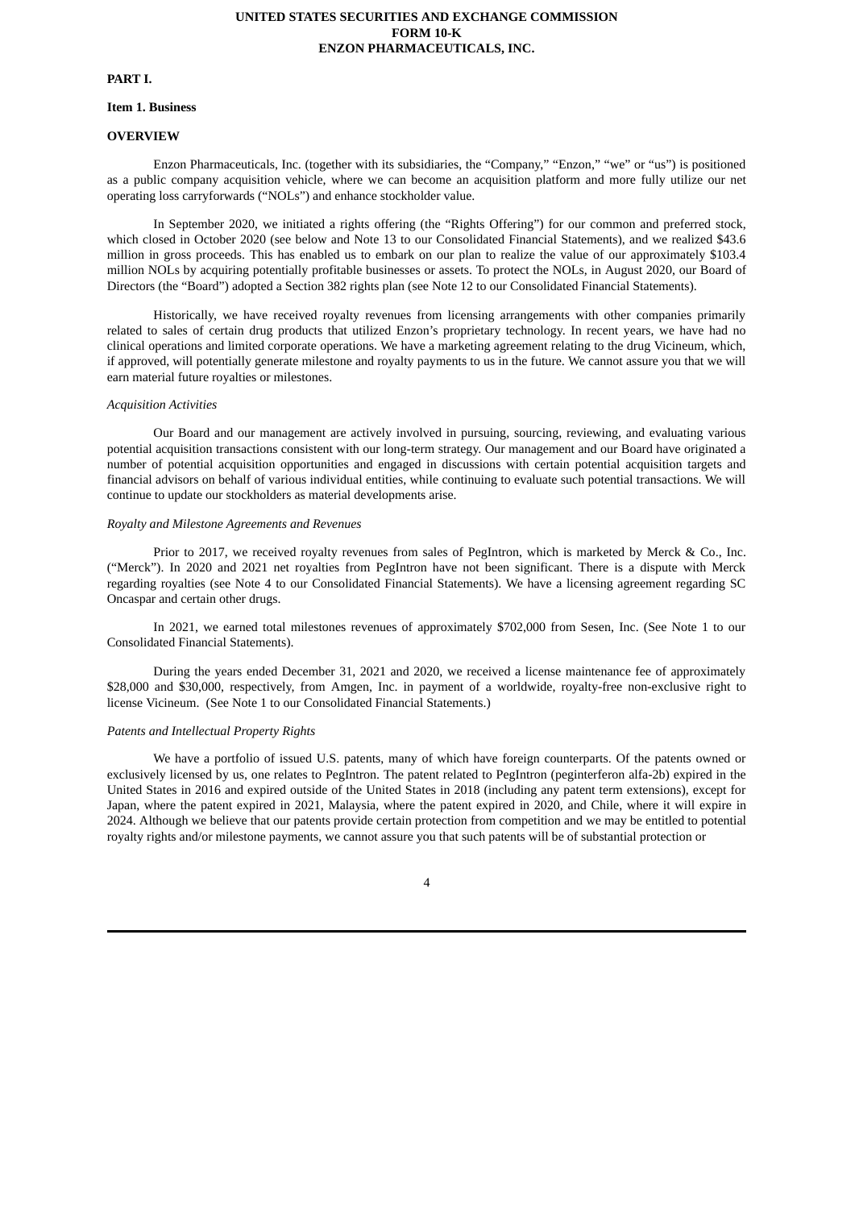**UNITED STATES SECURITIES AND EXCHANGE COMMISSION**
**FORM 10-K**
**ENZON PHARMACEUTICALS, INC.**

# PART I.

## Item 1. Business

### OVERVIEW

Enzon Pharmaceuticals, Inc. (together with its subsidiaries, the "Company," "Enzon," "we" or "us") is positioned as a public company acquisition vehicle, where we can become an acquisition platform and more fully utilize our net operating loss carryforwards ("NOLs") and enhance stockholder value.

In September 2020, we initiated a rights offering (the "Rights Offering") for our common and preferred stock, which closed in October 2020 (see below and Note 13 to our Consolidated Financial Statements), and we realized $43.6 million in gross proceeds. This has enabled us to embark on our plan to realize the value of our approximately $103.4 million NOLs by acquiring potentially profitable businesses or assets. To protect the NOLs, in August 2020, our Board of Directors (the "Board") adopted a Section 382 rights plan (see Note 12 to our Consolidated Financial Statements).

Historically, we have received royalty revenues from licensing arrangements with other companies primarily related to sales of certain drug products that utilized Enzon's proprietary technology. In recent years, we have had no clinical operations and limited corporate operations. We have a marketing agreement relating to the drug Vicineum, which, if approved, will potentially generate milestone and royalty payments to us in the future. We cannot assure you that we will earn material future royalties or milestones.

*Acquisition Activities*

Our Board and our management are actively involved in pursuing, sourcing, reviewing, and evaluating various potential acquisition transactions consistent with our long-term strategy. Our management and our Board have originated a number of potential acquisition opportunities and engaged in discussions with certain potential acquisition targets and financial advisors on behalf of various individual entities, while continuing to evaluate such potential transactions. We will continue to update our stockholders as material developments arise.

*Royalty and Milestone Agreements and Revenues*

Prior to 2017, we received royalty revenues from sales of PegIntron, which is marketed by Merck & Co., Inc. ("Merck"). In 2020 and 2021 net royalties from PegIntron have not been significant. There is a dispute with Merck regarding royalties (see Note 4 to our Consolidated Financial Statements). We have a licensing agreement regarding SC Oncaspar and certain other drugs.

In 2021, we earned total milestones revenues of approximately $702,000 from Sesen, Inc. (See Note 1 to our Consolidated Financial Statements).

During the years ended December 31, 2021 and 2020, we received a license maintenance fee of approximately $28,000 and $30,000, respectively, from Amgen, Inc. in payment of a worldwide, royalty-free non-exclusive right to license Vicineum. (See Note 1 to our Consolidated Financial Statements.)

*Patents and Intellectual Property Rights*

We have a portfolio of issued U.S. patents, many of which have foreign counterparts. Of the patents owned or exclusively licensed by us, one relates to PegIntron. The patent related to PegIntron (peginterferon alfa-2b) expired in the United States in 2016 and expired outside of the United States in 2018 (including any patent term extensions), except for Japan, where the patent expired in 2021, Malaysia, where the patent expired in 2020, and Chile, where it will expire in 2024. Although we believe that our patents provide certain protection from competition and we may be entitled to potential royalty rights and/or milestone payments, we cannot assure you that such patents will be of substantial protection or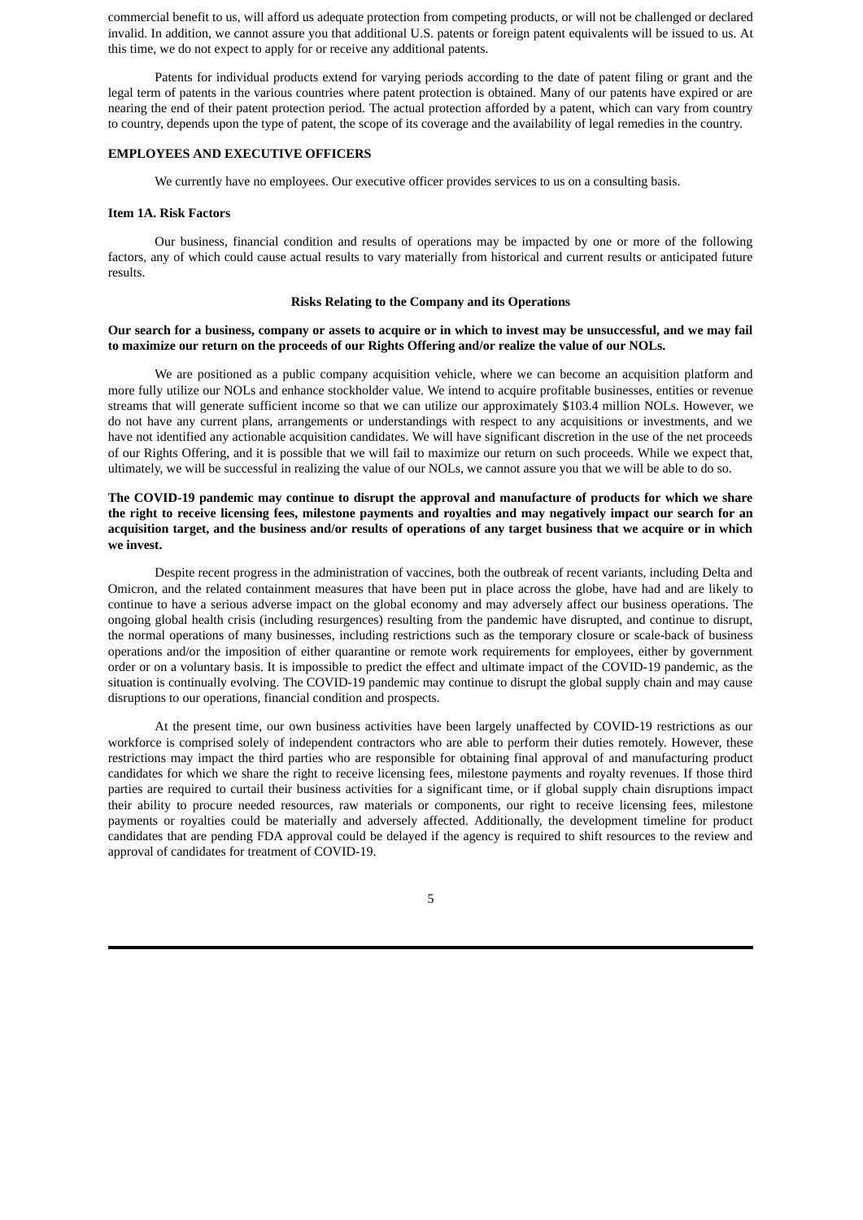commercial benefit to us, will afford us adequate protection from competing products, or will not be challenged or declared invalid. In addition, we cannot assure you that additional U.S. patents or foreign patent equivalents will be issued to us. At this time, we do not expect to apply for or receive any additional patents.

Patents for individual products extend for varying periods according to the date of patent filing or grant and the legal term of patents in the various countries where patent protection is obtained. Many of our patents have expired or are nearing the end of their patent protection period. The actual protection afforded by a patent, which can vary from country to country, depends upon the type of patent, the scope of its coverage and the availability of legal remedies in the country.

### EMPLOYEES AND EXECUTIVE OFFICERS

We currently have no employees. Our executive officer provides services to us on a consulting basis.

## Item 1A. Risk Factors

Our business, financial condition and results of operations may be impacted by one or more of the following factors, any of which could cause actual results to vary materially from historical and current results or anticipated future results.

### Risks Relating to the Company and its Operations

**Our search for a business, company or assets to acquire or in which to invest may be unsuccessful, and we may fail to maximize our return on the proceeds of our Rights Offering and/or realize the value of our NOLs.**

We are positioned as a public company acquisition vehicle, where we can become an acquisition platform and more fully utilize our NOLs and enhance stockholder value. We intend to acquire profitable businesses, entities or revenue streams that will generate sufficient income so that we can utilize our approximately $103.4 million NOLs. However, we do not have any current plans, arrangements or understandings with respect to any acquisitions or investments, and we have not identified any actionable acquisition candidates. We will have significant discretion in the use of the net proceeds of our Rights Offering, and it is possible that we will fail to maximize our return on such proceeds. While we expect that, ultimately, we will be successful in realizing the value of our NOLs, we cannot assure you that we will be able to do so.

**The COVID-19 pandemic may continue to disrupt the approval and manufacture of products for which we share the right to receive licensing fees, milestone payments and royalties and may negatively impact our search for an acquisition target, and the business and/or results of operations of any target business that we acquire or in which we invest.**

Despite recent progress in the administration of vaccines, both the outbreak of recent variants, including Delta and Omicron, and the related containment measures that have been put in place across the globe, have had and are likely to continue to have a serious adverse impact on the global economy and may adversely affect our business operations. The ongoing global health crisis (including resurgences) resulting from the pandemic have disrupted, and continue to disrupt, the normal operations of many businesses, including restrictions such as the temporary closure or scale-back of business operations and/or the imposition of either quarantine or remote work requirements for employees, either by government order or on a voluntary basis. It is impossible to predict the effect and ultimate impact of the COVID-19 pandemic, as the situation is continually evolving. The COVID-19 pandemic may continue to disrupt the global supply chain and may cause disruptions to our operations, financial condition and prospects.

At the present time, our own business activities have been largely unaffected by COVID-19 restrictions as our workforce is comprised solely of independent contractors who are able to perform their duties remotely. However, these restrictions may impact the third parties who are responsible for obtaining final approval of and manufacturing product candidates for which we share the right to receive licensing fees, milestone payments and royalty revenues. If those third parties are required to curtail their business activities for a significant time, or if global supply chain disruptions impact their ability to procure needed resources, raw materials or components, our right to receive licensing fees, milestone payments or royalties could be materially and adversely affected. Additionally, the development timeline for product candidates that are pending FDA approval could be delayed if the agency is required to shift resources to the review and approval of candidates for treatment of COVID-19.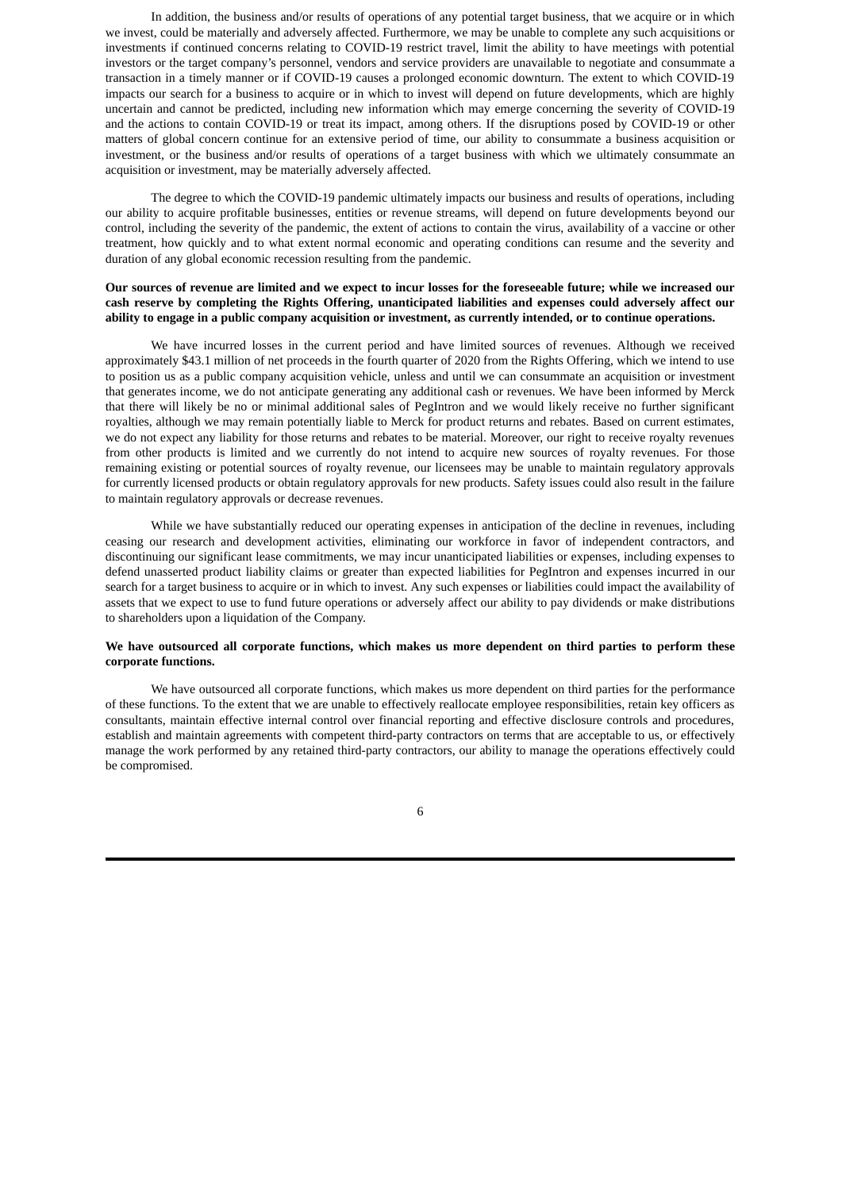In addition, the business and/or results of operations of any potential target business, that we acquire or in which we invest, could be materially and adversely affected. Furthermore, we may be unable to complete any such acquisitions or investments if continued concerns relating to COVID-19 restrict travel, limit the ability to have meetings with potential investors or the target company's personnel, vendors and service providers are unavailable to negotiate and consummate a transaction in a timely manner or if COVID-19 causes a prolonged economic downturn. The extent to which COVID-19 impacts our search for a business to acquire or in which to invest will depend on future developments, which are highly uncertain and cannot be predicted, including new information which may emerge concerning the severity of COVID-19 and the actions to contain COVID-19 or treat its impact, among others. If the disruptions posed by COVID-19 or other matters of global concern continue for an extensive period of time, our ability to consummate a business acquisition or investment, or the business and/or results of operations of a target business with which we ultimately consummate an acquisition or investment, may be materially adversely affected.

The degree to which the COVID-19 pandemic ultimately impacts our business and results of operations, including our ability to acquire profitable businesses, entities or revenue streams, will depend on future developments beyond our control, including the severity of the pandemic, the extent of actions to contain the virus, availability of a vaccine or other treatment, how quickly and to what extent normal economic and operating conditions can resume and the severity and duration of any global economic recession resulting from the pandemic.

**Our sources of revenue are limited and we expect to incur losses for the foreseeable future; while we increased our cash reserve by completing the Rights Offering, unanticipated liabilities and expenses could adversely affect our ability to engage in a public company acquisition or investment, as currently intended, or to continue operations.**

We have incurred losses in the current period and have limited sources of revenues. Although we received approximately $43.1 million of net proceeds in the fourth quarter of 2020 from the Rights Offering, which we intend to use to position us as a public company acquisition vehicle, unless and until we can consummate an acquisition or investment that generates income, we do not anticipate generating any additional cash or revenues. We have been informed by Merck that there will likely be no or minimal additional sales of PegIntron and we would likely receive no further significant royalties, although we may remain potentially liable to Merck for product returns and rebates. Based on current estimates, we do not expect any liability for those returns and rebates to be material. Moreover, our right to receive royalty revenues from other products is limited and we currently do not intend to acquire new sources of royalty revenues. For those remaining existing or potential sources of royalty revenue, our licensees may be unable to maintain regulatory approvals for currently licensed products or obtain regulatory approvals for new products. Safety issues could also result in the failure to maintain regulatory approvals or decrease revenues.

While we have substantially reduced our operating expenses in anticipation of the decline in revenues, including ceasing our research and development activities, eliminating our workforce in favor of independent contractors, and discontinuing our significant lease commitments, we may incur unanticipated liabilities or expenses, including expenses to defend unasserted product liability claims or greater than expected liabilities for PegIntron and expenses incurred in our search for a target business to acquire or in which to invest. Any such expenses or liabilities could impact the availability of assets that we expect to use to fund future operations or adversely affect our ability to pay dividends or make distributions to shareholders upon a liquidation of the Company.

**We have outsourced all corporate functions, which makes us more dependent on third parties to perform these corporate functions.**

We have outsourced all corporate functions, which makes us more dependent on third parties for the performance of these functions. To the extent that we are unable to effectively reallocate employee responsibilities, retain key officers as consultants, maintain effective internal control over financial reporting and effective disclosure controls and procedures, establish and maintain agreements with competent third-party contractors on terms that are acceptable to us, or effectively manage the work performed by any retained third-party contractors, our ability to manage the operations effectively could be compromised.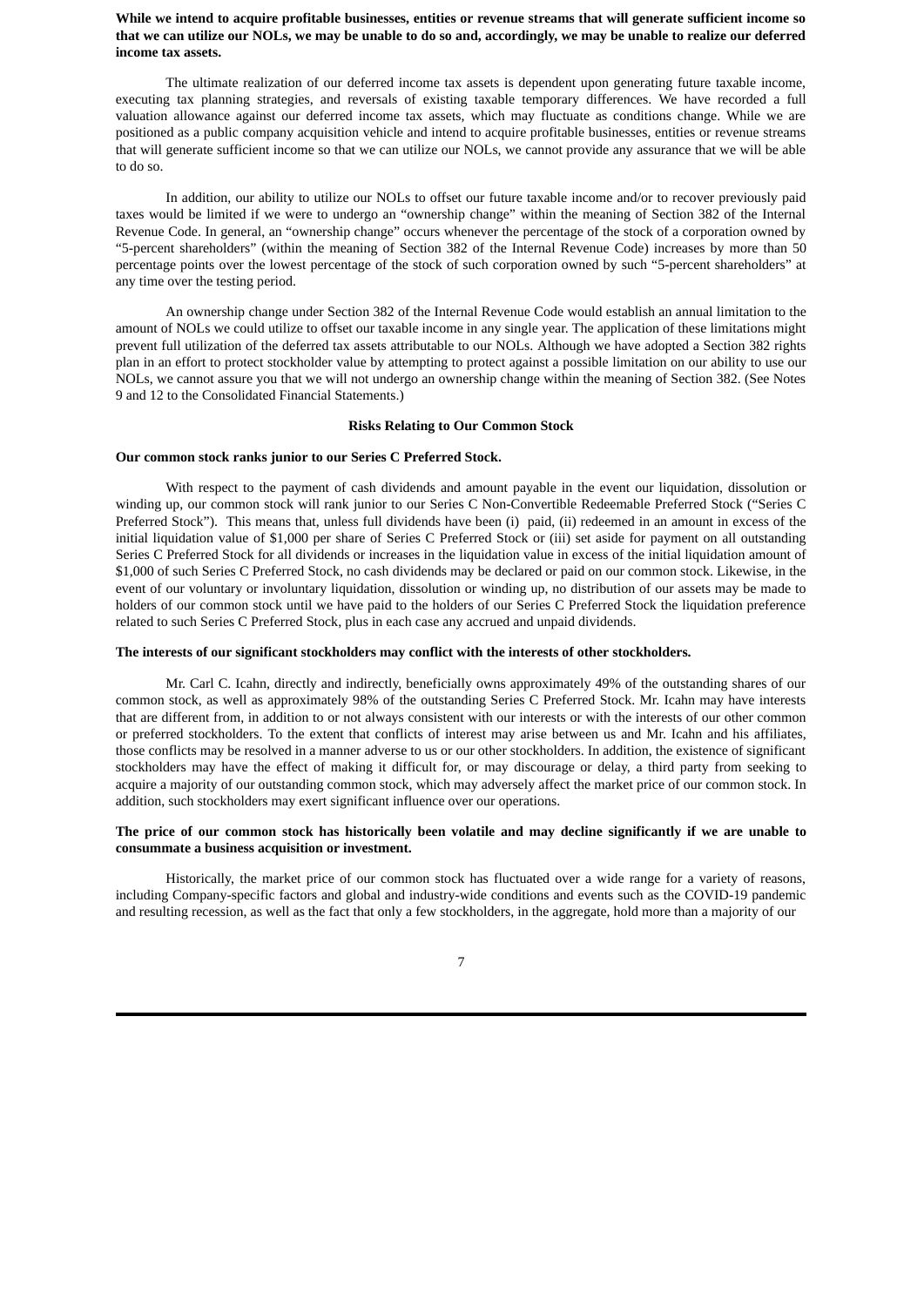**While we intend to acquire profitable businesses, entities or revenue streams that will generate sufficient income so that we can utilize our NOLs, we may be unable to do so and, accordingly, we may be unable to realize our deferred income tax assets.**

The ultimate realization of our deferred income tax assets is dependent upon generating future taxable income, executing tax planning strategies, and reversals of existing taxable temporary differences. We have recorded a full valuation allowance against our deferred income tax assets, which may fluctuate as conditions change. While we are positioned as a public company acquisition vehicle and intend to acquire profitable businesses, entities or revenue streams that will generate sufficient income so that we can utilize our NOLs, we cannot provide any assurance that we will be able to do so.

In addition, our ability to utilize our NOLs to offset our future taxable income and/or to recover previously paid taxes would be limited if we were to undergo an "ownership change" within the meaning of Section 382 of the Internal Revenue Code. In general, an "ownership change" occurs whenever the percentage of the stock of a corporation owned by "5-percent shareholders" (within the meaning of Section 382 of the Internal Revenue Code) increases by more than 50 percentage points over the lowest percentage of the stock of such corporation owned by such "5-percent shareholders" at any time over the testing period.

An ownership change under Section 382 of the Internal Revenue Code would establish an annual limitation to the amount of NOLs we could utilize to offset our taxable income in any single year. The application of these limitations might prevent full utilization of the deferred tax assets attributable to our NOLs. Although we have adopted a Section 382 rights plan in an effort to protect stockholder value by attempting to protect against a possible limitation on our ability to use our NOLs, we cannot assure you that we will not undergo an ownership change within the meaning of Section 382. (See Notes 9 and 12 to the Consolidated Financial Statements.)

## Risks Relating to Our Common Stock

**Our common stock ranks junior to our Series C Preferred Stock.**

With respect to the payment of cash dividends and amount payable in the event our liquidation, dissolution or winding up, our common stock will rank junior to our Series C Non-Convertible Redeemable Preferred Stock ("Series C Preferred Stock"). This means that, unless full dividends have been (i) paid, (ii) redeemed in an amount in excess of the initial liquidation value of $1,000 per share of Series C Preferred Stock or (iii) set aside for payment on all outstanding Series C Preferred Stock for all dividends or increases in the liquidation value in excess of the initial liquidation amount of $1,000 of such Series C Preferred Stock, no cash dividends may be declared or paid on our common stock. Likewise, in the event of our voluntary or involuntary liquidation, dissolution or winding up, no distribution of our assets may be made to holders of our common stock until we have paid to the holders of our Series C Preferred Stock the liquidation preference related to such Series C Preferred Stock, plus in each case any accrued and unpaid dividends.

**The interests of our significant stockholders may conflict with the interests of other stockholders.**

Mr. Carl C. Icahn, directly and indirectly, beneficially owns approximately 49% of the outstanding shares of our common stock, as well as approximately 98% of the outstanding Series C Preferred Stock. Mr. Icahn may have interests that are different from, in addition to or not always consistent with our interests or with the interests of our other common or preferred stockholders. To the extent that conflicts of interest may arise between us and Mr. Icahn and his affiliates, those conflicts may be resolved in a manner adverse to us or our other stockholders. In addition, the existence of significant stockholders may have the effect of making it difficult for, or may discourage or delay, a third party from seeking to acquire a majority of our outstanding common stock, which may adversely affect the market price of our common stock. In addition, such stockholders may exert significant influence over our operations.

**The price of our common stock has historically been volatile and may decline significantly if we are unable to consummate a business acquisition or investment.**

Historically, the market price of our common stock has fluctuated over a wide range for a variety of reasons, including Company-specific factors and global and industry-wide conditions and events such as the COVID-19 pandemic and resulting recession, as well as the fact that only a few stockholders, in the aggregate, hold more than a majority of our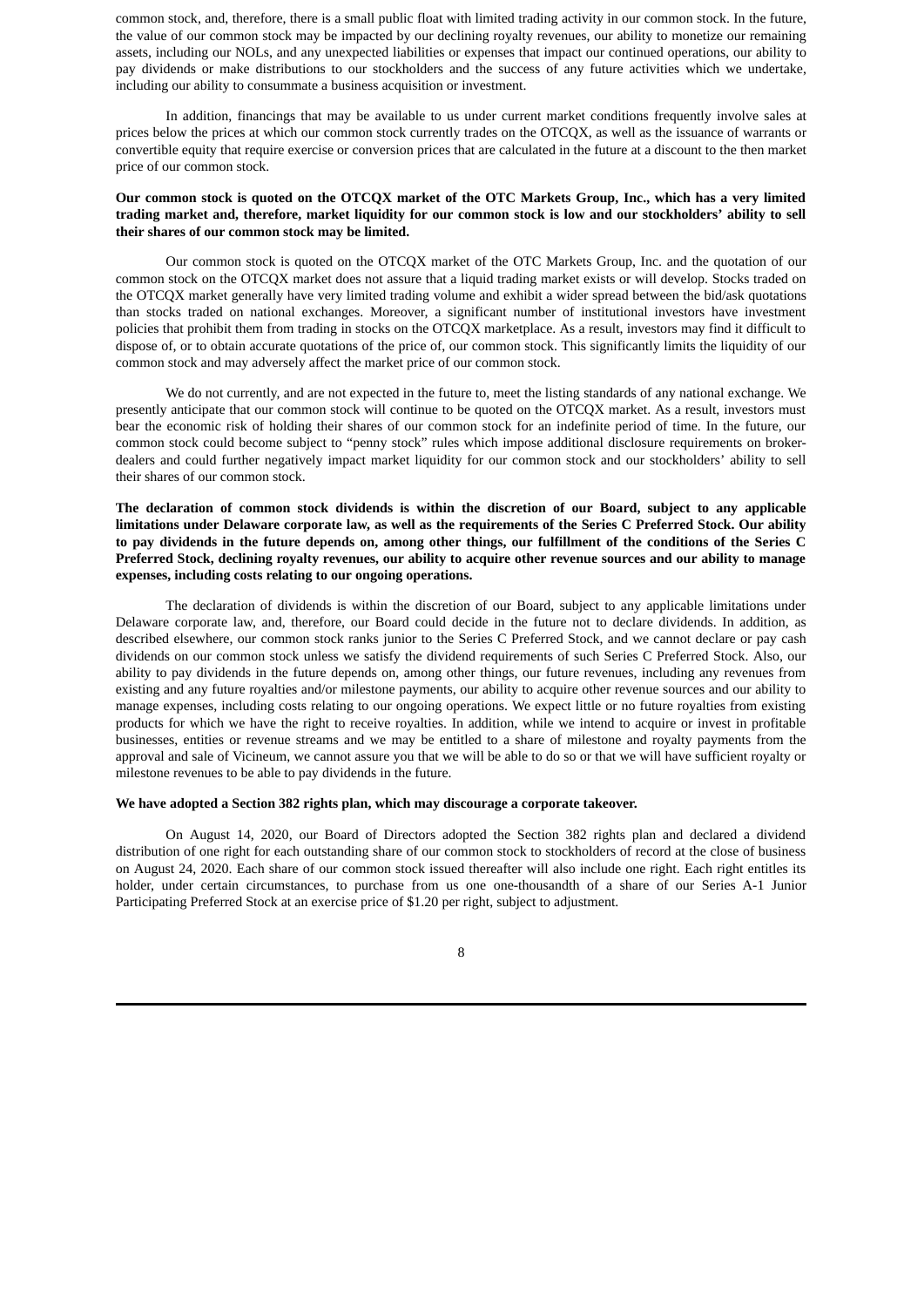common stock, and, therefore, there is a small public float with limited trading activity in our common stock. In the future, the value of our common stock may be impacted by our declining royalty revenues, our ability to monetize our remaining assets, including our NOLs, and any unexpected liabilities or expenses that impact our continued operations, our ability to pay dividends or make distributions to our stockholders and the success of any future activities which we undertake, including our ability to consummate a business acquisition or investment.

In addition, financings that may be available to us under current market conditions frequently involve sales at prices below the prices at which our common stock currently trades on the OTCQX, as well as the issuance of warrants or convertible equity that require exercise or conversion prices that are calculated in the future at a discount to the then market price of our common stock.

**Our common stock is quoted on the OTCQX market of the OTC Markets Group, Inc., which has a very limited trading market and, therefore, market liquidity for our common stock is low and our stockholders' ability to sell their shares of our common stock may be limited.**

Our common stock is quoted on the OTCQX market of the OTC Markets Group, Inc. and the quotation of our common stock on the OTCQX market does not assure that a liquid trading market exists or will develop. Stocks traded on the OTCQX market generally have very limited trading volume and exhibit a wider spread between the bid/ask quotations than stocks traded on national exchanges. Moreover, a significant number of institutional investors have investment policies that prohibit them from trading in stocks on the OTCQX marketplace. As a result, investors may find it difficult to dispose of, or to obtain accurate quotations of the price of, our common stock. This significantly limits the liquidity of our common stock and may adversely affect the market price of our common stock.

We do not currently, and are not expected in the future to, meet the listing standards of any national exchange. We presently anticipate that our common stock will continue to be quoted on the OTCQX market. As a result, investors must bear the economic risk of holding their shares of our common stock for an indefinite period of time. In the future, our common stock could become subject to "penny stock" rules which impose additional disclosure requirements on broker-dealers and could further negatively impact market liquidity for our common stock and our stockholders' ability to sell their shares of our common stock.

**The declaration of common stock dividends is within the discretion of our Board, subject to any applicable limitations under Delaware corporate law, as well as the requirements of the Series C Preferred Stock. Our ability to pay dividends in the future depends on, among other things, our fulfillment of the conditions of the Series C Preferred Stock, declining royalty revenues, our ability to acquire other revenue sources and our ability to manage expenses, including costs relating to our ongoing operations.**

The declaration of dividends is within the discretion of our Board, subject to any applicable limitations under Delaware corporate law, and, therefore, our Board could decide in the future not to declare dividends. In addition, as described elsewhere, our common stock ranks junior to the Series C Preferred Stock, and we cannot declare or pay cash dividends on our common stock unless we satisfy the dividend requirements of such Series C Preferred Stock. Also, our ability to pay dividends in the future depends on, among other things, our future revenues, including any revenues from existing and any future royalties and/or milestone payments, our ability to acquire other revenue sources and our ability to manage expenses, including costs relating to our ongoing operations. We expect little or no future royalties from existing products for which we have the right to receive royalties. In addition, while we intend to acquire or invest in profitable businesses, entities or revenue streams and we may be entitled to a share of milestone and royalty payments from the approval and sale of Vicineum, we cannot assure you that we will be able to do so or that we will have sufficient royalty or milestone revenues to be able to pay dividends in the future.

**We have adopted a Section 382 rights plan, which may discourage a corporate takeover.**

On August 14, 2020, our Board of Directors adopted the Section 382 rights plan and declared a dividend distribution of one right for each outstanding share of our common stock to stockholders of record at the close of business on August 24, 2020. Each share of our common stock issued thereafter will also include one right. Each right entitles its holder, under certain circumstances, to purchase from us one one-thousandth of a share of our Series A-1 Junior Participating Preferred Stock at an exercise price of $1.20 per right, subject to adjustment.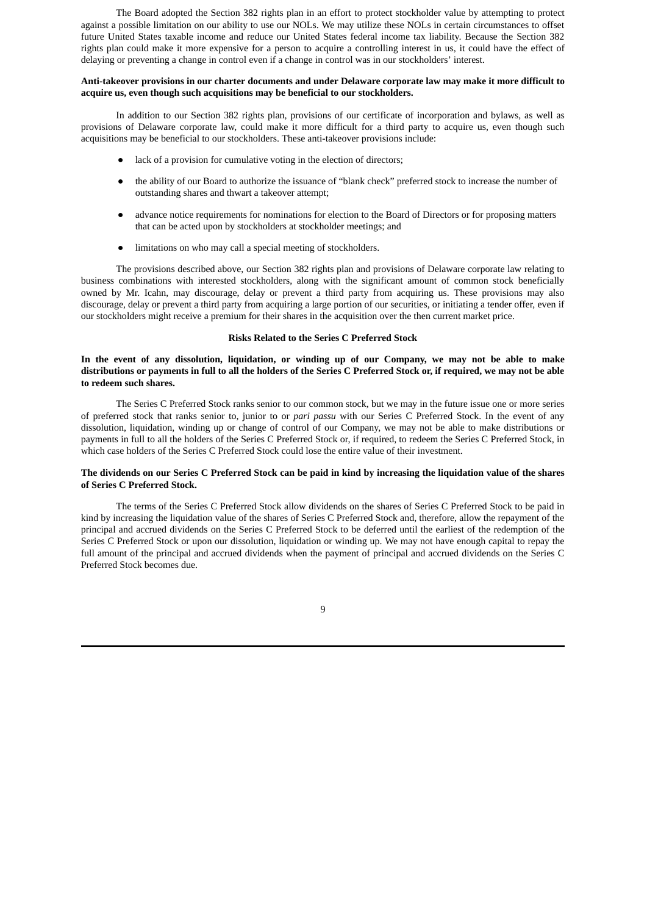The Board adopted the Section 382 rights plan in an effort to protect stockholder value by attempting to protect against a possible limitation on our ability to use our NOLs. We may utilize these NOLs in certain circumstances to offset future United States taxable income and reduce our United States federal income tax liability. Because the Section 382 rights plan could make it more expensive for a person to acquire a controlling interest in us, it could have the effect of delaying or preventing a change in control even if a change in control was in our stockholders' interest.

**Anti-takeover provisions in our charter documents and under Delaware corporate law may make it more difficult to acquire us, even though such acquisitions may be beneficial to our stockholders.**

In addition to our Section 382 rights plan, provisions of our certificate of incorporation and bylaws, as well as provisions of Delaware corporate law, could make it more difficult for a third party to acquire us, even though such acquisitions may be beneficial to our stockholders. These anti-takeover provisions include:

- lack of a provision for cumulative voting in the election of directors;
- the ability of our Board to authorize the issuance of "blank check" preferred stock to increase the number of outstanding shares and thwart a takeover attempt;
- advance notice requirements for nominations for election to the Board of Directors or for proposing matters that can be acted upon by stockholders at stockholder meetings; and
- limitations on who may call a special meeting of stockholders.

The provisions described above, our Section 382 rights plan and provisions of Delaware corporate law relating to business combinations with interested stockholders, along with the significant amount of common stock beneficially owned by Mr. Icahn, may discourage, delay or prevent a third party from acquiring us. These provisions may also discourage, delay or prevent a third party from acquiring a large portion of our securities, or initiating a tender offer, even if our stockholders might receive a premium for their shares in the acquisition over the then current market price.

### Risks Related to the Series C Preferred Stock

**In the event of any dissolution, liquidation, or winding up of our Company, we may not be able to make distributions or payments in full to all the holders of the Series C Preferred Stock or, if required, we may not be able to redeem such shares.**

The Series C Preferred Stock ranks senior to our common stock, but we may in the future issue one or more series of preferred stock that ranks senior to, junior to or *pari passu* with our Series C Preferred Stock. In the event of any dissolution, liquidation, winding up or change of control of our Company, we may not be able to make distributions or payments in full to all the holders of the Series C Preferred Stock or, if required, to redeem the Series C Preferred Stock, in which case holders of the Series C Preferred Stock could lose the entire value of their investment.

**The dividends on our Series C Preferred Stock can be paid in kind by increasing the liquidation value of the shares of Series C Preferred Stock.**

The terms of the Series C Preferred Stock allow dividends on the shares of Series C Preferred Stock to be paid in kind by increasing the liquidation value of the shares of Series C Preferred Stock and, therefore, allow the repayment of the principal and accrued dividends on the Series C Preferred Stock to be deferred until the earliest of the redemption of the Series C Preferred Stock or upon our dissolution, liquidation or winding up. We may not have enough capital to repay the full amount of the principal and accrued dividends when the payment of principal and accrued dividends on the Series C Preferred Stock becomes due.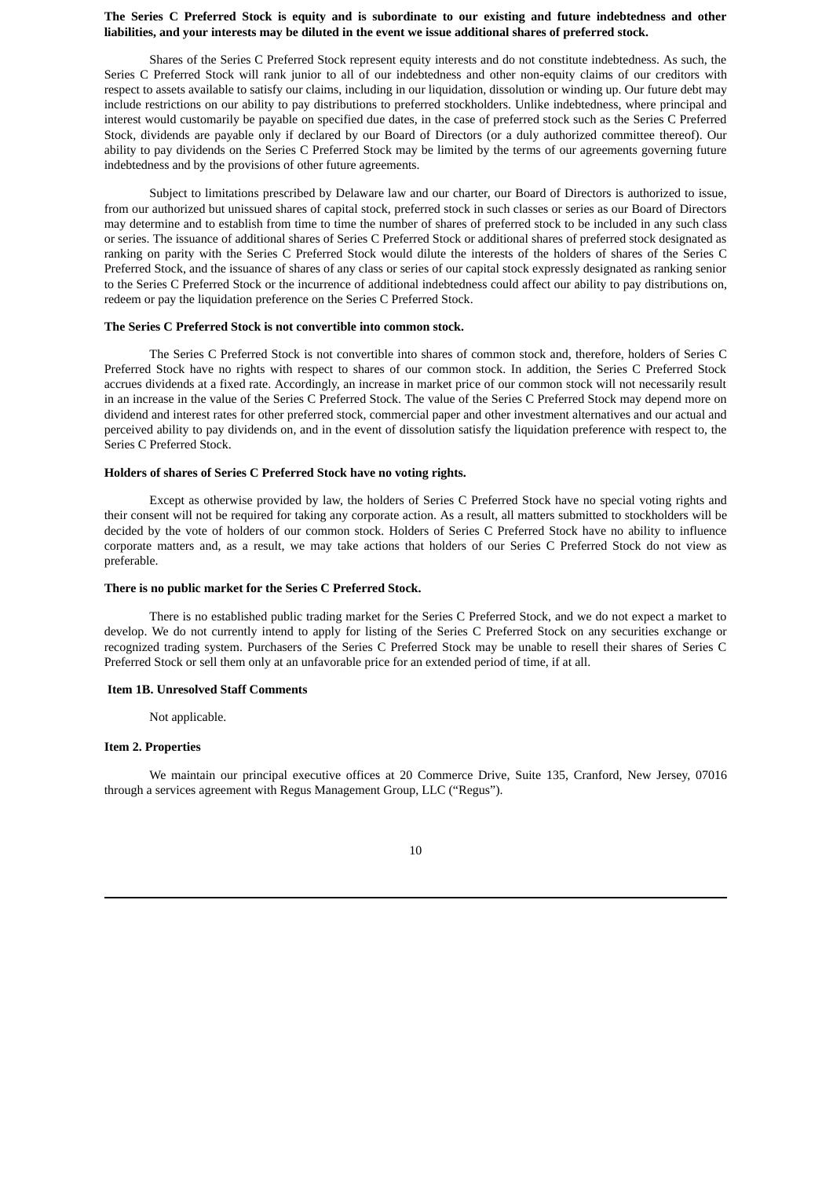**The Series C Preferred Stock is equity and is subordinate to our existing and future indebtedness and other liabilities, and your interests may be diluted in the event we issue additional shares of preferred stock.**

Shares of the Series C Preferred Stock represent equity interests and do not constitute indebtedness. As such, the Series C Preferred Stock will rank junior to all of our indebtedness and other non-equity claims of our creditors with respect to assets available to satisfy our claims, including in our liquidation, dissolution or winding up. Our future debt may include restrictions on our ability to pay distributions to preferred stockholders. Unlike indebtedness, where principal and interest would customarily be payable on specified due dates, in the case of preferred stock such as the Series C Preferred Stock, dividends are payable only if declared by our Board of Directors (or a duly authorized committee thereof). Our ability to pay dividends on the Series C Preferred Stock may be limited by the terms of our agreements governing future indebtedness and by the provisions of other future agreements.

Subject to limitations prescribed by Delaware law and our charter, our Board of Directors is authorized to issue, from our authorized but unissued shares of capital stock, preferred stock in such classes or series as our Board of Directors may determine and to establish from time to time the number of shares of preferred stock to be included in any such class or series. The issuance of additional shares of Series C Preferred Stock or additional shares of preferred stock designated as ranking on parity with the Series C Preferred Stock would dilute the interests of the holders of shares of the Series C Preferred Stock, and the issuance of shares of any class or series of our capital stock expressly designated as ranking senior to the Series C Preferred Stock or the incurrence of additional indebtedness could affect our ability to pay distributions on, redeem or pay the liquidation preference on the Series C Preferred Stock.

**The Series C Preferred Stock is not convertible into common stock.**

The Series C Preferred Stock is not convertible into shares of common stock and, therefore, holders of Series C Preferred Stock have no rights with respect to shares of our common stock. In addition, the Series C Preferred Stock accrues dividends at a fixed rate. Accordingly, an increase in market price of our common stock will not necessarily result in an increase in the value of the Series C Preferred Stock. The value of the Series C Preferred Stock may depend more on dividend and interest rates for other preferred stock, commercial paper and other investment alternatives and our actual and perceived ability to pay dividends on, and in the event of dissolution satisfy the liquidation preference with respect to, the Series C Preferred Stock.

**Holders of shares of Series C Preferred Stock have no voting rights.**

Except as otherwise provided by law, the holders of Series C Preferred Stock have no special voting rights and their consent will not be required for taking any corporate action. As a result, all matters submitted to stockholders will be decided by the vote of holders of our common stock. Holders of Series C Preferred Stock have no ability to influence corporate matters and, as a result, we may take actions that holders of our Series C Preferred Stock do not view as preferable.

**There is no public market for the Series C Preferred Stock.**

There is no established public trading market for the Series C Preferred Stock, and we do not expect a market to develop. We do not currently intend to apply for listing of the Series C Preferred Stock on any securities exchange or recognized trading system. Purchasers of the Series C Preferred Stock may be unable to resell their shares of Series C Preferred Stock or sell them only at an unfavorable price for an extended period of time, if at all.

## Item 1B. Unresolved Staff Comments

Not applicable.

## Item 2. Properties

We maintain our principal executive offices at 20 Commerce Drive, Suite 135, Cranford, New Jersey, 07016 through a services agreement with Regus Management Group, LLC ("Regus").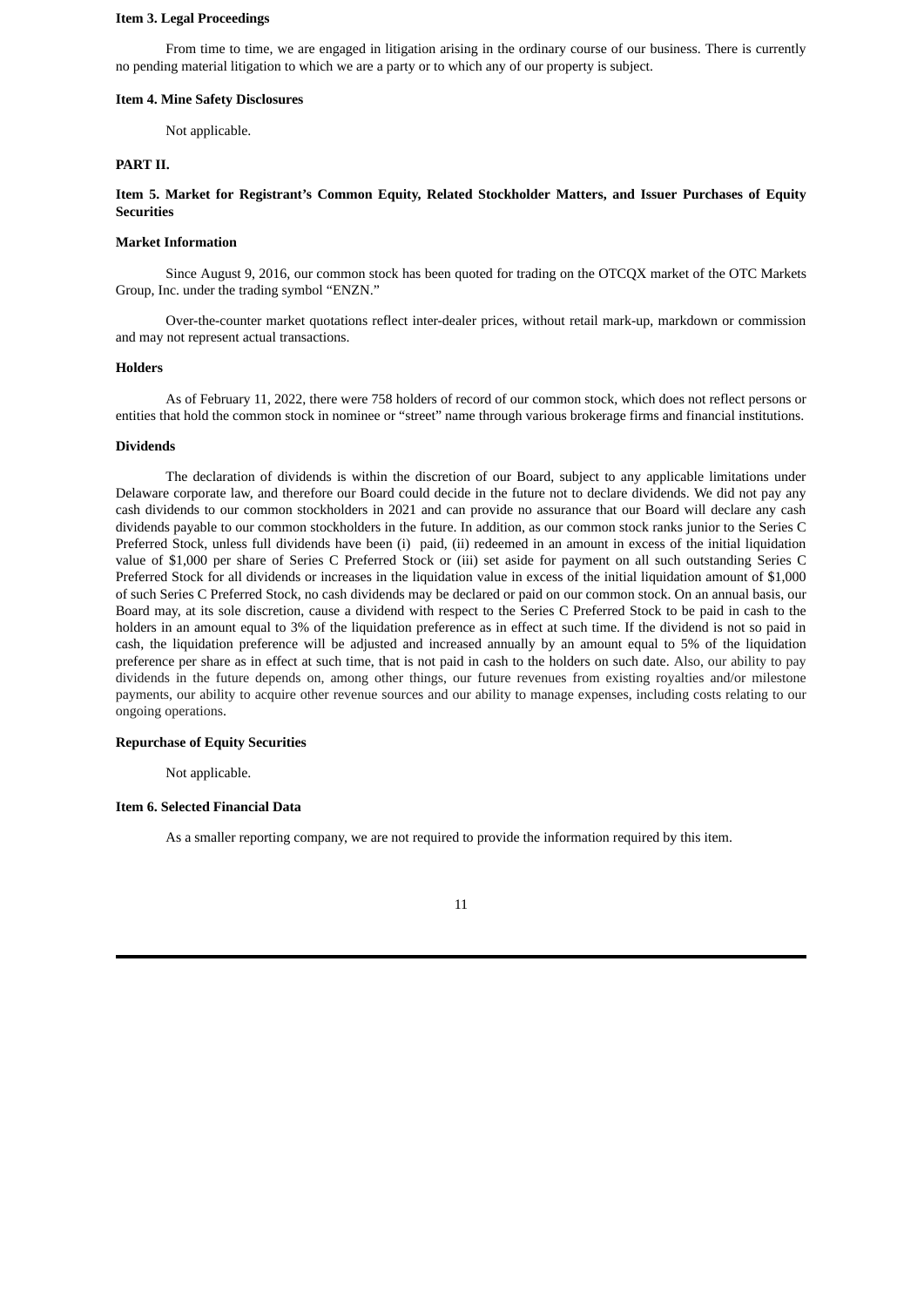### Item 3. Legal Proceedings

From time to time, we are engaged in litigation arising in the ordinary course of our business. There is currently no pending material litigation to which we are a party or to which any of our property is subject.

### Item 4. Mine Safety Disclosures

Not applicable.

## PART II.

### Item 5. Market for Registrant's Common Equity, Related Stockholder Matters, and Issuer Purchases of Equity Securities

#### Market Information

Since August 9, 2016, our common stock has been quoted for trading on the OTCQX market of the OTC Markets Group, Inc. under the trading symbol "ENZN."

Over-the-counter market quotations reflect inter-dealer prices, without retail mark-up, markdown or commission and may not represent actual transactions.

#### Holders

As of February 11, 2022, there were 758 holders of record of our common stock, which does not reflect persons or entities that hold the common stock in nominee or "street" name through various brokerage firms and financial institutions.

#### Dividends

The declaration of dividends is within the discretion of our Board, subject to any applicable limitations under Delaware corporate law, and therefore our Board could decide in the future not to declare dividends. We did not pay any cash dividends to our common stockholders in 2021 and can provide no assurance that our Board will declare any cash dividends payable to our common stockholders in the future. In addition, as our common stock ranks junior to the Series C Preferred Stock, unless full dividends have been (i) paid, (ii) redeemed in an amount in excess of the initial liquidation value of $1,000 per share of Series C Preferred Stock or (iii) set aside for payment on all such outstanding Series C Preferred Stock for all dividends or increases in the liquidation value in excess of the initial liquidation amount of $1,000 of such Series C Preferred Stock, no cash dividends may be declared or paid on our common stock. On an annual basis, our Board may, at its sole discretion, cause a dividend with respect to the Series C Preferred Stock to be paid in cash to the holders in an amount equal to 3% of the liquidation preference as in effect at such time. If the dividend is not so paid in cash, the liquidation preference will be adjusted and increased annually by an amount equal to 5% of the liquidation preference per share as in effect at such time, that is not paid in cash to the holders on such date. Also, our ability to pay dividends in the future depends on, among other things, our future revenues from existing royalties and/or milestone payments, our ability to acquire other revenue sources and our ability to manage expenses, including costs relating to our ongoing operations.

#### Repurchase of Equity Securities

Not applicable.

### Item 6. Selected Financial Data

As a smaller reporting company, we are not required to provide the information required by this item.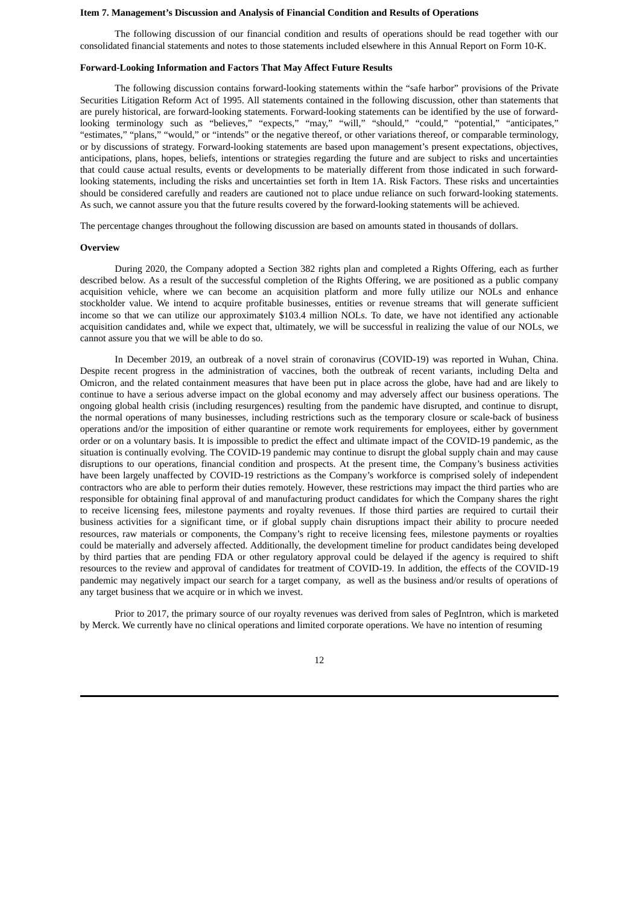**Item 7. Management's Discussion and Analysis of Financial Condition and Results of Operations**

The following discussion of our financial condition and results of operations should be read together with our consolidated financial statements and notes to those statements included elsewhere in this Annual Report on Form 10-K.

**Forward-Looking Information and Factors That May Affect Future Results**

The following discussion contains forward-looking statements within the "safe harbor" provisions of the Private Securities Litigation Reform Act of 1995. All statements contained in the following discussion, other than statements that are purely historical, are forward-looking statements. Forward-looking statements can be identified by the use of forward-looking terminology such as "believes," "expects," "may," "will," "should," "could," "potential," "anticipates," "estimates," "plans," "would," or "intends" or the negative thereof, or other variations thereof, or comparable terminology, or by discussions of strategy. Forward-looking statements are based upon management's present expectations, objectives, anticipations, plans, hopes, beliefs, intentions or strategies regarding the future and are subject to risks and uncertainties that could cause actual results, events or developments to be materially different from those indicated in such forward-looking statements, including the risks and uncertainties set forth in Item 1A. Risk Factors. These risks and uncertainties should be considered carefully and readers are cautioned not to place undue reliance on such forward-looking statements. As such, we cannot assure you that the future results covered by the forward-looking statements will be achieved.

The percentage changes throughout the following discussion are based on amounts stated in thousands of dollars.

**Overview**

During 2020, the Company adopted a Section 382 rights plan and completed a Rights Offering, each as further described below. As a result of the successful completion of the Rights Offering, we are positioned as a public company acquisition vehicle, where we can become an acquisition platform and more fully utilize our NOLs and enhance stockholder value. We intend to acquire profitable businesses, entities or revenue streams that will generate sufficient income so that we can utilize our approximately $103.4 million NOLs. To date, we have not identified any actionable acquisition candidates and, while we expect that, ultimately, we will be successful in realizing the value of our NOLs, we cannot assure you that we will be able to do so.

In December 2019, an outbreak of a novel strain of coronavirus (COVID-19) was reported in Wuhan, China. Despite recent progress in the administration of vaccines, both the outbreak of recent variants, including Delta and Omicron, and the related containment measures that have been put in place across the globe, have had and are likely to continue to have a serious adverse impact on the global economy and may adversely affect our business operations. The ongoing global health crisis (including resurgences) resulting from the pandemic have disrupted, and continue to disrupt, the normal operations of many businesses, including restrictions such as the temporary closure or scale-back of business operations and/or the imposition of either quarantine or remote work requirements for employees, either by government order or on a voluntary basis. It is impossible to predict the effect and ultimate impact of the COVID-19 pandemic, as the situation is continually evolving. The COVID-19 pandemic may continue to disrupt the global supply chain and may cause disruptions to our operations, financial condition and prospects. At the present time, the Company's business activities have been largely unaffected by COVID-19 restrictions as the Company's workforce is comprised solely of independent contractors who are able to perform their duties remotely. However, these restrictions may impact the third parties who are responsible for obtaining final approval of and manufacturing product candidates for which the Company shares the right to receive licensing fees, milestone payments and royalty revenues. If those third parties are required to curtail their business activities for a significant time, or if global supply chain disruptions impact their ability to procure needed resources, raw materials or components, the Company's right to receive licensing fees, milestone payments or royalties could be materially and adversely affected. Additionally, the development timeline for product candidates being developed by third parties that are pending FDA or other regulatory approval could be delayed if the agency is required to shift resources to the review and approval of candidates for treatment of COVID-19. In addition, the effects of the COVID-19 pandemic may negatively impact our search for a target company, as well as the business and/or results of operations of any target business that we acquire or in which we invest.

Prior to 2017, the primary source of our royalty revenues was derived from sales of PegIntron, which is marketed by Merck. We currently have no clinical operations and limited corporate operations. We have no intention of resuming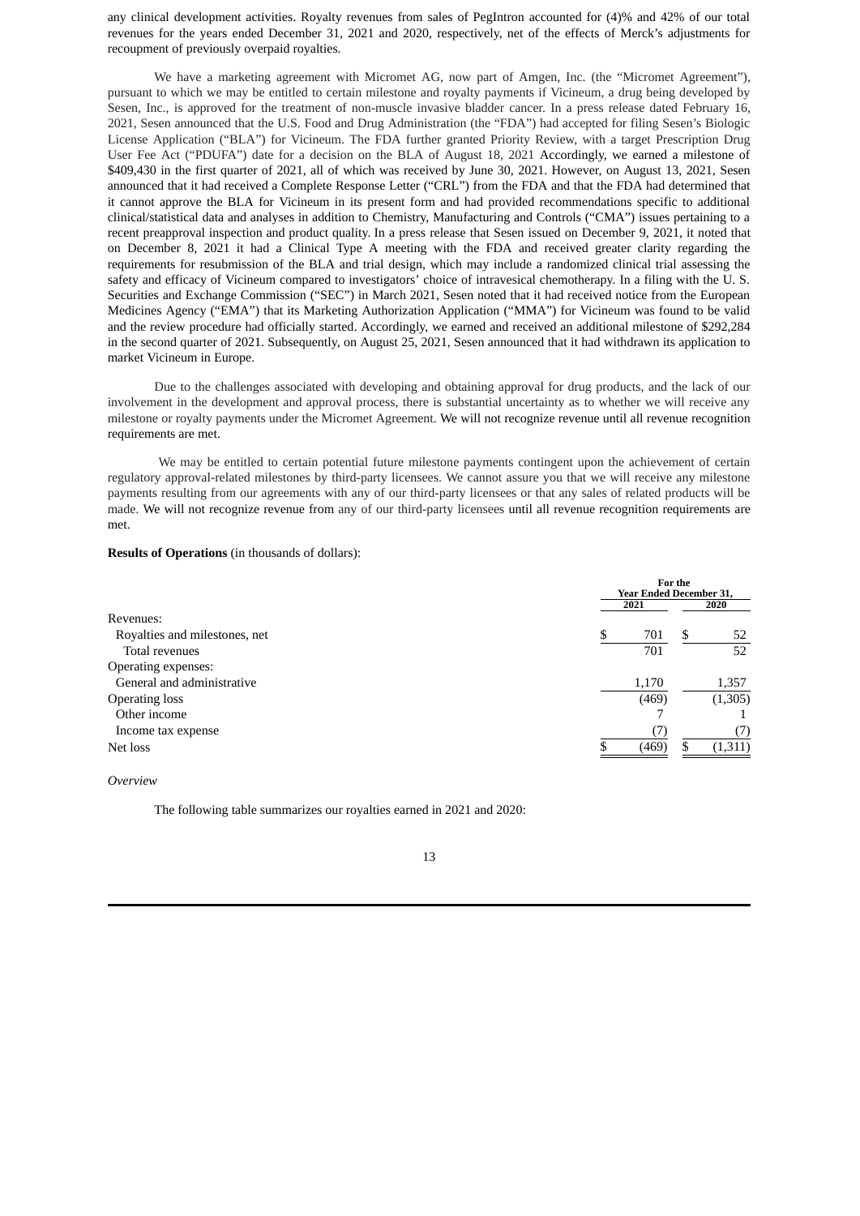any clinical development activities. Royalty revenues from sales of PegIntron accounted for (4)% and 42% of our total revenues for the years ended December 31, 2021 and 2020, respectively, net of the effects of Merck's adjustments for recoupment of previously overpaid royalties.

We have a marketing agreement with Micromet AG, now part of Amgen, Inc. (the "Micromet Agreement"), pursuant to which we may be entitled to certain milestone and royalty payments if Vicineum, a drug being developed by Sesen, Inc., is approved for the treatment of non-muscle invasive bladder cancer. In a press release dated February 16, 2021, Sesen announced that the U.S. Food and Drug Administration (the "FDA") had accepted for filing Sesen's Biologic License Application ("BLA") for Vicineum. The FDA further granted Priority Review, with a target Prescription Drug User Fee Act ("PDUFA") date for a decision on the BLA of August 18, 2021 Accordingly, we earned a milestone of $409,430 in the first quarter of 2021, all of which was received by June 30, 2021. However, on August 13, 2021, Sesen announced that it had received a Complete Response Letter ("CRL") from the FDA and that the FDA had determined that it cannot approve the BLA for Vicineum in its present form and had provided recommendations specific to additional clinical/statistical data and analyses in addition to Chemistry, Manufacturing and Controls ("CMA") issues pertaining to a recent preapproval inspection and product quality. In a press release that Sesen issued on December 9, 2021, it noted that on December 8, 2021 it had a Clinical Type A meeting with the FDA and received greater clarity regarding the requirements for resubmission of the BLA and trial design, which may include a randomized clinical trial assessing the safety and efficacy of Vicineum compared to investigators' choice of intravesical chemotherapy. In a filing with the U. S. Securities and Exchange Commission ("SEC") in March 2021, Sesen noted that it had received notice from the European Medicines Agency ("EMA") that its Marketing Authorization Application ("MMA") for Vicineum was found to be valid and the review procedure had officially started. Accordingly, we earned and received an additional milestone of $292,284 in the second quarter of 2021. Subsequently, on August 25, 2021, Sesen announced that it had withdrawn its application to market Vicineum in Europe.

Due to the challenges associated with developing and obtaining approval for drug products, and the lack of our involvement in the development and approval process, there is substantial uncertainty as to whether we will receive any milestone or royalty payments under the Micromet Agreement. We will not recognize revenue until all revenue recognition requirements are met.

We may be entitled to certain potential future milestone payments contingent upon the achievement of certain regulatory approval-related milestones by third-party licensees. We cannot assure you that we will receive any milestone payments resulting from our agreements with any of our third-party licensees or that any sales of related products will be made. We will not recognize revenue from any of our third-party licensees until all revenue recognition requirements are met.

**Results of Operations** (in thousands of dollars):

| | For the Year Ended December 31, | |
|---|---|---|
| | 2021 | 2020 |
| Revenues: | | |
| Royalties and milestones, net | $ 701 | $ 52 |
| Total revenues | 701 | 52 |
| Operating expenses: | | |
| General and administrative | 1,170 | 1,357 |
| Operating loss | (469) | (1,305) |
| Other income | 7 | 1 |
| Income tax expense | (7) | (7) |
| Net loss | $ (469) | $ (1,311) |

*Overview*

The following table summarizes our royalties earned in 2021 and 2020: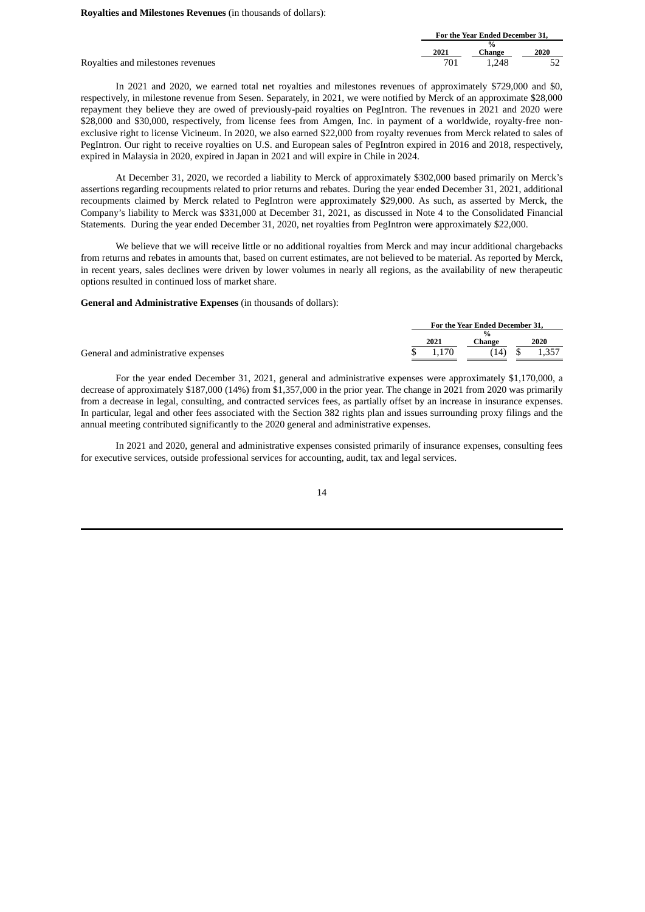**Royalties and Milestones Revenues** (in thousands of dollars):

| | For the Year Ended December 31, | | |
|---|---|---|---|
| | 2021 | % Change | 2020 |
| Royalties and milestones revenues | 701 | 1,248 | 52 |

In 2021 and 2020, we earned total net royalties and milestones revenues of approximately $729,000 and $0, respectively, in milestone revenue from Sesen. Separately, in 2021, we were notified by Merck of an approximate $28,000 repayment they believe they are owed of previously-paid royalties on PegIntron. The revenues in 2021 and 2020 were $28,000 and $30,000, respectively, from license fees from Amgen, Inc. in payment of a worldwide, royalty-free non-exclusive right to license Vicineum. In 2020, we also earned $22,000 from royalty revenues from Merck related to sales of PegIntron. Our right to receive royalties on U.S. and European sales of PegIntron expired in 2016 and 2018, respectively, expired in Malaysia in 2020, expired in Japan in 2021 and will expire in Chile in 2024.

At December 31, 2020, we recorded a liability to Merck of approximately $302,000 based primarily on Merck's assertions regarding recoupments related to prior returns and rebates. During the year ended December 31, 2021, additional recoupments claimed by Merck related to PegIntron were approximately $29,000. As such, as asserted by Merck, the Company's liability to Merck was $331,000 at December 31, 2021, as discussed in Note 4 to the Consolidated Financial Statements. During the year ended December 31, 2020, net royalties from PegIntron were approximately $22,000.

We believe that we will receive little or no additional royalties from Merck and may incur additional chargebacks from returns and rebates in amounts that, based on current estimates, are not believed to be material. As reported by Merck, in recent years, sales declines were driven by lower volumes in nearly all regions, as the availability of new therapeutic options resulted in continued loss of market share.

**General and Administrative Expenses** (in thousands of dollars):

| | For the Year Ended December 31, | | |
|---|---|---|---|
| | 2021 | % Change | 2020 |
| General and administrative expenses | $ 1,170 | (14) | $ 1,357 |

For the year ended December 31, 2021, general and administrative expenses were approximately $1,170,000, a decrease of approximately $187,000 (14%) from $1,357,000 in the prior year. The change in 2021 from 2020 was primarily from a decrease in legal, consulting, and contracted services fees, as partially offset by an increase in insurance expenses. In particular, legal and other fees associated with the Section 382 rights plan and issues surrounding proxy filings and the annual meeting contributed significantly to the 2020 general and administrative expenses.

In 2021 and 2020, general and administrative expenses consisted primarily of insurance expenses, consulting fees for executive services, outside professional services for accounting, audit, tax and legal services.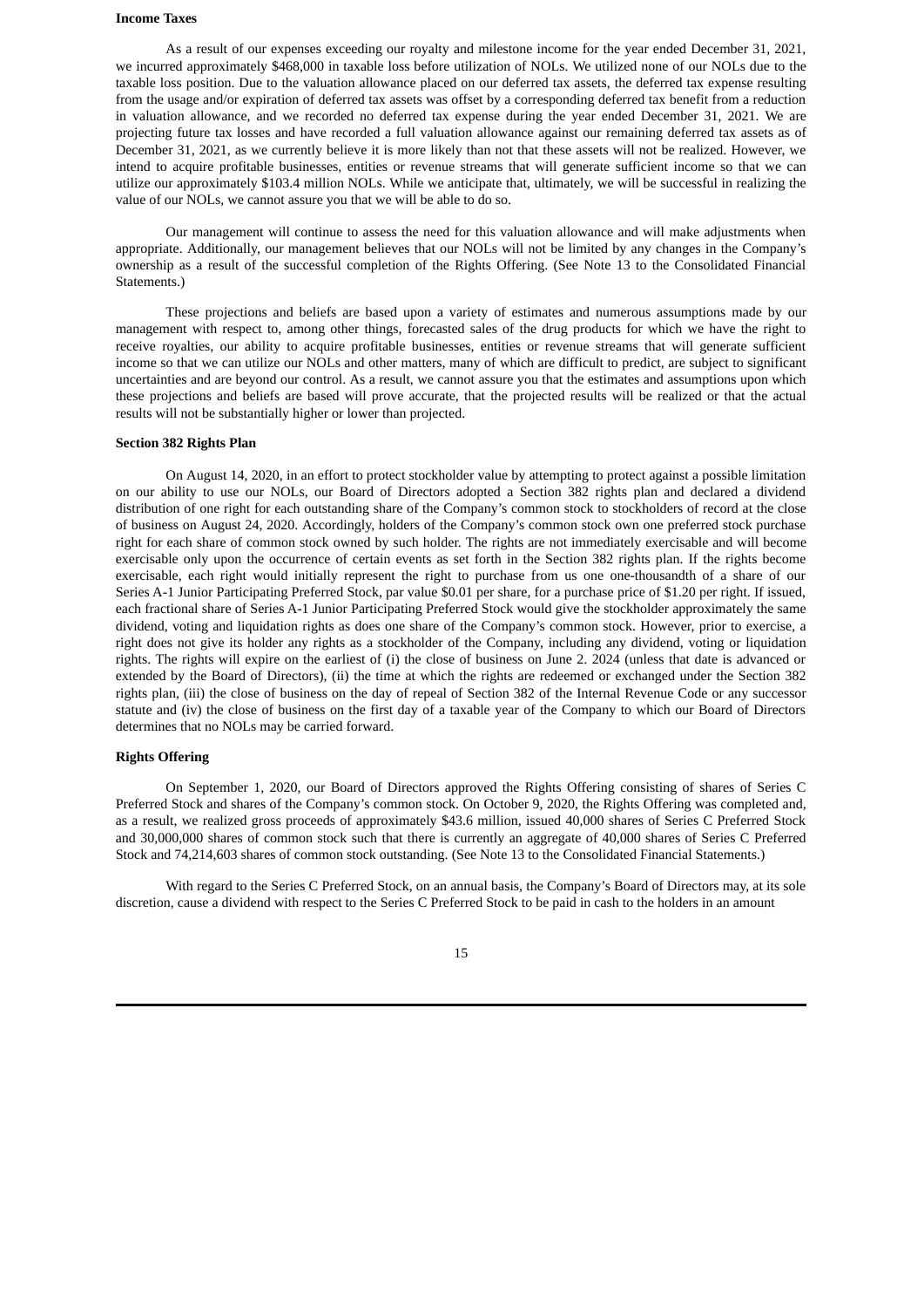**Income Taxes**

As a result of our expenses exceeding our royalty and milestone income for the year ended December 31, 2021, we incurred approximately $468,000 in taxable loss before utilization of NOLs. We utilized none of our NOLs due to the taxable loss position. Due to the valuation allowance placed on our deferred tax assets, the deferred tax expense resulting from the usage and/or expiration of deferred tax assets was offset by a corresponding deferred tax benefit from a reduction in valuation allowance, and we recorded no deferred tax expense during the year ended December 31, 2021. We are projecting future tax losses and have recorded a full valuation allowance against our remaining deferred tax assets as of December 31, 2021, as we currently believe it is more likely than not that these assets will not be realized. However, we intend to acquire profitable businesses, entities or revenue streams that will generate sufficient income so that we can utilize our approximately $103.4 million NOLs. While we anticipate that, ultimately, we will be successful in realizing the value of our NOLs, we cannot assure you that we will be able to do so.

Our management will continue to assess the need for this valuation allowance and will make adjustments when appropriate. Additionally, our management believes that our NOLs will not be limited by any changes in the Company's ownership as a result of the successful completion of the Rights Offering. (See Note 13 to the Consolidated Financial Statements.)

These projections and beliefs are based upon a variety of estimates and numerous assumptions made by our management with respect to, among other things, forecasted sales of the drug products for which we have the right to receive royalties, our ability to acquire profitable businesses, entities or revenue streams that will generate sufficient income so that we can utilize our NOLs and other matters, many of which are difficult to predict, are subject to significant uncertainties and are beyond our control. As a result, we cannot assure you that the estimates and assumptions upon which these projections and beliefs are based will prove accurate, that the projected results will be realized or that the actual results will not be substantially higher or lower than projected.

**Section 382 Rights Plan**

On August 14, 2020, in an effort to protect stockholder value by attempting to protect against a possible limitation on our ability to use our NOLs, our Board of Directors adopted a Section 382 rights plan and declared a dividend distribution of one right for each outstanding share of the Company's common stock to stockholders of record at the close of business on August 24, 2020. Accordingly, holders of the Company's common stock own one preferred stock purchase right for each share of common stock owned by such holder. The rights are not immediately exercisable and will become exercisable only upon the occurrence of certain events as set forth in the Section 382 rights plan. If the rights become exercisable, each right would initially represent the right to purchase from us one one-thousandth of a share of our Series A-1 Junior Participating Preferred Stock, par value $0.01 per share, for a purchase price of $1.20 per right. If issued, each fractional share of Series A-1 Junior Participating Preferred Stock would give the stockholder approximately the same dividend, voting and liquidation rights as does one share of the Company's common stock. However, prior to exercise, a right does not give its holder any rights as a stockholder of the Company, including any dividend, voting or liquidation rights. The rights will expire on the earliest of (i) the close of business on June 2. 2024 (unless that date is advanced or extended by the Board of Directors), (ii) the time at which the rights are redeemed or exchanged under the Section 382 rights plan, (iii) the close of business on the day of repeal of Section 382 of the Internal Revenue Code or any successor statute and (iv) the close of business on the first day of a taxable year of the Company to which our Board of Directors determines that no NOLs may be carried forward.

**Rights Offering**

On September 1, 2020, our Board of Directors approved the Rights Offering consisting of shares of Series C Preferred Stock and shares of the Company's common stock. On October 9, 2020, the Rights Offering was completed and, as a result, we realized gross proceeds of approximately $43.6 million, issued 40,000 shares of Series C Preferred Stock and 30,000,000 shares of common stock such that there is currently an aggregate of 40,000 shares of Series C Preferred Stock and 74,214,603 shares of common stock outstanding. (See Note 13 to the Consolidated Financial Statements.)

With regard to the Series C Preferred Stock, on an annual basis, the Company's Board of Directors may, at its sole discretion, cause a dividend with respect to the Series C Preferred Stock to be paid in cash to the holders in an amount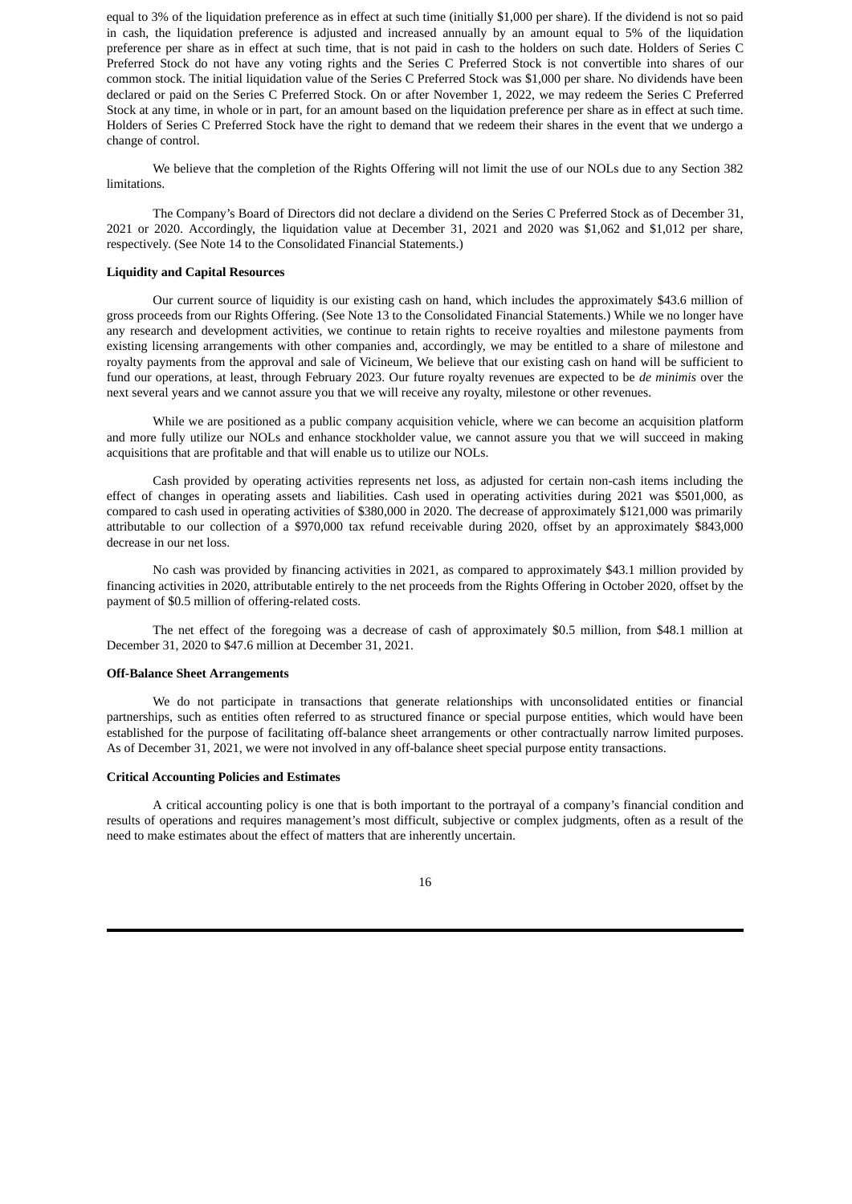equal to 3% of the liquidation preference as in effect at such time (initially $1,000 per share). If the dividend is not so paid in cash, the liquidation preference is adjusted and increased annually by an amount equal to 5% of the liquidation preference per share as in effect at such time, that is not paid in cash to the holders on such date. Holders of Series C Preferred Stock do not have any voting rights and the Series C Preferred Stock is not convertible into shares of our common stock. The initial liquidation value of the Series C Preferred Stock was $1,000 per share. No dividends have been declared or paid on the Series C Preferred Stock. On or after November 1, 2022, we may redeem the Series C Preferred Stock at any time, in whole or in part, for an amount based on the liquidation preference per share as in effect at such time. Holders of Series C Preferred Stock have the right to demand that we redeem their shares in the event that we undergo a change of control.

We believe that the completion of the Rights Offering will not limit the use of our NOLs due to any Section 382 limitations.

The Company's Board of Directors did not declare a dividend on the Series C Preferred Stock as of December 31, 2021 or 2020. Accordingly, the liquidation value at December 31, 2021 and 2020 was $1,062 and $1,012 per share, respectively. (See Note 14 to the Consolidated Financial Statements.)

**Liquidity and Capital Resources**

Our current source of liquidity is our existing cash on hand, which includes the approximately $43.6 million of gross proceeds from our Rights Offering. (See Note 13 to the Consolidated Financial Statements.) While we no longer have any research and development activities, we continue to retain rights to receive royalties and milestone payments from existing licensing arrangements with other companies and, accordingly, we may be entitled to a share of milestone and royalty payments from the approval and sale of Vicineum, We believe that our existing cash on hand will be sufficient to fund our operations, at least, through February 2023. Our future royalty revenues are expected to be *de minimis* over the next several years and we cannot assure you that we will receive any royalty, milestone or other revenues.

While we are positioned as a public company acquisition vehicle, where we can become an acquisition platform and more fully utilize our NOLs and enhance stockholder value, we cannot assure you that we will succeed in making acquisitions that are profitable and that will enable us to utilize our NOLs.

Cash provided by operating activities represents net loss, as adjusted for certain non-cash items including the effect of changes in operating assets and liabilities. Cash used in operating activities during 2021 was $501,000, as compared to cash used in operating activities of $380,000 in 2020. The decrease of approximately $121,000 was primarily attributable to our collection of a $970,000 tax refund receivable during 2020, offset by an approximately $843,000 decrease in our net loss.

No cash was provided by financing activities in 2021, as compared to approximately $43.1 million provided by financing activities in 2020, attributable entirely to the net proceeds from the Rights Offering in October 2020, offset by the payment of $0.5 million of offering-related costs.

The net effect of the foregoing was a decrease of cash of approximately $0.5 million, from $48.1 million at December 31, 2020 to $47.6 million at December 31, 2021.

**Off-Balance Sheet Arrangements**

We do not participate in transactions that generate relationships with unconsolidated entities or financial partnerships, such as entities often referred to as structured finance or special purpose entities, which would have been established for the purpose of facilitating off-balance sheet arrangements or other contractually narrow limited purposes. As of December 31, 2021, we were not involved in any off-balance sheet special purpose entity transactions.

**Critical Accounting Policies and Estimates**

A critical accounting policy is one that is both important to the portrayal of a company's financial condition and results of operations and requires management's most difficult, subjective or complex judgments, often as a result of the need to make estimates about the effect of matters that are inherently uncertain.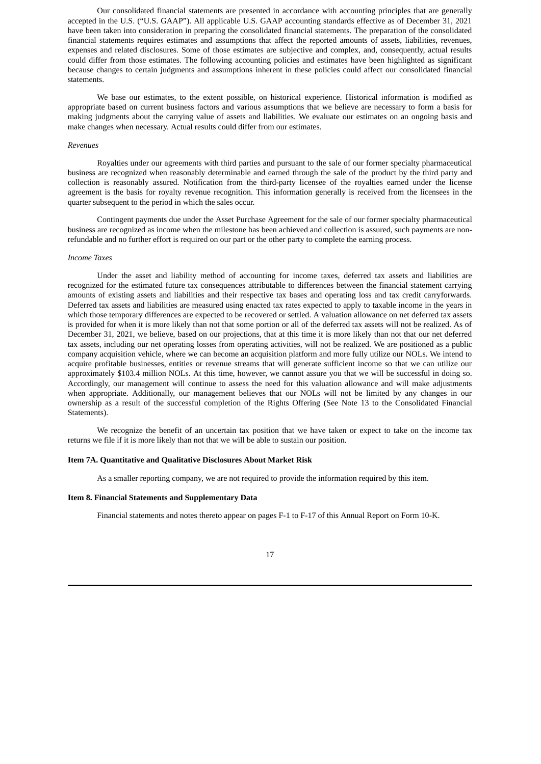Our consolidated financial statements are presented in accordance with accounting principles that are generally accepted in the U.S. ("U.S. GAAP"). All applicable U.S. GAAP accounting standards effective as of December 31, 2021 have been taken into consideration in preparing the consolidated financial statements. The preparation of the consolidated financial statements requires estimates and assumptions that affect the reported amounts of assets, liabilities, revenues, expenses and related disclosures. Some of those estimates are subjective and complex, and, consequently, actual results could differ from those estimates. The following accounting policies and estimates have been highlighted as significant because changes to certain judgments and assumptions inherent in these policies could affect our consolidated financial statements.

We base our estimates, to the extent possible, on historical experience. Historical information is modified as appropriate based on current business factors and various assumptions that we believe are necessary to form a basis for making judgments about the carrying value of assets and liabilities. We evaluate our estimates on an ongoing basis and make changes when necessary. Actual results could differ from our estimates.

*Revenues*

Royalties under our agreements with third parties and pursuant to the sale of our former specialty pharmaceutical business are recognized when reasonably determinable and earned through the sale of the product by the third party and collection is reasonably assured. Notification from the third-party licensee of the royalties earned under the license agreement is the basis for royalty revenue recognition. This information generally is received from the licensees in the quarter subsequent to the period in which the sales occur.

Contingent payments due under the Asset Purchase Agreement for the sale of our former specialty pharmaceutical business are recognized as income when the milestone has been achieved and collection is assured, such payments are non-refundable and no further effort is required on our part or the other party to complete the earning process.

*Income Taxes*

Under the asset and liability method of accounting for income taxes, deferred tax assets and liabilities are recognized for the estimated future tax consequences attributable to differences between the financial statement carrying amounts of existing assets and liabilities and their respective tax bases and operating loss and tax credit carryforwards. Deferred tax assets and liabilities are measured using enacted tax rates expected to apply to taxable income in the years in which those temporary differences are expected to be recovered or settled. A valuation allowance on net deferred tax assets is provided for when it is more likely than not that some portion or all of the deferred tax assets will not be realized. As of December 31, 2021, we believe, based on our projections, that at this time it is more likely than not that our net deferred tax assets, including our net operating losses from operating activities, will not be realized. We are positioned as a public company acquisition vehicle, where we can become an acquisition platform and more fully utilize our NOLs. We intend to acquire profitable businesses, entities or revenue streams that will generate sufficient income so that we can utilize our approximately $103.4 million NOLs. At this time, however, we cannot assure you that we will be successful in doing so. Accordingly, our management will continue to assess the need for this valuation allowance and will make adjustments when appropriate. Additionally, our management believes that our NOLs will not be limited by any changes in our ownership as a result of the successful completion of the Rights Offering (See Note 13 to the Consolidated Financial Statements).

We recognize the benefit of an uncertain tax position that we have taken or expect to take on the income tax returns we file if it is more likely than not that we will be able to sustain our position.

**Item 7A. Quantitative and Qualitative Disclosures About Market Risk**

As a smaller reporting company, we are not required to provide the information required by this item.

**Item 8. Financial Statements and Supplementary Data**

Financial statements and notes thereto appear on pages F-1 to F-17 of this Annual Report on Form 10-K.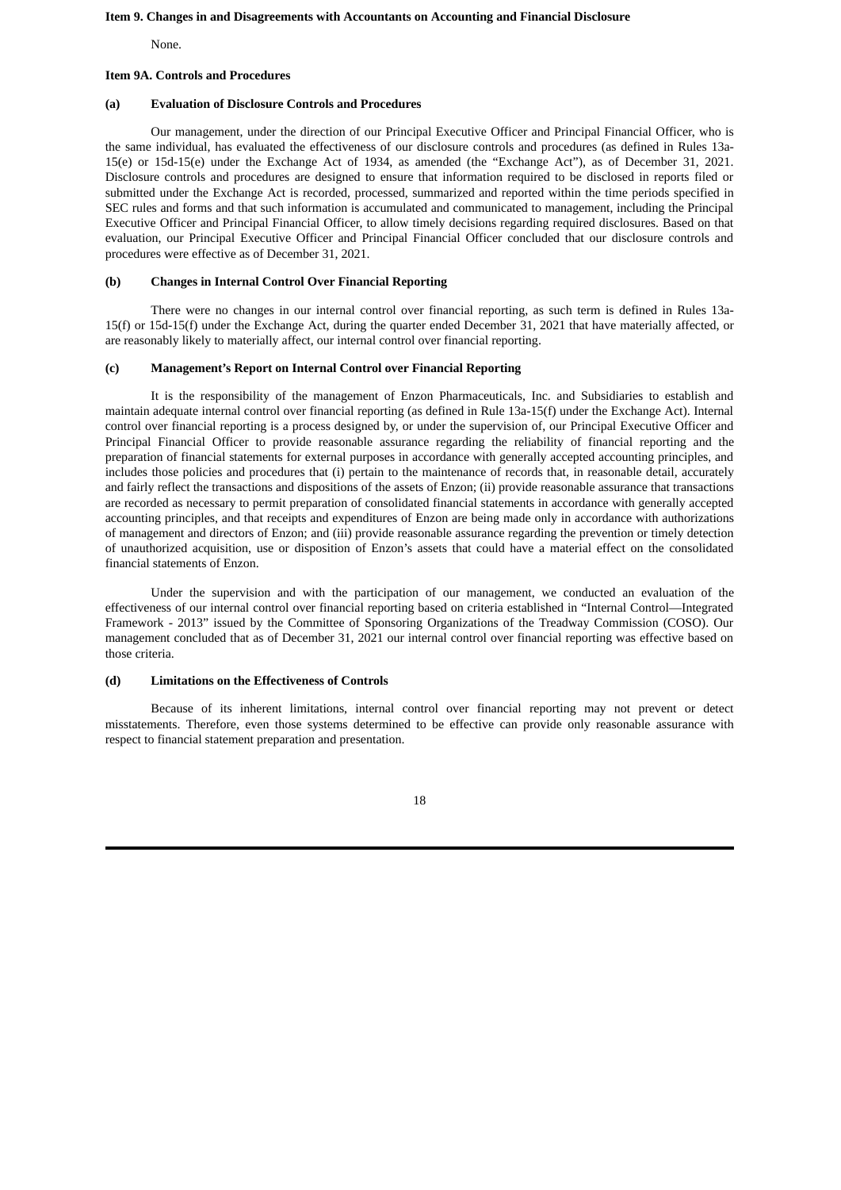**Item 9. Changes in and Disagreements with Accountants on Accounting and Financial Disclosure**

None.

**Item 9A. Controls and Procedures**

**(a) Evaluation of Disclosure Controls and Procedures**

Our management, under the direction of our Principal Executive Officer and Principal Financial Officer, who is the same individual, has evaluated the effectiveness of our disclosure controls and procedures (as defined in Rules 13a-15(e) or 15d-15(e) under the Exchange Act of 1934, as amended (the "Exchange Act"), as of December 31, 2021. Disclosure controls and procedures are designed to ensure that information required to be disclosed in reports filed or submitted under the Exchange Act is recorded, processed, summarized and reported within the time periods specified in SEC rules and forms and that such information is accumulated and communicated to management, including the Principal Executive Officer and Principal Financial Officer, to allow timely decisions regarding required disclosures. Based on that evaluation, our Principal Executive Officer and Principal Financial Officer concluded that our disclosure controls and procedures were effective as of December 31, 2021.

**(b) Changes in Internal Control Over Financial Reporting**

There were no changes in our internal control over financial reporting, as such term is defined in Rules 13a-15(f) or 15d-15(f) under the Exchange Act, during the quarter ended December 31, 2021 that have materially affected, or are reasonably likely to materially affect, our internal control over financial reporting.

**(c) Management's Report on Internal Control over Financial Reporting**

It is the responsibility of the management of Enzon Pharmaceuticals, Inc. and Subsidiaries to establish and maintain adequate internal control over financial reporting (as defined in Rule 13a-15(f) under the Exchange Act). Internal control over financial reporting is a process designed by, or under the supervision of, our Principal Executive Officer and Principal Financial Officer to provide reasonable assurance regarding the reliability of financial reporting and the preparation of financial statements for external purposes in accordance with generally accepted accounting principles, and includes those policies and procedures that (i) pertain to the maintenance of records that, in reasonable detail, accurately and fairly reflect the transactions and dispositions of the assets of Enzon; (ii) provide reasonable assurance that transactions are recorded as necessary to permit preparation of consolidated financial statements in accordance with generally accepted accounting principles, and that receipts and expenditures of Enzon are being made only in accordance with authorizations of management and directors of Enzon; and (iii) provide reasonable assurance regarding the prevention or timely detection of unauthorized acquisition, use or disposition of Enzon's assets that could have a material effect on the consolidated financial statements of Enzon.

Under the supervision and with the participation of our management, we conducted an evaluation of the effectiveness of our internal control over financial reporting based on criteria established in "Internal Control—Integrated Framework - 2013" issued by the Committee of Sponsoring Organizations of the Treadway Commission (COSO). Our management concluded that as of December 31, 2021 our internal control over financial reporting was effective based on those criteria.

**(d) Limitations on the Effectiveness of Controls**

Because of its inherent limitations, internal control over financial reporting may not prevent or detect misstatements. Therefore, even those systems determined to be effective can provide only reasonable assurance with respect to financial statement preparation and presentation.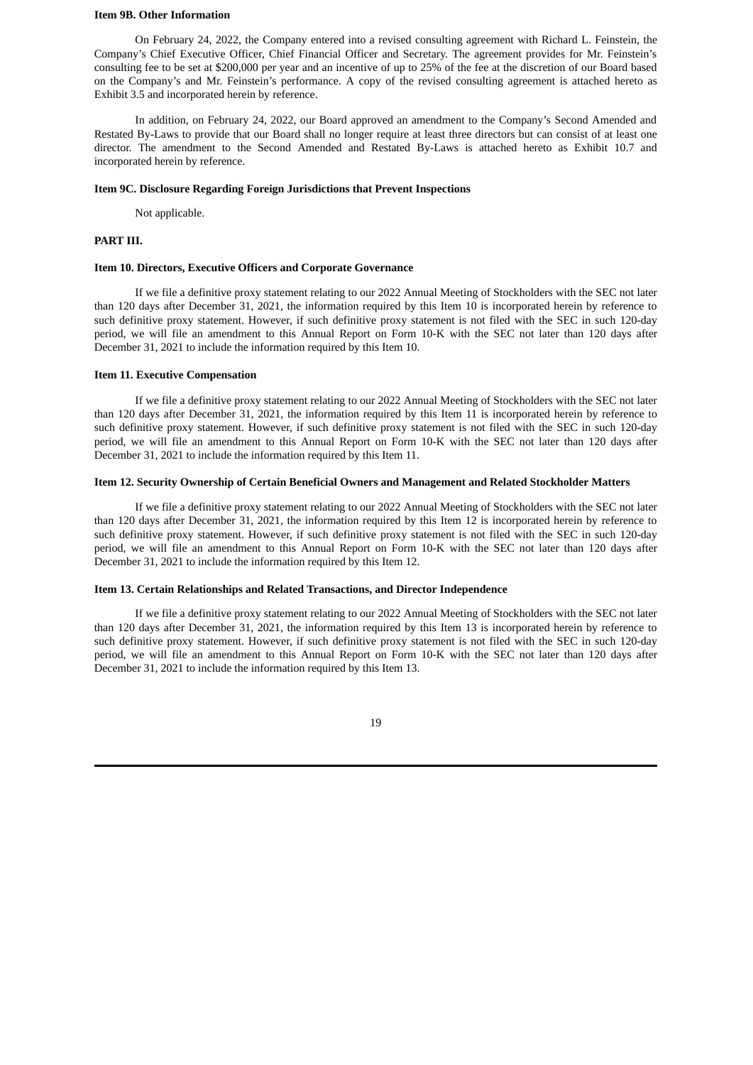**Item 9B. Other Information**

On February 24, 2022, the Company entered into a revised consulting agreement with Richard L. Feinstein, the Company's Chief Executive Officer, Chief Financial Officer and Secretary. The agreement provides for Mr. Feinstein's consulting fee to be set at $200,000 per year and an incentive of up to 25% of the fee at the discretion of our Board based on the Company's and Mr. Feinstein's performance. A copy of the revised consulting agreement is attached hereto as Exhibit 3.5 and incorporated herein by reference.

In addition, on February 24, 2022, our Board approved an amendment to the Company's Second Amended and Restated By-Laws to provide that our Board shall no longer require at least three directors but can consist of at least one director. The amendment to the Second Amended and Restated By-Laws is attached hereto as Exhibit 10.7 and incorporated herein by reference.

**Item 9C. Disclosure Regarding Foreign Jurisdictions that Prevent Inspections**

Not applicable.

**PART III.**

**Item 10. Directors, Executive Officers and Corporate Governance**

If we file a definitive proxy statement relating to our 2022 Annual Meeting of Stockholders with the SEC not later than 120 days after December 31, 2021, the information required by this Item 10 is incorporated herein by reference to such definitive proxy statement. However, if such definitive proxy statement is not filed with the SEC in such 120-day period, we will file an amendment to this Annual Report on Form 10-K with the SEC not later than 120 days after December 31, 2021 to include the information required by this Item 10.

**Item 11. Executive Compensation**

If we file a definitive proxy statement relating to our 2022 Annual Meeting of Stockholders with the SEC not later than 120 days after December 31, 2021, the information required by this Item 11 is incorporated herein by reference to such definitive proxy statement. However, if such definitive proxy statement is not filed with the SEC in such 120-day period, we will file an amendment to this Annual Report on Form 10-K with the SEC not later than 120 days after December 31, 2021 to include the information required by this Item 11.

**Item 12. Security Ownership of Certain Beneficial Owners and Management and Related Stockholder Matters**

If we file a definitive proxy statement relating to our 2022 Annual Meeting of Stockholders with the SEC not later than 120 days after December 31, 2021, the information required by this Item 12 is incorporated herein by reference to such definitive proxy statement. However, if such definitive proxy statement is not filed with the SEC in such 120-day period, we will file an amendment to this Annual Report on Form 10-K with the SEC not later than 120 days after December 31, 2021 to include the information required by this Item 12.

**Item 13. Certain Relationships and Related Transactions, and Director Independence**

If we file a definitive proxy statement relating to our 2022 Annual Meeting of Stockholders with the SEC not later than 120 days after December 31, 2021, the information required by this Item 13 is incorporated herein by reference to such definitive proxy statement. However, if such definitive proxy statement is not filed with the SEC in such 120-day period, we will file an amendment to this Annual Report on Form 10-K with the SEC not later than 120 days after December 31, 2021 to include the information required by this Item 13.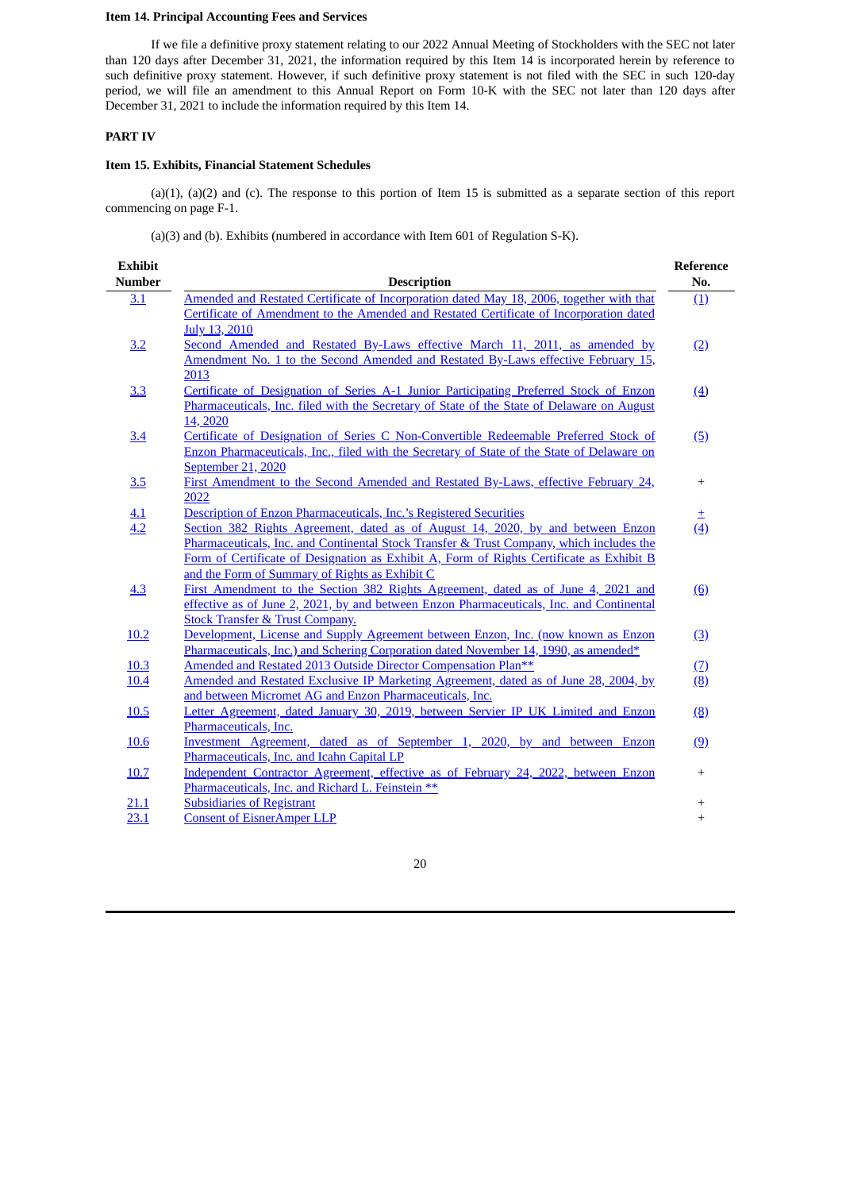**Item 14. Principal Accounting Fees and Services**

If we file a definitive proxy statement relating to our 2022 Annual Meeting of Stockholders with the SEC not later than 120 days after December 31, 2021, the information required by this Item 14 is incorporated herein by reference to such definitive proxy statement. However, if such definitive proxy statement is not filed with the SEC in such 120-day period, we will file an amendment to this Annual Report on Form 10-K with the SEC not later than 120 days after December 31, 2021 to include the information required by this Item 14.

**PART IV**

**Item 15. Exhibits, Financial Statement Schedules**

(a)(1), (a)(2) and (c). The response to this portion of Item 15 is submitted as a separate section of this report commencing on page F-1.

(a)(3) and (b). Exhibits (numbered in accordance with Item 601 of Regulation S-K).

| Exhibit Number | Description | Reference No. |
|---|---|---|
| 3.1 | Amended and Restated Certificate of Incorporation dated May 18, 2006, together with that Certificate of Amendment to the Amended and Restated Certificate of Incorporation dated July 13, 2010 | (1) |
| 3.2 | Second Amended and Restated By-Laws effective March 11, 2011, as amended by Amendment No. 1 to the Second Amended and Restated By-Laws effective February 15, 2013 | (2) |
| 3.3 | Certificate of Designation of Series A-1 Junior Participating Preferred Stock of Enzon Pharmaceuticals, Inc. filed with the Secretary of State of the State of Delaware on August 14, 2020 | (4) |
| 3.4 | Certificate of Designation of Series C Non-Convertible Redeemable Preferred Stock of Enzon Pharmaceuticals, Inc., filed with the Secretary of State of the State of Delaware on September 21, 2020 | (5) |
| 3.5 | First Amendment to the Second Amended and Restated By-Laws, effective February 24, 2022 | + |
| 4.1 | Description of Enzon Pharmaceuticals, Inc.'s Registered Securities | ± |
| 4.2 | Section 382 Rights Agreement, dated as of August 14, 2020, by and between Enzon Pharmaceuticals, Inc. and Continental Stock Transfer & Trust Company, which includes the Form of Certificate of Designation as Exhibit A, Form of Rights Certificate as Exhibit B and the Form of Summary of Rights as Exhibit C | (4) |
| 4.3 | First Amendment to the Section 382 Rights Agreement, dated as of June 4, 2021 and effective as of June 2, 2021, by and between Enzon Pharmaceuticals, Inc. and Continental Stock Transfer & Trust Company. | (6) |
| 10.2 | Development, License and Supply Agreement between Enzon, Inc. (now known as Enzon Pharmaceuticals, Inc.) and Schering Corporation dated November 14, 1990, as amended* | (3) |
| 10.3 | Amended and Restated 2013 Outside Director Compensation Plan** | (7) |
| 10.4 | Amended and Restated Exclusive IP Marketing Agreement, dated as of June 28, 2004, by and between Micromet AG and Enzon Pharmaceuticals, Inc. | (8) |
| 10.5 | Letter Agreement, dated January 30, 2019, between Servier IP UK Limited and Enzon Pharmaceuticals, Inc. | (8) |
| 10.6 | Investment Agreement, dated as of September 1, 2020, by and between Enzon Pharmaceuticals, Inc. and Icahn Capital LP | (9) |
| 10.7 | Independent Contractor Agreement, effective as of February 24, 2022, between Enzon Pharmaceuticals, Inc. and Richard L. Feinstein ** | + |
| 21.1 | Subsidiaries of Registrant | + |
| 23.1 | Consent of EisnerAmper LLP | + |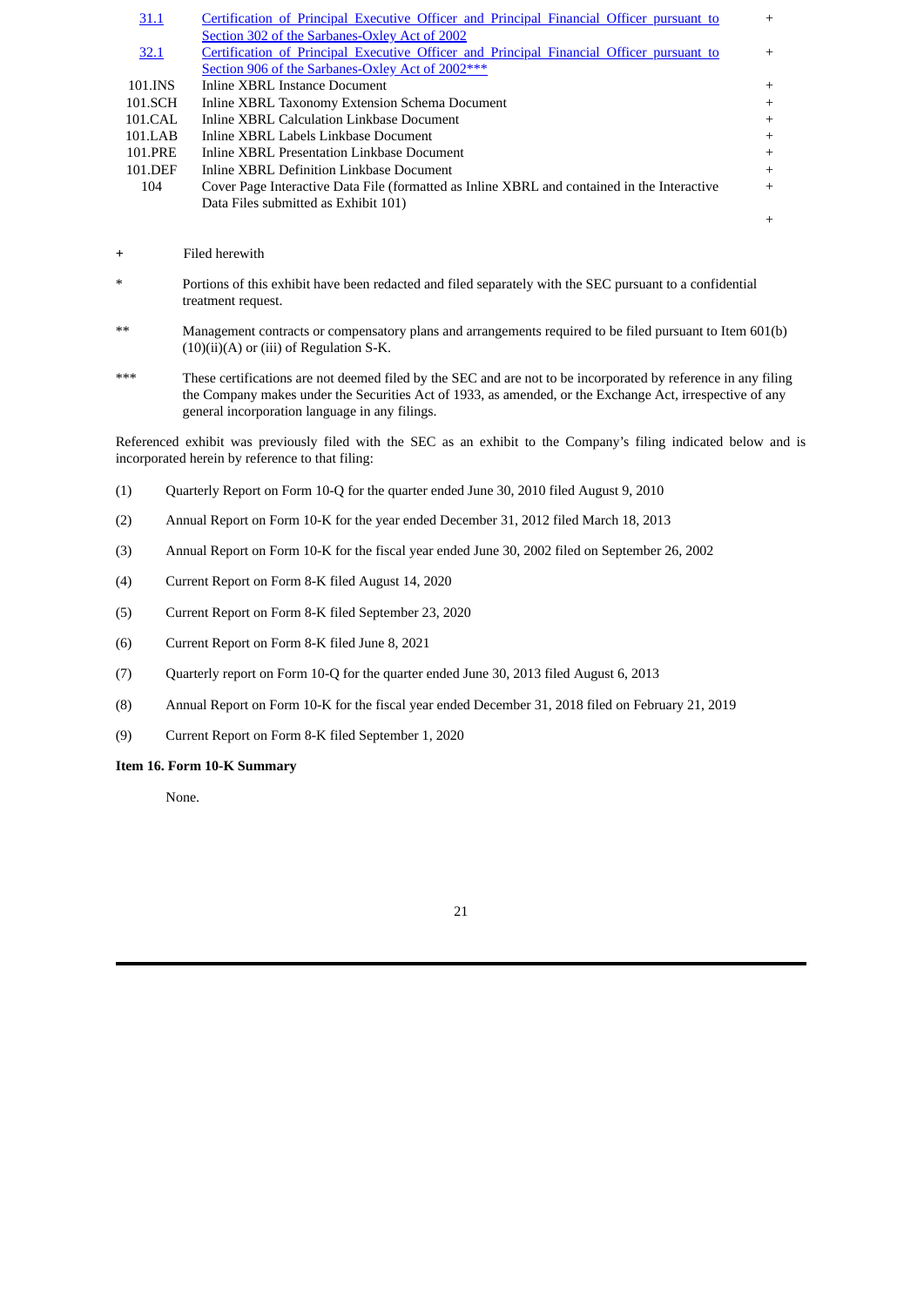| | | |
|---|---|---|
| 31.1 | Certification of Principal Executive Officer and Principal Financial Officer pursuant to Section 302 of the Sarbanes-Oxley Act of 2002 | + |
| 32.1 | Certification of Principal Executive Officer and Principal Financial Officer pursuant to Section 906 of the Sarbanes-Oxley Act of 2002*** | + |
| 101.INS | Inline XBRL Instance Document | + |
| 101.SCH | Inline XBRL Taxonomy Extension Schema Document | + |
| 101.CAL | Inline XBRL Calculation Linkbase Document | + |
| 101.LAB | Inline XBRL Labels Linkbase Document | + |
| 101.PRE | Inline XBRL Presentation Linkbase Document | + |
| 101.DEF | Inline XBRL Definition Linkbase Document | + |
| 104 | Cover Page Interactive Data File (formatted as Inline XBRL and contained in the Interactive Data Files submitted as Exhibit 101) | + |
| | | + |

+ Filed herewith

* Portions of this exhibit have been redacted and filed separately with the SEC pursuant to a confidential treatment request.

** Management contracts or compensatory plans and arrangements required to be filed pursuant to Item 601(b)(10)(ii)(A) or (iii) of Regulation S-K.

*** These certifications are not deemed filed by the SEC and are not to be incorporated by reference in any filing the Company makes under the Securities Act of 1933, as amended, or the Exchange Act, irrespective of any general incorporation language in any filings.

Referenced exhibit was previously filed with the SEC as an exhibit to the Company's filing indicated below and is incorporated herein by reference to that filing:

(1) Quarterly Report on Form 10-Q for the quarter ended June 30, 2010 filed August 9, 2010

(2) Annual Report on Form 10-K for the year ended December 31, 2012 filed March 18, 2013

(3) Annual Report on Form 10-K for the fiscal year ended June 30, 2002 filed on September 26, 2002

(4) Current Report on Form 8-K filed August 14, 2020

(5) Current Report on Form 8-K filed September 23, 2020

(6) Current Report on Form 8-K filed June 8, 2021

(7) Quarterly report on Form 10-Q for the quarter ended June 30, 2013 filed August 6, 2013

(8) Annual Report on Form 10-K for the fiscal year ended December 31, 2018 filed on February 21, 2019

(9) Current Report on Form 8-K filed September 1, 2020

**Item 16. Form 10-K Summary**

None.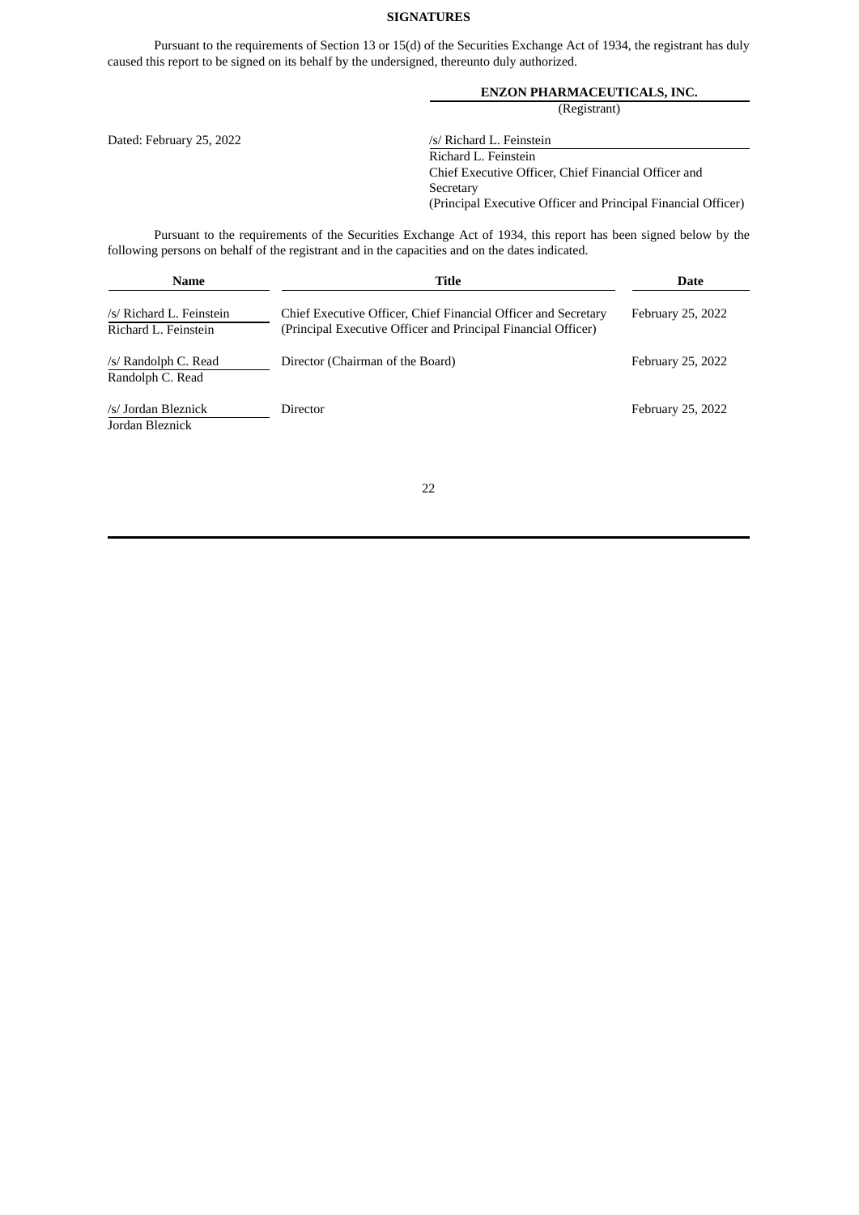**SIGNATURES**

Pursuant to the requirements of Section 13 or 15(d) of the Securities Exchange Act of 1934, the registrant has duly caused this report to be signed on its behalf by the undersigned, thereunto duly authorized.

**ENZON PHARMACEUTICALS, INC.**
(Registrant)

Dated: February 25, 2022

/s/ Richard L. Feinstein
Richard L. Feinstein
Chief Executive Officer, Chief Financial Officer and Secretary
(Principal Executive Officer and Principal Financial Officer)

Pursuant to the requirements of the Securities Exchange Act of 1934, this report has been signed below by the following persons on behalf of the registrant and in the capacities and on the dates indicated.

| Name | Title | Date |
|---|---|---|
| /s/ Richard L. Feinstein<br>Richard L. Feinstein | Chief Executive Officer, Chief Financial Officer and Secretary (Principal Executive Officer and Principal Financial Officer) | February 25, 2022 |
| /s/ Randolph C. Read<br>Randolph C. Read | Director (Chairman of the Board) | February 25, 2022 |
| /s/ Jordan Bleznick<br>Jordan Bleznick | Director | February 25, 2022 |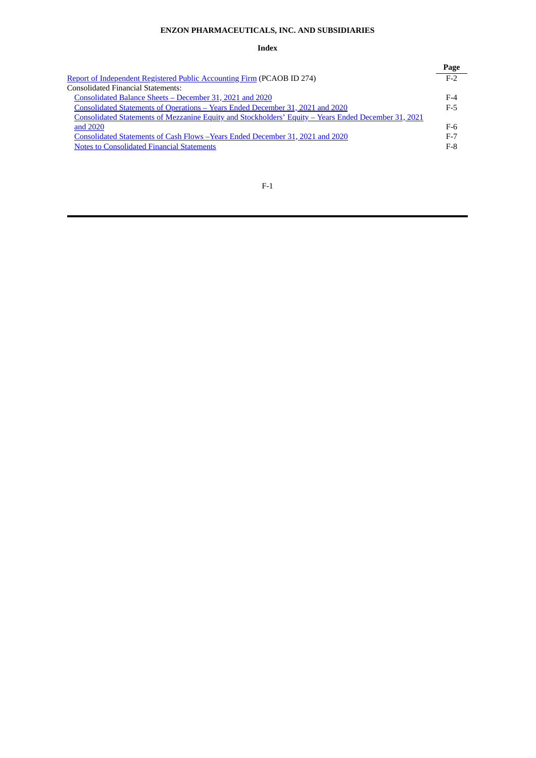**ENZON PHARMACEUTICALS, INC. AND SUBSIDIARIES**

**Index**

| | Page |
|---|---|
| Report of Independent Registered Public Accounting Firm (PCAOB ID 274) | F-2 |
| Consolidated Financial Statements: | |
| Consolidated Balance Sheets – December 31, 2021 and 2020 | F-4 |
| Consolidated Statements of Operations – Years Ended December 31, 2021 and 2020 | F-5 |
| Consolidated Statements of Mezzanine Equity and Stockholders' Equity – Years Ended December 31, 2021 and 2020 | F-6 |
| Consolidated Statements of Cash Flows –Years Ended December 31, 2021 and 2020 | F-7 |
| Notes to Consolidated Financial Statements | F-8 |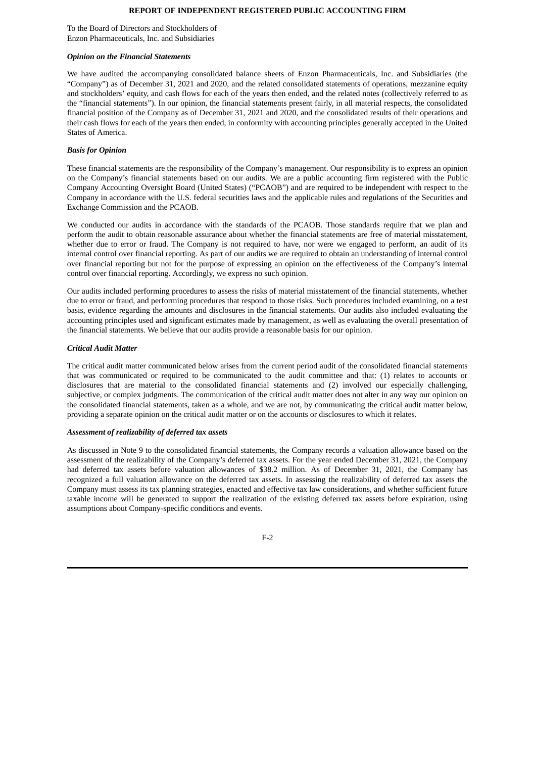# REPORT OF INDEPENDENT REGISTERED PUBLIC ACCOUNTING FIRM

To the Board of Directors and Stockholders of
Enzon Pharmaceuticals, Inc. and Subsidiaries

***Opinion on the Financial Statements***

We have audited the accompanying consolidated balance sheets of Enzon Pharmaceuticals, Inc. and Subsidiaries (the "Company") as of December 31, 2021 and 2020, and the related consolidated statements of operations, mezzanine equity and stockholders' equity, and cash flows for each of the years then ended, and the related notes (collectively referred to as the "financial statements"). In our opinion, the financial statements present fairly, in all material respects, the consolidated financial position of the Company as of December 31, 2021 and 2020, and the consolidated results of their operations and their cash flows for each of the years then ended, in conformity with accounting principles generally accepted in the United States of America.

***Basis for Opinion***

These financial statements are the responsibility of the Company's management. Our responsibility is to express an opinion on the Company's financial statements based on our audits. We are a public accounting firm registered with the Public Company Accounting Oversight Board (United States) ("PCAOB") and are required to be independent with respect to the Company in accordance with the U.S. federal securities laws and the applicable rules and regulations of the Securities and Exchange Commission and the PCAOB.

We conducted our audits in accordance with the standards of the PCAOB. Those standards require that we plan and perform the audit to obtain reasonable assurance about whether the financial statements are free of material misstatement, whether due to error or fraud. The Company is not required to have, nor were we engaged to perform, an audit of its internal control over financial reporting. As part of our audits we are required to obtain an understanding of internal control over financial reporting but not for the purpose of expressing an opinion on the effectiveness of the Company's internal control over financial reporting. Accordingly, we express no such opinion.

Our audits included performing procedures to assess the risks of material misstatement of the financial statements, whether due to error or fraud, and performing procedures that respond to those risks. Such procedures included examining, on a test basis, evidence regarding the amounts and disclosures in the financial statements. Our audits also included evaluating the accounting principles used and significant estimates made by management, as well as evaluating the overall presentation of the financial statements. We believe that our audits provide a reasonable basis for our opinion.

***Critical Audit Matter***

The critical audit matter communicated below arises from the current period audit of the consolidated financial statements that was communicated or required to be communicated to the audit committee and that: (1) relates to accounts or disclosures that are material to the consolidated financial statements and (2) involved our especially challenging, subjective, or complex judgments. The communication of the critical audit matter does not alter in any way our opinion on the consolidated financial statements, taken as a whole, and we are not, by communicating the critical audit matter below, providing a separate opinion on the critical audit matter or on the accounts or disclosures to which it relates.

***Assessment of realizability of deferred tax assets***

As discussed in Note 9 to the consolidated financial statements, the Company records a valuation allowance based on the assessment of the realizability of the Company's deferred tax assets. For the year ended December 31, 2021, the Company had deferred tax assets before valuation allowances of $38.2 million. As of December 31, 2021, the Company has recognized a full valuation allowance on the deferred tax assets. In assessing the realizability of deferred tax assets the Company must assess its tax planning strategies, enacted and effective tax law considerations, and whether sufficient future taxable income will be generated to support the realization of the existing deferred tax assets before expiration, using assumptions about Company-specific conditions and events.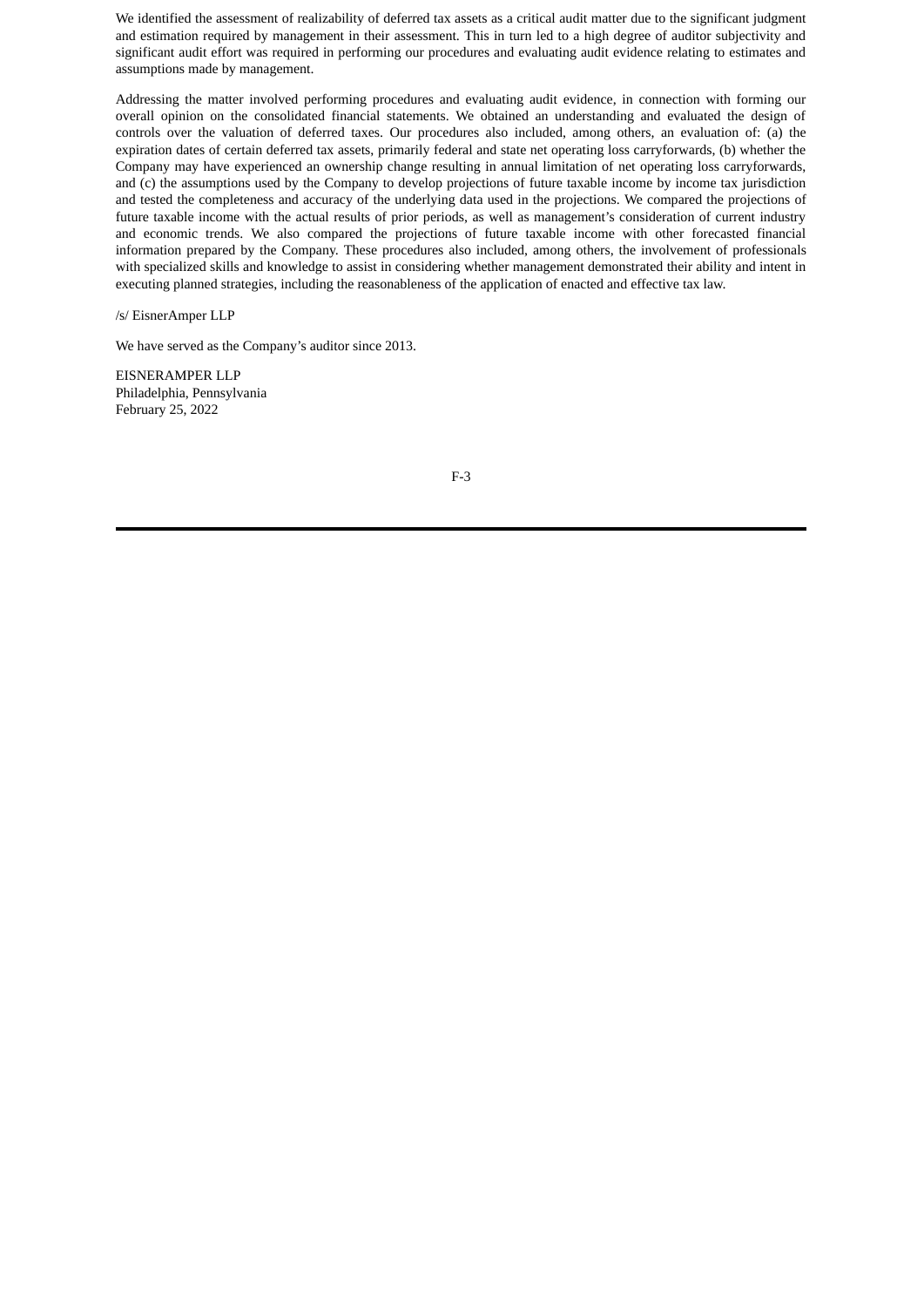We identified the assessment of realizability of deferred tax assets as a critical audit matter due to the significant judgment and estimation required by management in their assessment. This in turn led to a high degree of auditor subjectivity and significant audit effort was required in performing our procedures and evaluating audit evidence relating to estimates and assumptions made by management.

Addressing the matter involved performing procedures and evaluating audit evidence, in connection with forming our overall opinion on the consolidated financial statements. We obtained an understanding and evaluated the design of controls over the valuation of deferred taxes. Our procedures also included, among others, an evaluation of: (a) the expiration dates of certain deferred tax assets, primarily federal and state net operating loss carryforwards, (b) whether the Company may have experienced an ownership change resulting in annual limitation of net operating loss carryforwards, and (c) the assumptions used by the Company to develop projections of future taxable income by income tax jurisdiction and tested the completeness and accuracy of the underlying data used in the projections. We compared the projections of future taxable income with the actual results of prior periods, as well as management's consideration of current industry and economic trends. We also compared the projections of future taxable income with other forecasted financial information prepared by the Company. These procedures also included, among others, the involvement of professionals with specialized skills and knowledge to assist in considering whether management demonstrated their ability and intent in executing planned strategies, including the reasonableness of the application of enacted and effective tax law.

/s/ EisnerAmper LLP

We have served as the Company's auditor since 2013.

EISNERAMPER LLP
Philadelphia, Pennsylvania
February 25, 2022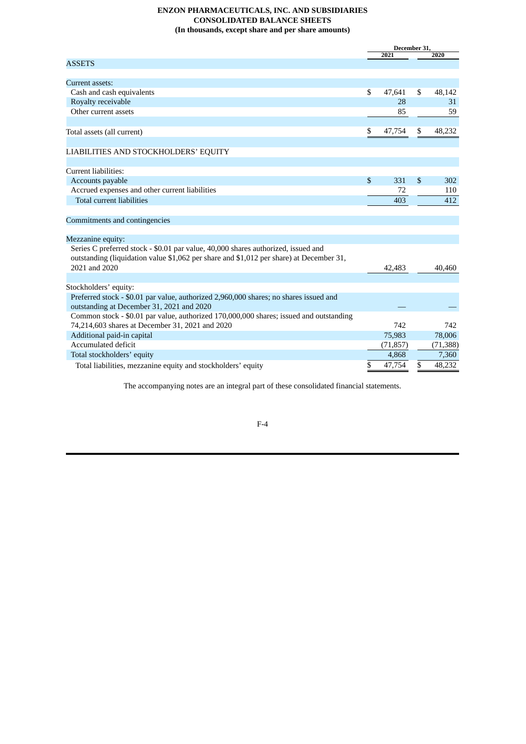**ENZON PHARMACEUTICALS, INC. AND SUBSIDIARIES**
**CONSOLIDATED BALANCE SHEETS**
**(In thousands, except share and per share amounts)**

| | December 31, 2021 | December 31, 2020 |
|---|---|---|
| ASSETS | | |
| Current assets: | | |
| Cash and cash equivalents | $ 47,641 | $ 48,142 |
| Royalty receivable | 28 | 31 |
| Other current assets | 85 | 59 |
| Total assets (all current) | $ 47,754 | $ 48,232 |
| LIABILITIES AND STOCKHOLDERS' EQUITY | | |
| Current liabilities: | | |
| Accounts payable | $ 331 | $ 302 |
| Accrued expenses and other current liabilities | 72 | 110 |
| Total current liabilities | 403 | 412 |
| Commitments and contingencies | | |
| Mezzanine equity: | | |
| Series C preferred stock - $0.01 par value, 40,000 shares authorized, issued and outstanding (liquidation value $1,062 per share and $1,012 per share) at December 31, 2021 and 2020 | 42,483 | 40,460 |
| Stockholders' equity: | | |
| Preferred stock - $0.01 par value, authorized 2,960,000 shares; no shares issued and outstanding at December 31, 2021 and 2020 | — | — |
| Common stock - $0.01 par value, authorized 170,000,000 shares; issued and outstanding 74,214,603 shares at December 31, 2021 and 2020 | 742 | 742 |
| Additional paid-in capital | 75,983 | 78,006 |
| Accumulated deficit | (71,857) | (71,388) |
| Total stockholders' equity | 4,868 | 7,360 |
| Total liabilities, mezzanine equity and stockholders' equity | $ 47,754 | $ 48,232 |

The accompanying notes are an integral part of these consolidated financial statements.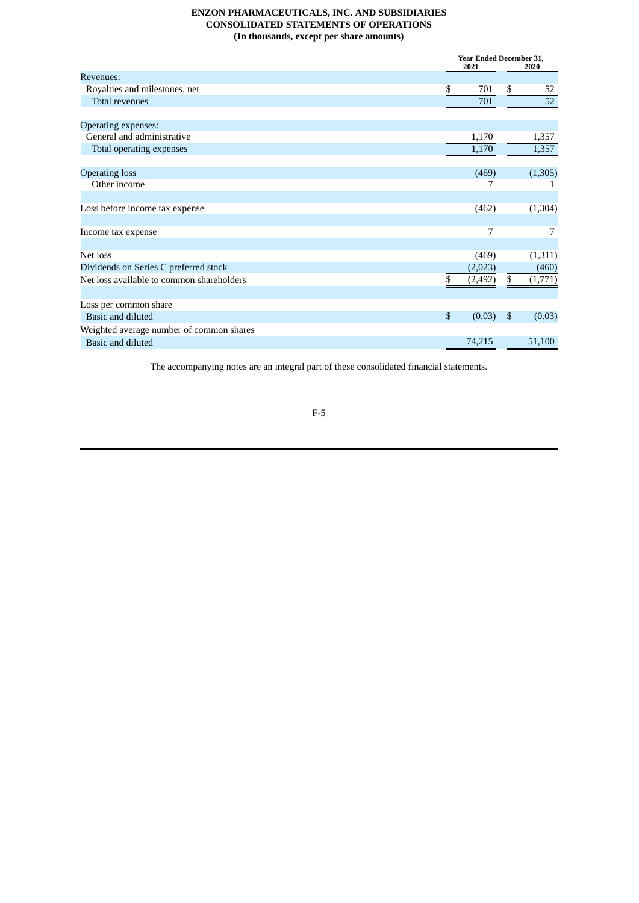**ENZON PHARMACEUTICALS, INC. AND SUBSIDIARIES**
**CONSOLIDATED STATEMENTS OF OPERATIONS**
**(In thousands, except per share amounts)**

| | Year Ended December 31, | |
|---|---|---|
| | 2021 | 2020 |
| Revenues: | | |
| Royalties and milestones, net | $ 701 | $ 52 |
| Total revenues | 701 | 52 |
| | | |
| Operating expenses: | | |
| General and administrative | 1,170 | 1,357 |
| Total operating expenses | 1,170 | 1,357 |
| | | |
| Operating loss | (469) | (1,305) |
| Other income | 7 | 1 |
| | | |
| Loss before income tax expense | (462) | (1,304) |
| | | |
| Income tax expense | 7 | 7 |
| | | |
| Net loss | (469) | (1,311) |
| Dividends on Series C preferred stock | (2,023) | (460) |
| Net loss available to common shareholders | $ (2,492) | $ (1,771) |
| | | |
| Loss per common share | | |
| Basic and diluted | $ (0.03) | $ (0.03) |
| Weighted average number of common shares | | |
| Basic and diluted | 74,215 | 51,100 |

The accompanying notes are an integral part of these consolidated financial statements.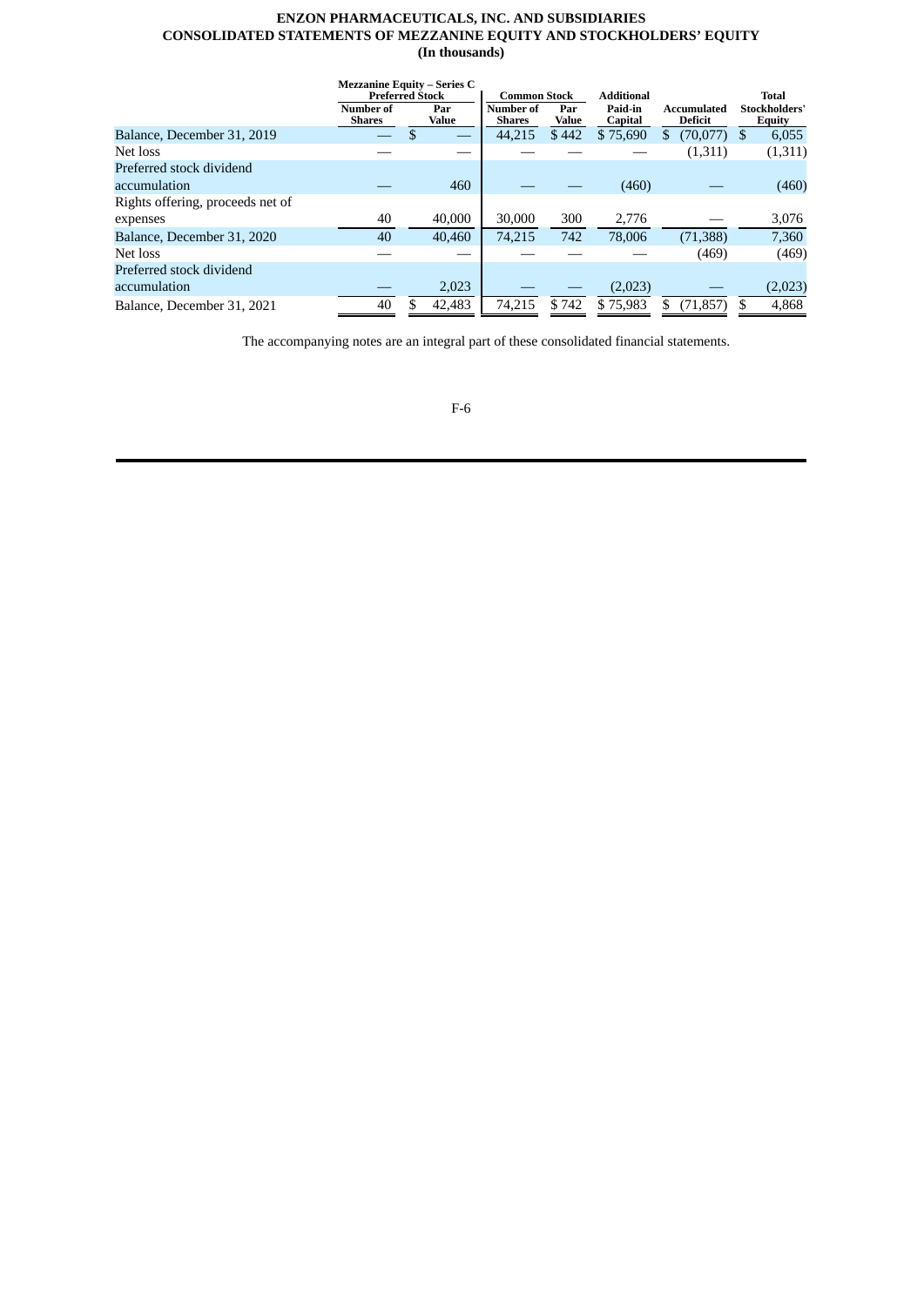**ENZON PHARMACEUTICALS, INC. AND SUBSIDIARIES**
**CONSOLIDATED STATEMENTS OF MEZZANINE EQUITY AND STOCKHOLDERS' EQUITY**
**(In thousands)**

| | Mezzanine Equity – Series C Preferred Stock | | Common Stock | | Additional | | |
|---|---|---|---|---|---|---|---|
| | Number of Shares | Par Value | Number of Shares | Par Value | Paid-in Capital | Accumulated Deficit | Total Stockholders' Equity |
| Balance, December 31, 2019 | — | $ — | 44,215 | $ 442 | $ 75,690 | $ (70,077) | $ 6,055 |
| Net loss | — | — | — | — | — | (1,311) | (1,311) |
| Preferred stock dividend accumulation | — | 460 | — | — | (460) | — | (460) |
| Rights offering, proceeds net of expenses | 40 | 40,000 | 30,000 | 300 | 2,776 | — | 3,076 |
| Balance, December 31, 2020 | 40 | 40,460 | 74,215 | 742 | 78,006 | (71,388) | 7,360 |
| Net loss | — | — | — | — | — | (469) | (469) |
| Preferred stock dividend accumulation | — | 2,023 | — | — | (2,023) | — | (2,023) |
| Balance, December 31, 2021 | 40 | $ 42,483 | 74,215 | $ 742 | $ 75,983 | $ (71,857) | $ 4,868 |

The accompanying notes are an integral part of these consolidated financial statements.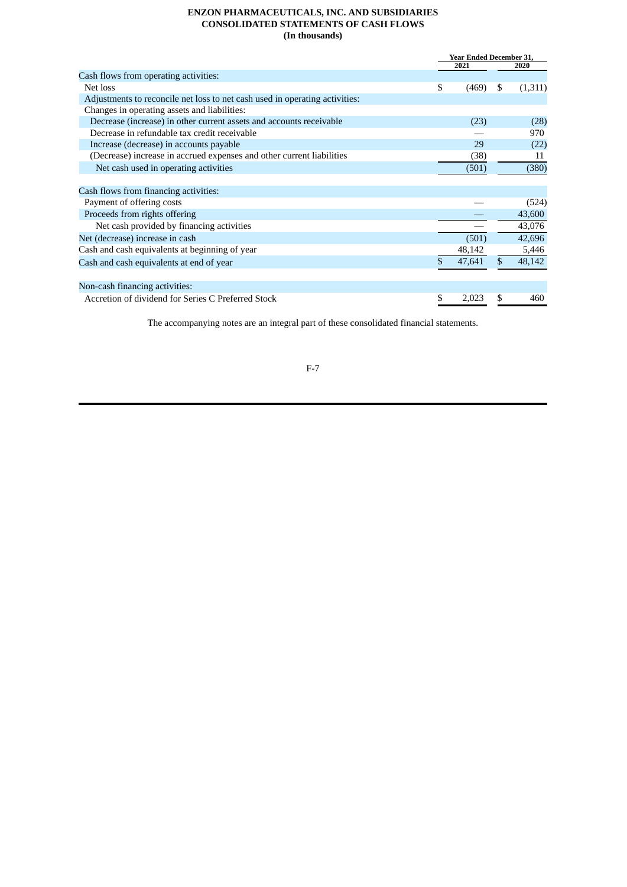**ENZON PHARMACEUTICALS, INC. AND SUBSIDIARIES**
**CONSOLIDATED STATEMENTS OF CASH FLOWS**
**(In thousands)**

| | Year Ended December 31, | |
|---|---|---|
| | 2021 | 2020 |
| Cash flows from operating activities: | | |
| Net loss | $ (469) | $ (1,311) |
| Adjustments to reconcile net loss to net cash used in operating activities: | | |
| Changes in operating assets and liabilities: | | |
| Decrease (increase) in other current assets and accounts receivable | (23) | (28) |
| Decrease in refundable tax credit receivable | — | 970 |
| Increase (decrease) in accounts payable | 29 | (22) |
| (Decrease) increase in accrued expenses and other current liabilities | (38) | 11 |
| Net cash used in operating activities | (501) | (380) |
| Cash flows from financing activities: | | |
| Payment of offering costs | — | (524) |
| Proceeds from rights offering | — | 43,600 |
| Net cash provided by financing activities | — | 43,076 |
| Net (decrease) increase in cash | (501) | 42,696 |
| Cash and cash equivalents at beginning of year | 48,142 | 5,446 |
| Cash and cash equivalents at end of year | $ 47,641 | $ 48,142 |
| Non-cash financing activities: | | |
| Accretion of dividend for Series C Preferred Stock | $ 2,023 | $ 460 |

The accompanying notes are an integral part of these consolidated financial statements.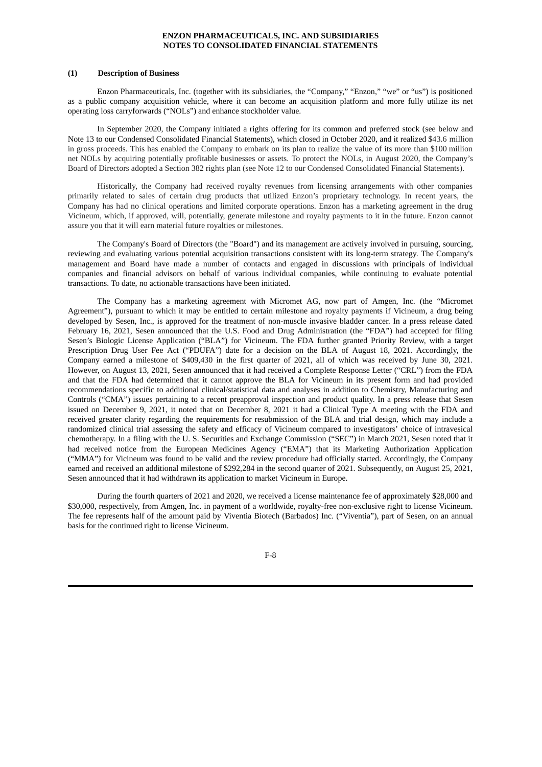**ENZON PHARMACEUTICALS, INC. AND SUBSIDIARIES**
**NOTES TO CONSOLIDATED FINANCIAL STATEMENTS**

**(1) Description of Business**

Enzon Pharmaceuticals, Inc. (together with its subsidiaries, the "Company," "Enzon," "we" or "us") is positioned as a public company acquisition vehicle, where it can become an acquisition platform and more fully utilize its net operating loss carryforwards ("NOLs") and enhance stockholder value.

In September 2020, the Company initiated a rights offering for its common and preferred stock (see below and Note 13 to our Condensed Consolidated Financial Statements), which closed in October 2020, and it realized $43.6 million in gross proceeds. This has enabled the Company to embark on its plan to realize the value of its more than $100 million net NOLs by acquiring potentially profitable businesses or assets. To protect the NOLs, in August 2020, the Company's Board of Directors adopted a Section 382 rights plan (see Note 12 to our Condensed Consolidated Financial Statements).

Historically, the Company had received royalty revenues from licensing arrangements with other companies primarily related to sales of certain drug products that utilized Enzon's proprietary technology. In recent years, the Company has had no clinical operations and limited corporate operations. Enzon has a marketing agreement in the drug Vicineum, which, if approved, will, potentially, generate milestone and royalty payments to it in the future. Enzon cannot assure you that it will earn material future royalties or milestones.

The Company's Board of Directors (the "Board") and its management are actively involved in pursuing, sourcing, reviewing and evaluating various potential acquisition transactions consistent with its long-term strategy. The Company's management and Board have made a number of contacts and engaged in discussions with principals of individual companies and financial advisors on behalf of various individual companies, while continuing to evaluate potential transactions. To date, no actionable transactions have been initiated.

The Company has a marketing agreement with Micromet AG, now part of Amgen, Inc. (the "Micromet Agreement"), pursuant to which it may be entitled to certain milestone and royalty payments if Vicineum, a drug being developed by Sesen, Inc., is approved for the treatment of non-muscle invasive bladder cancer. In a press release dated February 16, 2021, Sesen announced that the U.S. Food and Drug Administration (the "FDA") had accepted for filing Sesen's Biologic License Application ("BLA") for Vicineum. The FDA further granted Priority Review, with a target Prescription Drug User Fee Act ("PDUFA") date for a decision on the BLA of August 18, 2021. Accordingly, the Company earned a milestone of $409,430 in the first quarter of 2021, all of which was received by June 30, 2021. However, on August 13, 2021, Sesen announced that it had received a Complete Response Letter ("CRL") from the FDA and that the FDA had determined that it cannot approve the BLA for Vicineum in its present form and had provided recommendations specific to additional clinical/statistical data and analyses in addition to Chemistry, Manufacturing and Controls ("CMA") issues pertaining to a recent preapproval inspection and product quality. In a press release that Sesen issued on December 9, 2021, it noted that on December 8, 2021 it had a Clinical Type A meeting with the FDA and received greater clarity regarding the requirements for resubmission of the BLA and trial design, which may include a randomized clinical trial assessing the safety and efficacy of Vicineum compared to investigators' choice of intravesical chemotherapy. In a filing with the U. S. Securities and Exchange Commission ("SEC") in March 2021, Sesen noted that it had received notice from the European Medicines Agency ("EMA") that its Marketing Authorization Application ("MMA") for Vicineum was found to be valid and the review procedure had officially started. Accordingly, the Company earned and received an additional milestone of $292,284 in the second quarter of 2021. Subsequently, on August 25, 2021, Sesen announced that it had withdrawn its application to market Vicineum in Europe.

During the fourth quarters of 2021 and 2020, we received a license maintenance fee of approximately $28,000 and $30,000, respectively, from Amgen, Inc. in payment of a worldwide, royalty-free non-exclusive right to license Vicineum. The fee represents half of the amount paid by Viventia Biotech (Barbados) Inc. ("Viventia"), part of Sesen, on an annual basis for the continued right to license Vicineum.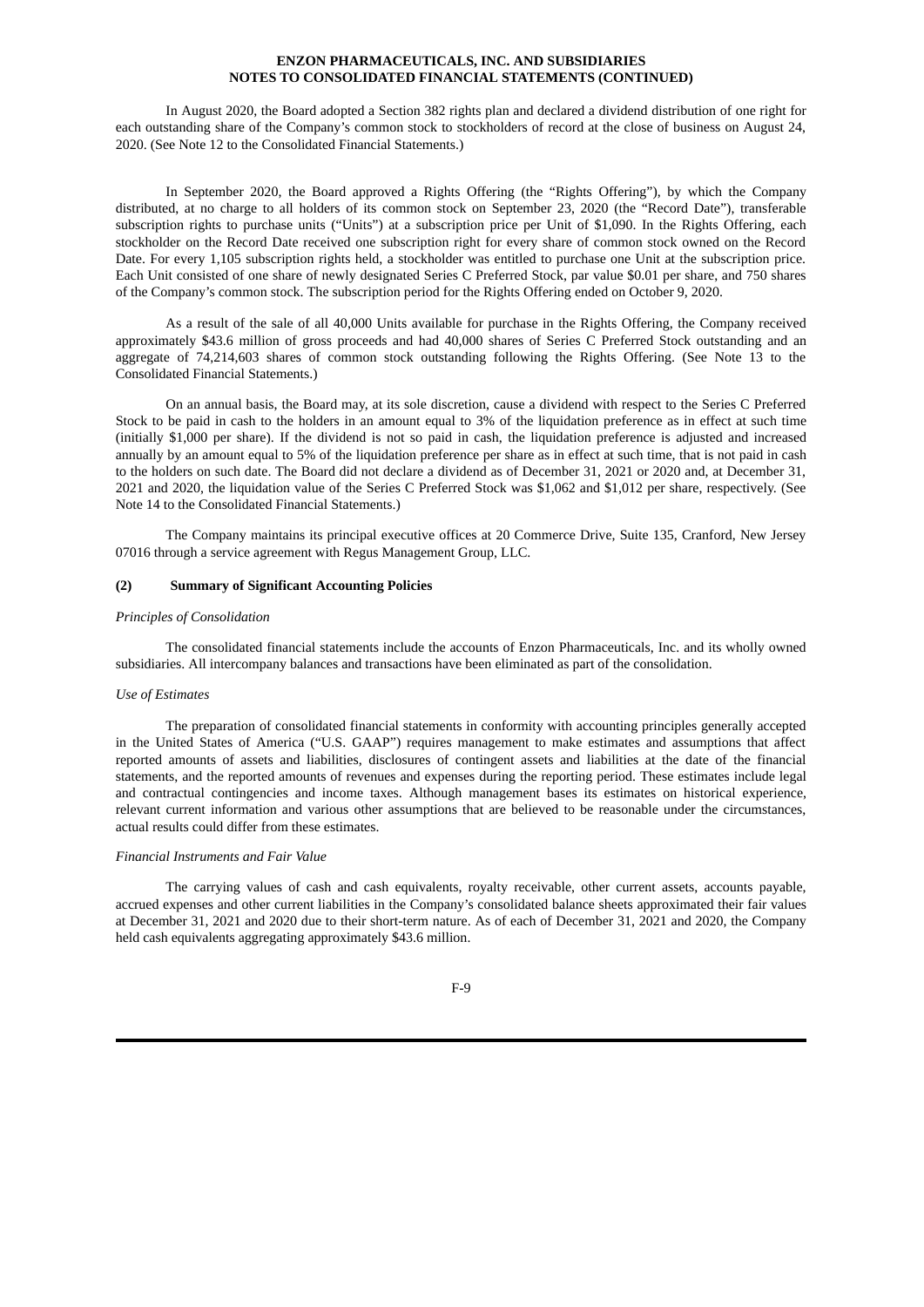In August 2020, the Board adopted a Section 382 rights plan and declared a dividend distribution of one right for each outstanding share of the Company's common stock to stockholders of record at the close of business on August 24, 2020. (See Note 12 to the Consolidated Financial Statements.)

In September 2020, the Board approved a Rights Offering (the "Rights Offering"), by which the Company distributed, at no charge to all holders of its common stock on September 23, 2020 (the "Record Date"), transferable subscription rights to purchase units ("Units") at a subscription price per Unit of $1,090. In the Rights Offering, each stockholder on the Record Date received one subscription right for every share of common stock owned on the Record Date. For every 1,105 subscription rights held, a stockholder was entitled to purchase one Unit at the subscription price. Each Unit consisted of one share of newly designated Series C Preferred Stock, par value $0.01 per share, and 750 shares of the Company's common stock. The subscription period for the Rights Offering ended on October 9, 2020.

As a result of the sale of all 40,000 Units available for purchase in the Rights Offering, the Company received approximately $43.6 million of gross proceeds and had 40,000 shares of Series C Preferred Stock outstanding and an aggregate of 74,214,603 shares of common stock outstanding following the Rights Offering. (See Note 13 to the Consolidated Financial Statements.)

On an annual basis, the Board may, at its sole discretion, cause a dividend with respect to the Series C Preferred Stock to be paid in cash to the holders in an amount equal to 3% of the liquidation preference as in effect at such time (initially $1,000 per share). If the dividend is not so paid in cash, the liquidation preference is adjusted and increased annually by an amount equal to 5% of the liquidation preference per share as in effect at such time, that is not paid in cash to the holders on such date. The Board did not declare a dividend as of December 31, 2021 or 2020 and, at December 31, 2021 and 2020, the liquidation value of the Series C Preferred Stock was $1,062 and $1,012 per share, respectively. (See Note 14 to the Consolidated Financial Statements.)

The Company maintains its principal executive offices at 20 Commerce Drive, Suite 135, Cranford, New Jersey 07016 through a service agreement with Regus Management Group, LLC.

## (2) Summary of Significant Accounting Policies

*Principles of Consolidation*

The consolidated financial statements include the accounts of Enzon Pharmaceuticals, Inc. and its wholly owned subsidiaries. All intercompany balances and transactions have been eliminated as part of the consolidation.

*Use of Estimates*

The preparation of consolidated financial statements in conformity with accounting principles generally accepted in the United States of America ("U.S. GAAP") requires management to make estimates and assumptions that affect reported amounts of assets and liabilities, disclosures of contingent assets and liabilities at the date of the financial statements, and the reported amounts of revenues and expenses during the reporting period. These estimates include legal and contractual contingencies and income taxes. Although management bases its estimates on historical experience, relevant current information and various other assumptions that are believed to be reasonable under the circumstances, actual results could differ from these estimates.

*Financial Instruments and Fair Value*

The carrying values of cash and cash equivalents, royalty receivable, other current assets, accounts payable, accrued expenses and other current liabilities in the Company's consolidated balance sheets approximated their fair values at December 31, 2021 and 2020 due to their short-term nature. As of each of December 31, 2021 and 2020, the Company held cash equivalents aggregating approximately $43.6 million.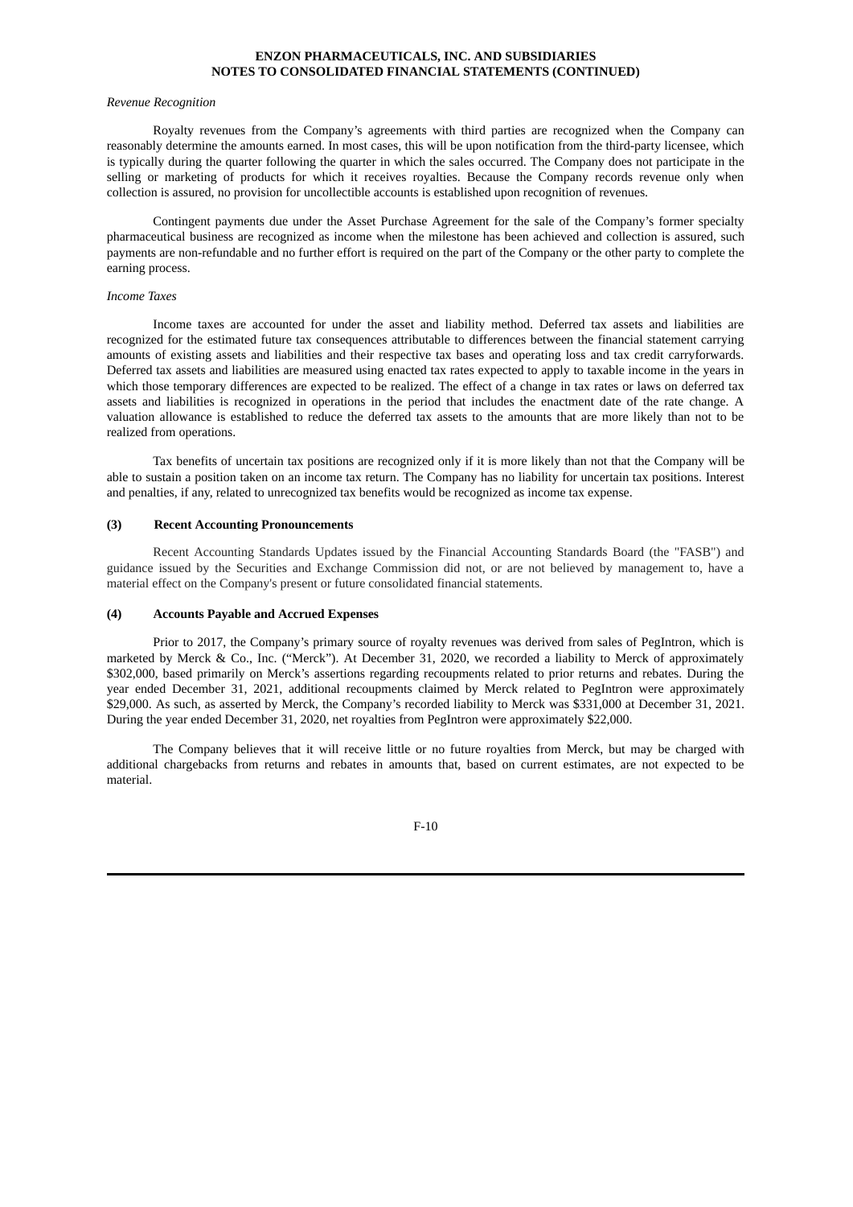*Revenue Recognition*

Royalty revenues from the Company's agreements with third parties are recognized when the Company can reasonably determine the amounts earned. In most cases, this will be upon notification from the third-party licensee, which is typically during the quarter following the quarter in which the sales occurred. The Company does not participate in the selling or marketing of products for which it receives royalties. Because the Company records revenue only when collection is assured, no provision for uncollectible accounts is established upon recognition of revenues.

Contingent payments due under the Asset Purchase Agreement for the sale of the Company's former specialty pharmaceutical business are recognized as income when the milestone has been achieved and collection is assured, such payments are non-refundable and no further effort is required on the part of the Company or the other party to complete the earning process.

*Income Taxes*

Income taxes are accounted for under the asset and liability method. Deferred tax assets and liabilities are recognized for the estimated future tax consequences attributable to differences between the financial statement carrying amounts of existing assets and liabilities and their respective tax bases and operating loss and tax credit carryforwards. Deferred tax assets and liabilities are measured using enacted tax rates expected to apply to taxable income in the years in which those temporary differences are expected to be realized. The effect of a change in tax rates or laws on deferred tax assets and liabilities is recognized in operations in the period that includes the enactment date of the rate change. A valuation allowance is established to reduce the deferred tax assets to the amounts that are more likely than not to be realized from operations.

Tax benefits of uncertain tax positions are recognized only if it is more likely than not that the Company will be able to sustain a position taken on an income tax return. The Company has no liability for uncertain tax positions. Interest and penalties, if any, related to unrecognized tax benefits would be recognized as income tax expense.

**(3) Recent Accounting Pronouncements**

Recent Accounting Standards Updates issued by the Financial Accounting Standards Board (the "FASB") and guidance issued by the Securities and Exchange Commission did not, or are not believed by management to, have a material effect on the Company's present or future consolidated financial statements.

**(4) Accounts Payable and Accrued Expenses**

Prior to 2017, the Company's primary source of royalty revenues was derived from sales of PegIntron, which is marketed by Merck & Co., Inc. ("Merck"). At December 31, 2020, we recorded a liability to Merck of approximately $302,000, based primarily on Merck's assertions regarding recoupments related to prior returns and rebates. During the year ended December 31, 2021, additional recoupments claimed by Merck related to PegIntron were approximately $29,000. As such, as asserted by Merck, the Company's recorded liability to Merck was $331,000 at December 31, 2021. During the year ended December 31, 2020, net royalties from PegIntron were approximately $22,000.

The Company believes that it will receive little or no future royalties from Merck, but may be charged with additional chargebacks from returns and rebates in amounts that, based on current estimates, are not expected to be material.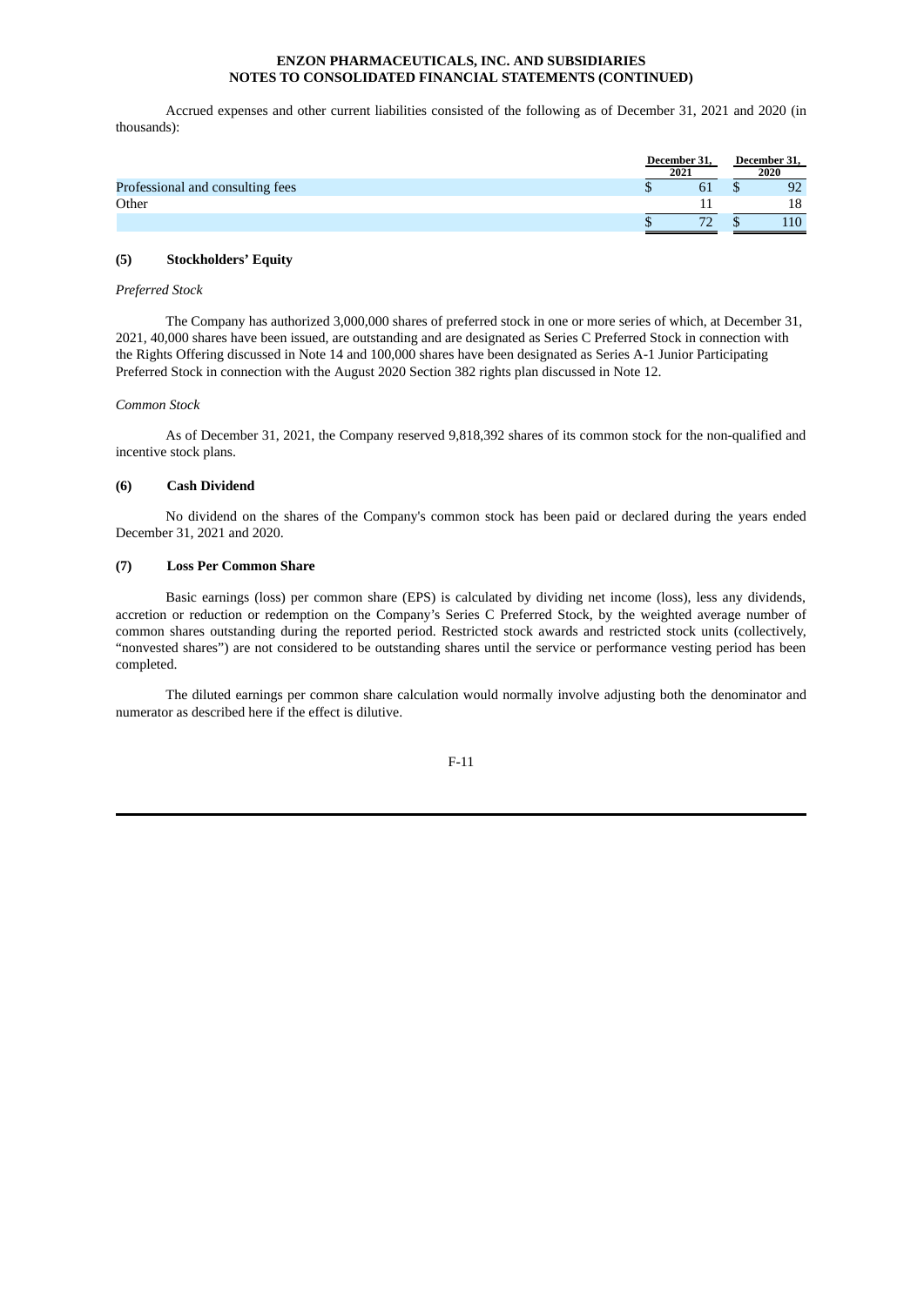Accrued expenses and other current liabilities consisted of the following as of December 31, 2021 and 2020 (in thousands):

| | December 31, 2021 | December 31, 2020 |
|---|---|---|
| Professional and consulting fees | $ 61 | $ 92 |
| Other | 11 | 18 |
| | $ 72 | $ 110 |

**(5) Stockholders' Equity**

*Preferred Stock*

The Company has authorized 3,000,000 shares of preferred stock in one or more series of which, at December 31, 2021, 40,000 shares have been issued, are outstanding and are designated as Series C Preferred Stock in connection with the Rights Offering discussed in Note 14 and 100,000 shares have been designated as Series A-1 Junior Participating Preferred Stock in connection with the August 2020 Section 382 rights plan discussed in Note 12.

*Common Stock*

As of December 31, 2021, the Company reserved 9,818,392 shares of its common stock for the non-qualified and incentive stock plans.

**(6) Cash Dividend**

No dividend on the shares of the Company's common stock has been paid or declared during the years ended December 31, 2021 and 2020.

**(7) Loss Per Common Share**

Basic earnings (loss) per common share (EPS) is calculated by dividing net income (loss), less any dividends, accretion or reduction or redemption on the Company's Series C Preferred Stock, by the weighted average number of common shares outstanding during the reported period. Restricted stock awards and restricted stock units (collectively, "nonvested shares") are not considered to be outstanding shares until the service or performance vesting period has been completed.

The diluted earnings per common share calculation would normally involve adjusting both the denominator and numerator as described here if the effect is dilutive.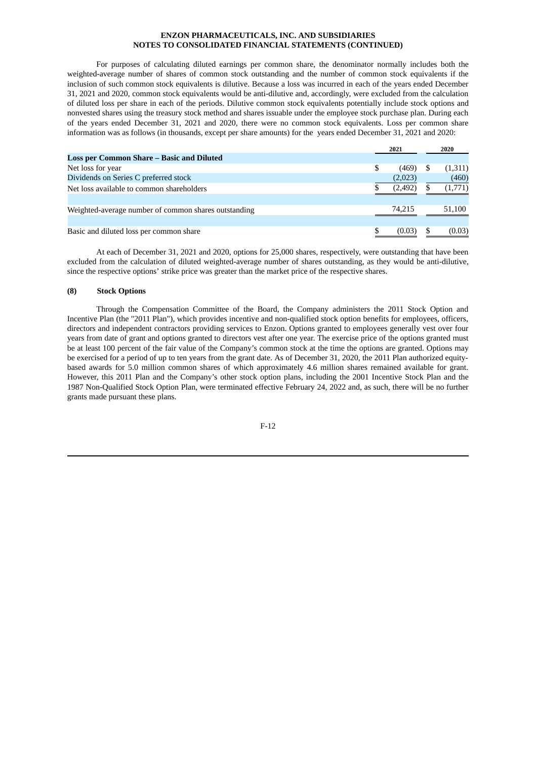For purposes of calculating diluted earnings per common share, the denominator normally includes both the weighted-average number of shares of common stock outstanding and the number of common stock equivalents if the inclusion of such common stock equivalents is dilutive. Because a loss was incurred in each of the years ended December 31, 2021 and 2020, common stock equivalents would be anti-dilutive and, accordingly, were excluded from the calculation of diluted loss per share in each of the periods. Dilutive common stock equivalents potentially include stock options and nonvested shares using the treasury stock method and shares issuable under the employee stock purchase plan. During each of the years ended December 31, 2021 and 2020, there were no common stock equivalents. Loss per common share information was as follows (in thousands, except per share amounts) for the years ended December 31, 2021 and 2020:

| | 2021 | 2020 |
|---|---|---|
| **Loss per Common Share – Basic and Diluted** | | |
| Net loss for year | $ (469) | $ (1,311) |
| Dividends on Series C preferred stock | (2,023) | (460) |
| Net loss available to common shareholders | $ (2,492) | $ (1,771) |
| | | |
| Weighted-average number of common shares outstanding | 74,215 | 51,100 |
| | | |
| Basic and diluted loss per common share | $ (0.03) | $ (0.03) |

At each of December 31, 2021 and 2020, options for 25,000 shares, respectively, were outstanding that have been excluded from the calculation of diluted weighted-average number of shares outstanding, as they would be anti-dilutive, since the respective options' strike price was greater than the market price of the respective shares.

## (8) Stock Options

Through the Compensation Committee of the Board, the Company administers the 2011 Stock Option and Incentive Plan (the "2011 Plan"), which provides incentive and non-qualified stock option benefits for employees, officers, directors and independent contractors providing services to Enzon. Options granted to employees generally vest over four years from date of grant and options granted to directors vest after one year. The exercise price of the options granted must be at least 100 percent of the fair value of the Company's common stock at the time the options are granted. Options may be exercised for a period of up to ten years from the grant date. As of December 31, 2020, the 2011 Plan authorized equity-based awards for 5.0 million common shares of which approximately 4.6 million shares remained available for grant. However, this 2011 Plan and the Company's other stock option plans, including the 2001 Incentive Stock Plan and the 1987 Non-Qualified Stock Option Plan, were terminated effective February 24, 2022 and, as such, there will be no further grants made pursuant these plans.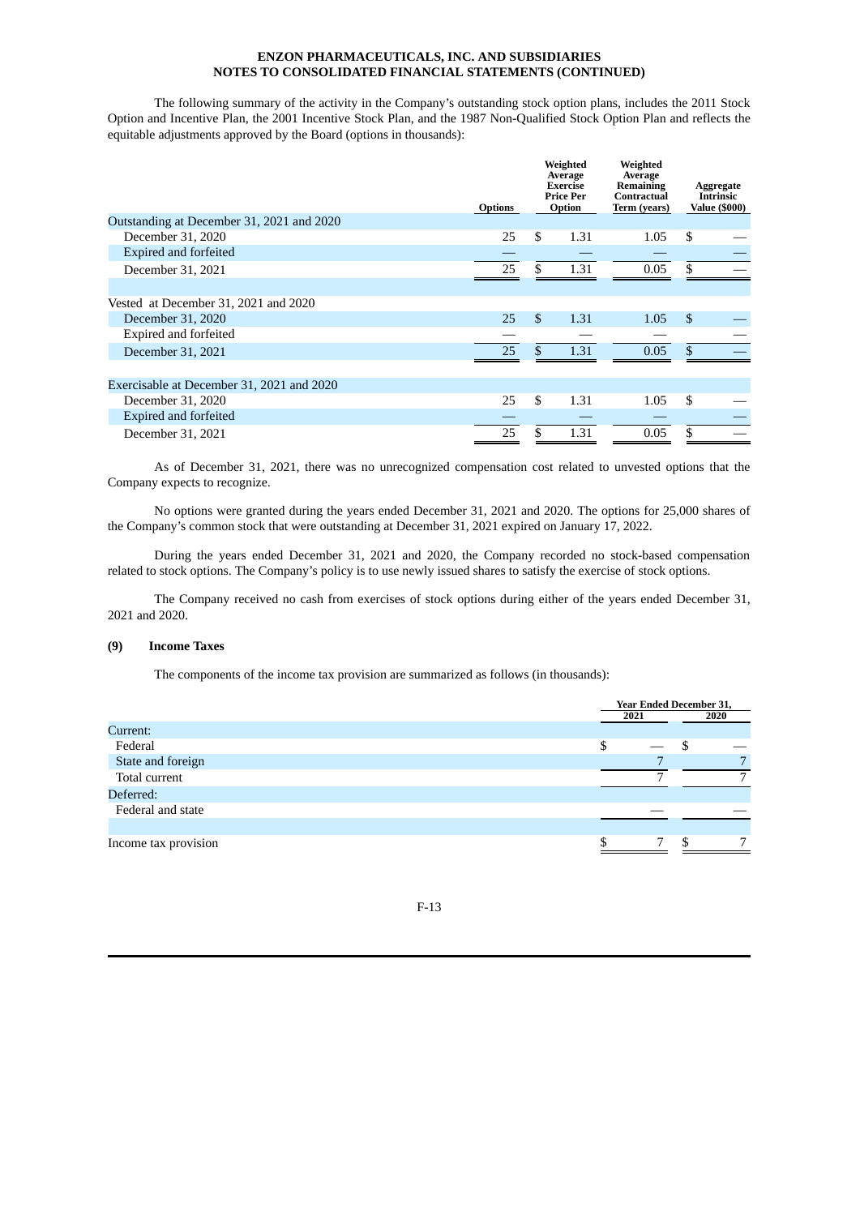The following summary of the activity in the Company's outstanding stock option plans, includes the 2011 Stock Option and Incentive Plan, the 2001 Incentive Stock Plan, and the 1987 Non-Qualified Stock Option Plan and reflects the equitable adjustments approved by the Board (options in thousands):

| | Options | Weighted Average Exercise Price Per Option | Weighted Average Remaining Contractual Term (years) | Aggregate Intrinsic Value ($000) |
|---|---|---|---|---|
| Outstanding at December 31, 2021 and 2020 | | | | |
| December 31, 2020 | 25 | $ 1.31 | 1.05 | $ — |
| Expired and forfeited | — | — | — | — |
| December 31, 2021 | 25 | $ 1.31 | 0.05 | $ — |
| Vested at December 31, 2021 and 2020 | | | | |
| December 31, 2020 | 25 | $ 1.31 | 1.05 | $ — |
| Expired and forfeited | — | — | — | — |
| December 31, 2021 | 25 | $ 1.31 | 0.05 | $ — |
| Exercisable at December 31, 2021 and 2020 | | | | |
| December 31, 2020 | 25 | $ 1.31 | 1.05 | $ — |
| Expired and forfeited | — | — | — | — |
| December 31, 2021 | 25 | $ 1.31 | 0.05 | $ — |

As of December 31, 2021, there was no unrecognized compensation cost related to unvested options that the Company expects to recognize.

No options were granted during the years ended December 31, 2021 and 2020. The options for 25,000 shares of the Company's common stock that were outstanding at December 31, 2021 expired on January 17, 2022.

During the years ended December 31, 2021 and 2020, the Company recorded no stock-based compensation related to stock options. The Company's policy is to use newly issued shares to satisfy the exercise of stock options.

The Company received no cash from exercises of stock options during either of the years ended December 31, 2021 and 2020.

## (9) Income Taxes

The components of the income tax provision are summarized as follows (in thousands):

| | Year Ended December 31, 2021 | Year Ended December 31, 2020 |
|---|---|---|
| Current: | | |
| Federal | $ — | $ — |
| State and foreign | 7 | 7 |
| Total current | 7 | 7 |
| Deferred: | | |
| Federal and state | — | — |
| Income tax provision | $ 7 | $ 7 |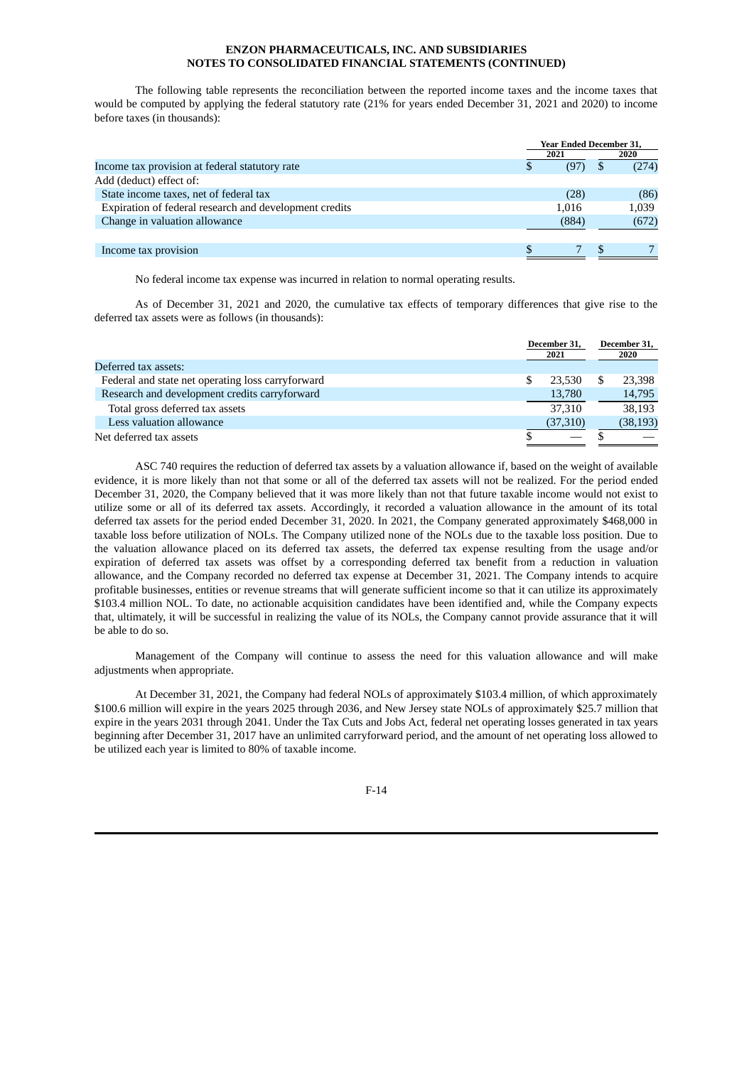ENZON PHARMACEUTICALS, INC. AND SUBSIDIARIES
NOTES TO CONSOLIDATED FINANCIAL STATEMENTS (CONTINUED)

The following table represents the reconciliation between the reported income taxes and the income taxes that would be computed by applying the federal statutory rate (21% for years ended December 31, 2021 and 2020) to income before taxes (in thousands):

| | Year Ended December 31, | |
|---|---|---|
| | 2021 | 2020 |
| Income tax provision at federal statutory rate | $ (97) | $ (274) |
| Add (deduct) effect of: | | |
| State income taxes, net of federal tax | (28) | (86) |
| Expiration of federal research and development credits | 1,016 | 1,039 |
| Change in valuation allowance | (884) | (672) |
| Income tax provision | $ 7 | $ 7 |

No federal income tax expense was incurred in relation to normal operating results.

As of December 31, 2021 and 2020, the cumulative tax effects of temporary differences that give rise to the deferred tax assets were as follows (in thousands):

| | December 31, 2021 | December 31, 2020 |
|---|---|---|
| Deferred tax assets: | | |
| Federal and state net operating loss carryforward | $ 23,530 | $ 23,398 |
| Research and development credits carryforward | 13,780 | 14,795 |
| Total gross deferred tax assets | 37,310 | 38,193 |
| Less valuation allowance | (37,310) | (38,193) |
| Net deferred tax assets | $ — | $ — |

ASC 740 requires the reduction of deferred tax assets by a valuation allowance if, based on the weight of available evidence, it is more likely than not that some or all of the deferred tax assets will not be realized. For the period ended December 31, 2020, the Company believed that it was more likely than not that future taxable income would not exist to utilize some or all of its deferred tax assets. Accordingly, it recorded a valuation allowance in the amount of its total deferred tax assets for the period ended December 31, 2020. In 2021, the Company generated approximately $468,000 in taxable loss before utilization of NOLs. The Company utilized none of the NOLs due to the taxable loss position. Due to the valuation allowance placed on its deferred tax assets, the deferred tax expense resulting from the usage and/or expiration of deferred tax assets was offset by a corresponding deferred tax benefit from a reduction in valuation allowance, and the Company recorded no deferred tax expense at December 31, 2021. The Company intends to acquire profitable businesses, entities or revenue streams that will generate sufficient income so that it can utilize its approximately $103.4 million NOL. To date, no actionable acquisition candidates have been identified and, while the Company expects that, ultimately, it will be successful in realizing the value of its NOLs, the Company cannot provide assurance that it will be able to do so.

Management of the Company will continue to assess the need for this valuation allowance and will make adjustments when appropriate.

At December 31, 2021, the Company had federal NOLs of approximately $103.4 million, of which approximately $100.6 million will expire in the years 2025 through 2036, and New Jersey state NOLs of approximately $25.7 million that expire in the years 2031 through 2041. Under the Tax Cuts and Jobs Act, federal net operating losses generated in tax years beginning after December 31, 2017 have an unlimited carryforward period, and the amount of net operating loss allowed to be utilized each year is limited to 80% of taxable income.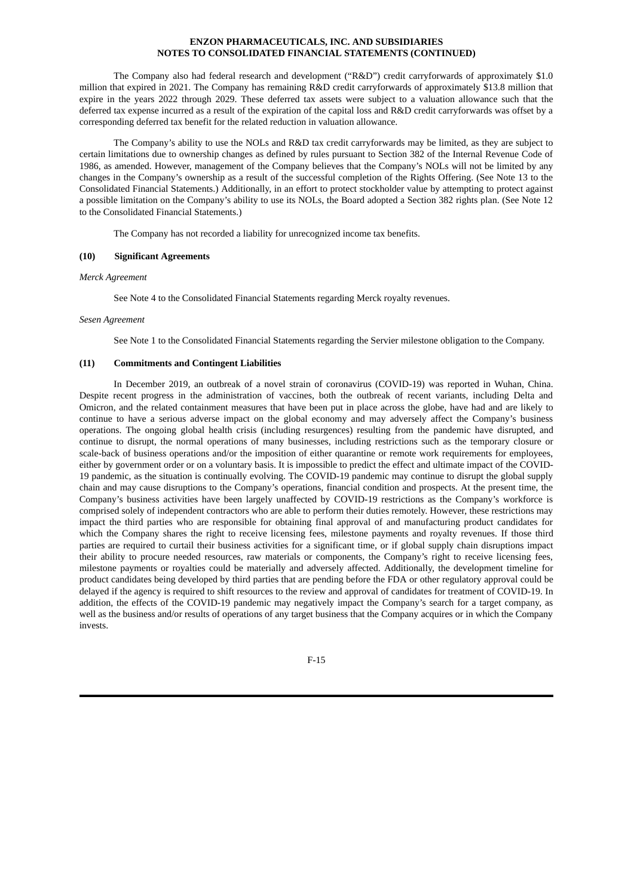The Company also had federal research and development ("R&D") credit carryforwards of approximately $1.0 million that expired in 2021. The Company has remaining R&D credit carryforwards of approximately $13.8 million that expire in the years 2022 through 2029. These deferred tax assets were subject to a valuation allowance such that the deferred tax expense incurred as a result of the expiration of the capital loss and R&D credit carryforwards was offset by a corresponding deferred tax benefit for the related reduction in valuation allowance.

The Company's ability to use the NOLs and R&D tax credit carryforwards may be limited, as they are subject to certain limitations due to ownership changes as defined by rules pursuant to Section 382 of the Internal Revenue Code of 1986, as amended. However, management of the Company believes that the Company's NOLs will not be limited by any changes in the Company's ownership as a result of the successful completion of the Rights Offering. (See Note 13 to the Consolidated Financial Statements.) Additionally, in an effort to protect stockholder value by attempting to protect against a possible limitation on the Company's ability to use its NOLs, the Board adopted a Section 382 rights plan. (See Note 12 to the Consolidated Financial Statements.)

The Company has not recorded a liability for unrecognized income tax benefits.

### (10) Significant Agreements

*Merck Agreement*

See Note 4 to the Consolidated Financial Statements regarding Merck royalty revenues.

*Sesen Agreement*

See Note 1 to the Consolidated Financial Statements regarding the Servier milestone obligation to the Company.

### (11) Commitments and Contingent Liabilities

In December 2019, an outbreak of a novel strain of coronavirus (COVID-19) was reported in Wuhan, China. Despite recent progress in the administration of vaccines, both the outbreak of recent variants, including Delta and Omicron, and the related containment measures that have been put in place across the globe, have had and are likely to continue to have a serious adverse impact on the global economy and may adversely affect the Company's business operations. The ongoing global health crisis (including resurgences) resulting from the pandemic have disrupted, and continue to disrupt, the normal operations of many businesses, including restrictions such as the temporary closure or scale-back of business operations and/or the imposition of either quarantine or remote work requirements for employees, either by government order or on a voluntary basis. It is impossible to predict the effect and ultimate impact of the COVID-19 pandemic, as the situation is continually evolving. The COVID-19 pandemic may continue to disrupt the global supply chain and may cause disruptions to the Company's operations, financial condition and prospects. At the present time, the Company's business activities have been largely unaffected by COVID-19 restrictions as the Company's workforce is comprised solely of independent contractors who are able to perform their duties remotely. However, these restrictions may impact the third parties who are responsible for obtaining final approval of and manufacturing product candidates for which the Company shares the right to receive licensing fees, milestone payments and royalty revenues. If those third parties are required to curtail their business activities for a significant time, or if global supply chain disruptions impact their ability to procure needed resources, raw materials or components, the Company's right to receive licensing fees, milestone payments or royalties could be materially and adversely affected. Additionally, the development timeline for product candidates being developed by third parties that are pending before the FDA or other regulatory approval could be delayed if the agency is required to shift resources to the review and approval of candidates for treatment of COVID-19. In addition, the effects of the COVID-19 pandemic may negatively impact the Company's search for a target company, as well as the business and/or results of operations of any target business that the Company acquires or in which the Company invests.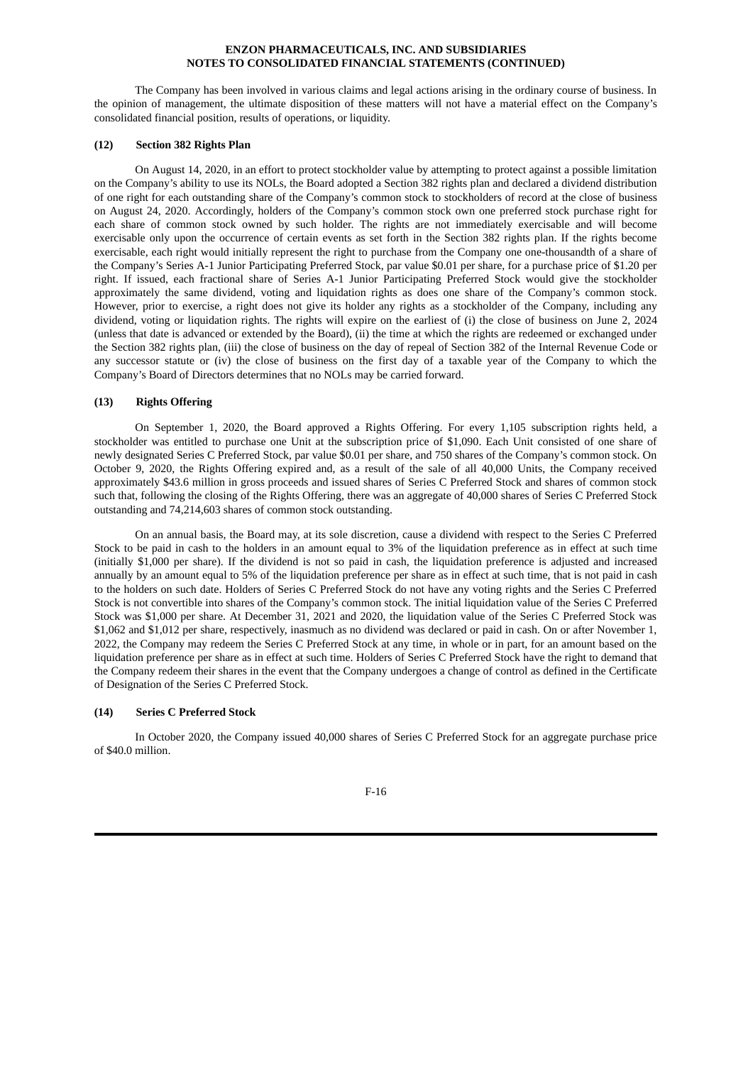The Company has been involved in various claims and legal actions arising in the ordinary course of business. In the opinion of management, the ultimate disposition of these matters will not have a material effect on the Company's consolidated financial position, results of operations, or liquidity.

### (12) Section 382 Rights Plan

On August 14, 2020, in an effort to protect stockholder value by attempting to protect against a possible limitation on the Company's ability to use its NOLs, the Board adopted a Section 382 rights plan and declared a dividend distribution of one right for each outstanding share of the Company's common stock to stockholders of record at the close of business on August 24, 2020. Accordingly, holders of the Company's common stock own one preferred stock purchase right for each share of common stock owned by such holder. The rights are not immediately exercisable and will become exercisable only upon the occurrence of certain events as set forth in the Section 382 rights plan. If the rights become exercisable, each right would initially represent the right to purchase from the Company one one-thousandth of a share of the Company's Series A-1 Junior Participating Preferred Stock, par value $0.01 per share, for a purchase price of $1.20 per right. If issued, each fractional share of Series A-1 Junior Participating Preferred Stock would give the stockholder approximately the same dividend, voting and liquidation rights as does one share of the Company's common stock. However, prior to exercise, a right does not give its holder any rights as a stockholder of the Company, including any dividend, voting or liquidation rights. The rights will expire on the earliest of (i) the close of business on June 2, 2024 (unless that date is advanced or extended by the Board), (ii) the time at which the rights are redeemed or exchanged under the Section 382 rights plan, (iii) the close of business on the day of repeal of Section 382 of the Internal Revenue Code or any successor statute or (iv) the close of business on the first day of a taxable year of the Company to which the Company's Board of Directors determines that no NOLs may be carried forward.

### (13) Rights Offering

On September 1, 2020, the Board approved a Rights Offering. For every 1,105 subscription rights held, a stockholder was entitled to purchase one Unit at the subscription price of $1,090. Each Unit consisted of one share of newly designated Series C Preferred Stock, par value $0.01 per share, and 750 shares of the Company's common stock. On October 9, 2020, the Rights Offering expired and, as a result of the sale of all 40,000 Units, the Company received approximately $43.6 million in gross proceeds and issued shares of Series C Preferred Stock and shares of common stock such that, following the closing of the Rights Offering, there was an aggregate of 40,000 shares of Series C Preferred Stock outstanding and 74,214,603 shares of common stock outstanding.

On an annual basis, the Board may, at its sole discretion, cause a dividend with respect to the Series C Preferred Stock to be paid in cash to the holders in an amount equal to 3% of the liquidation preference as in effect at such time (initially $1,000 per share). If the dividend is not so paid in cash, the liquidation preference is adjusted and increased annually by an amount equal to 5% of the liquidation preference per share as in effect at such time, that is not paid in cash to the holders on such date. Holders of Series C Preferred Stock do not have any voting rights and the Series C Preferred Stock is not convertible into shares of the Company's common stock. The initial liquidation value of the Series C Preferred Stock was $1,000 per share. At December 31, 2021 and 2020, the liquidation value of the Series C Preferred Stock was $1,062 and $1,012 per share, respectively, inasmuch as no dividend was declared or paid in cash. On or after November 1, 2022, the Company may redeem the Series C Preferred Stock at any time, in whole or in part, for an amount based on the liquidation preference per share as in effect at such time. Holders of Series C Preferred Stock have the right to demand that the Company redeem their shares in the event that the Company undergoes a change of control as defined in the Certificate of Designation of the Series C Preferred Stock.

### (14) Series C Preferred Stock

In October 2020, the Company issued 40,000 shares of Series C Preferred Stock for an aggregate purchase price of $40.0 million.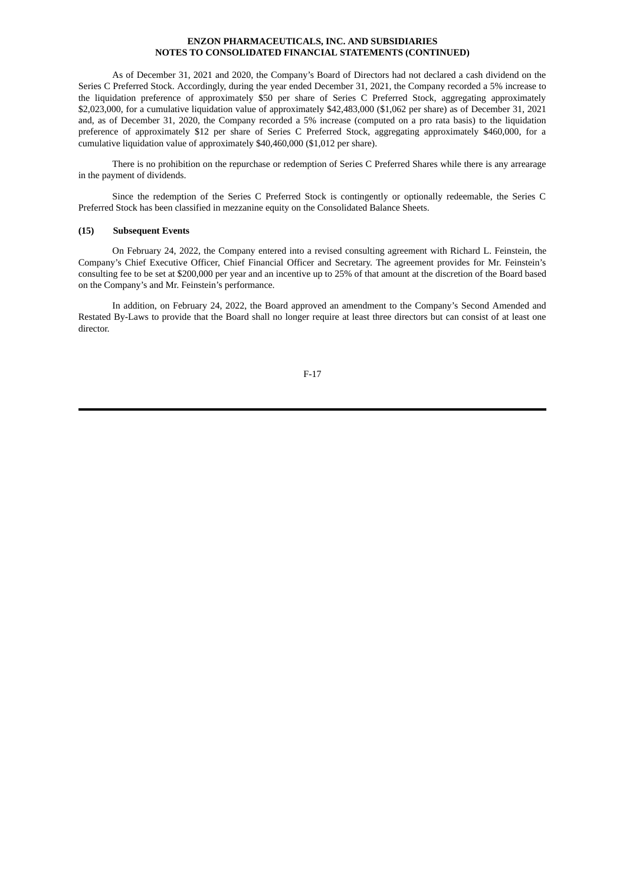As of December 31, 2021 and 2020, the Company's Board of Directors had not declared a cash dividend on the Series C Preferred Stock. Accordingly, during the year ended December 31, 2021, the Company recorded a 5% increase to the liquidation preference of approximately $50 per share of Series C Preferred Stock, aggregating approximately $2,023,000, for a cumulative liquidation value of approximately $42,483,000 ($1,062 per share) as of December 31, 2021 and, as of December 31, 2020, the Company recorded a 5% increase (computed on a pro rata basis) to the liquidation preference of approximately $12 per share of Series C Preferred Stock, aggregating approximately $460,000, for a cumulative liquidation value of approximately $40,460,000 ($1,012 per share).

There is no prohibition on the repurchase or redemption of Series C Preferred Shares while there is any arrearage in the payment of dividends.

Since the redemption of the Series C Preferred Stock is contingently or optionally redeemable, the Series C Preferred Stock has been classified in mezzanine equity on the Consolidated Balance Sheets.

### (15) Subsequent Events

On February 24, 2022, the Company entered into a revised consulting agreement with Richard L. Feinstein, the Company's Chief Executive Officer, Chief Financial Officer and Secretary. The agreement provides for Mr. Feinstein's consulting fee to be set at $200,000 per year and an incentive up to 25% of that amount at the discretion of the Board based on the Company's and Mr. Feinstein's performance.

In addition, on February 24, 2022, the Board approved an amendment to the Company's Second Amended and Restated By-Laws to provide that the Board shall no longer require at least three directors but can consist of at least one director.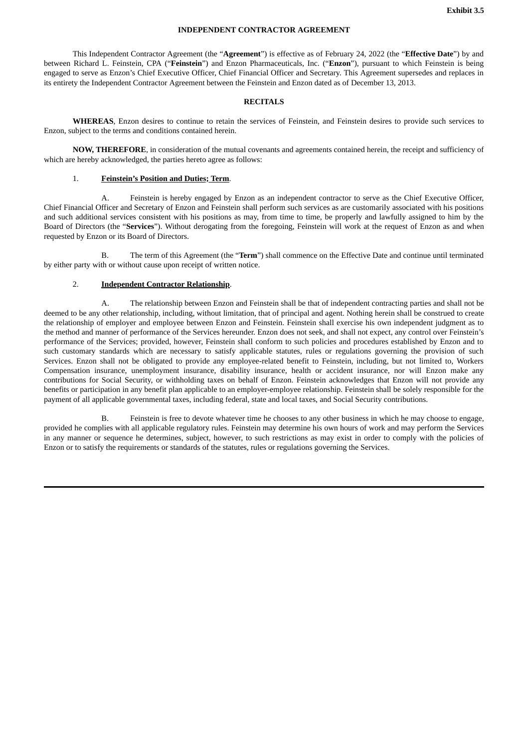Exhibit 3.5

# INDEPENDENT CONTRACTOR AGREEMENT

This Independent Contractor Agreement (the "**Agreement**") is effective as of February 24, 2022 (the "**Effective Date**") by and between Richard L. Feinstein, CPA ("**Feinstein**") and Enzon Pharmaceuticals, Inc. ("**Enzon**"), pursuant to which Feinstein is being engaged to serve as Enzon's Chief Executive Officer, Chief Financial Officer and Secretary. This Agreement supersedes and replaces in its entirety the Independent Contractor Agreement between the Feinstein and Enzon dated as of December 13, 2013.

## RECITALS

**WHEREAS**, Enzon desires to continue to retain the services of Feinstein, and Feinstein desires to provide such services to Enzon, subject to the terms and conditions contained herein.

**NOW, THEREFORE**, in consideration of the mutual covenants and agreements contained herein, the receipt and sufficiency of which are hereby acknowledged, the parties hereto agree as follows:

1. **Feinstein's Position and Duties; Term**.

A. Feinstein is hereby engaged by Enzon as an independent contractor to serve as the Chief Executive Officer, Chief Financial Officer and Secretary of Enzon and Feinstein shall perform such services as are customarily associated with his positions and such additional services consistent with his positions as may, from time to time, be properly and lawfully assigned to him by the Board of Directors (the "**Services**"). Without derogating from the foregoing, Feinstein will work at the request of Enzon as and when requested by Enzon or its Board of Directors.

B. The term of this Agreement (the "**Term**") shall commence on the Effective Date and continue until terminated by either party with or without cause upon receipt of written notice.

2. **Independent Contractor Relationship**.

A. The relationship between Enzon and Feinstein shall be that of independent contracting parties and shall not be deemed to be any other relationship, including, without limitation, that of principal and agent. Nothing herein shall be construed to create the relationship of employer and employee between Enzon and Feinstein. Feinstein shall exercise his own independent judgment as to the method and manner of performance of the Services hereunder. Enzon does not seek, and shall not expect, any control over Feinstein's performance of the Services; provided, however, Feinstein shall conform to such policies and procedures established by Enzon and to such customary standards which are necessary to satisfy applicable statutes, rules or regulations governing the provision of such Services. Enzon shall not be obligated to provide any employee-related benefit to Feinstein, including, but not limited to, Workers Compensation insurance, unemployment insurance, disability insurance, health or accident insurance, nor will Enzon make any contributions for Social Security, or withholding taxes on behalf of Enzon. Feinstein acknowledges that Enzon will not provide any benefits or participation in any benefit plan applicable to an employer-employee relationship. Feinstein shall be solely responsible for the payment of all applicable governmental taxes, including federal, state and local taxes, and Social Security contributions.

B. Feinstein is free to devote whatever time he chooses to any other business in which he may choose to engage, provided he complies with all applicable regulatory rules. Feinstein may determine his own hours of work and may perform the Services in any manner or sequence he determines, subject, however, to such restrictions as may exist in order to comply with the policies of Enzon or to satisfy the requirements or standards of the statutes, rules or regulations governing the Services.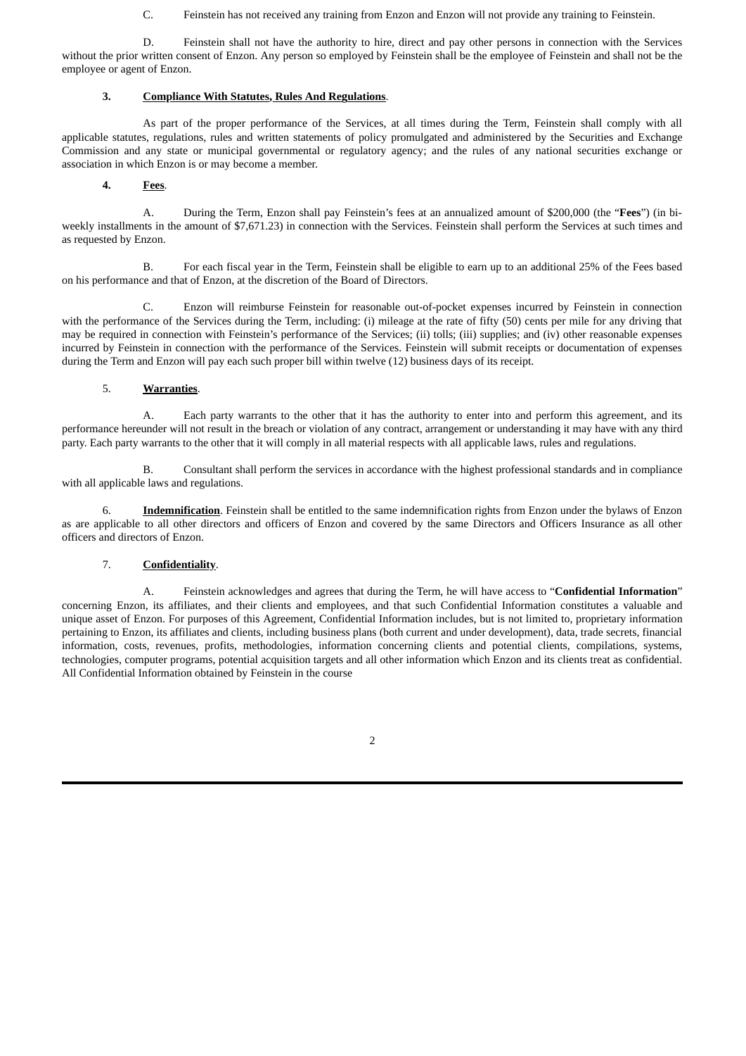C. Feinstein has not received any training from Enzon and Enzon will not provide any training to Feinstein.

D. Feinstein shall not have the authority to hire, direct and pay other persons in connection with the Services without the prior written consent of Enzon. Any person so employed by Feinstein shall be the employee of Feinstein and shall not be the employee or agent of Enzon.

**3. <u>Compliance With Statutes, Rules And Regulations</u>**.

As part of the proper performance of the Services, at all times during the Term, Feinstein shall comply with all applicable statutes, regulations, rules and written statements of policy promulgated and administered by the Securities and Exchange Commission and any state or municipal governmental or regulatory agency; and the rules of any national securities exchange or association in which Enzon is or may become a member.

**4. <u>Fees</u>**.

A. During the Term, Enzon shall pay Feinstein's fees at an annualized amount of $200,000 (the "**Fees**") (in bi-weekly installments in the amount of $7,671.23) in connection with the Services. Feinstein shall perform the Services at such times and as requested by Enzon.

B. For each fiscal year in the Term, Feinstein shall be eligible to earn up to an additional 25% of the Fees based on his performance and that of Enzon, at the discretion of the Board of Directors.

C. Enzon will reimburse Feinstein for reasonable out-of-pocket expenses incurred by Feinstein in connection with the performance of the Services during the Term, including: (i) mileage at the rate of fifty (50) cents per mile for any driving that may be required in connection with Feinstein's performance of the Services; (ii) tolls; (iii) supplies; and (iv) other reasonable expenses incurred by Feinstein in connection with the performance of the Services. Feinstein will submit receipts or documentation of expenses during the Term and Enzon will pay each such proper bill within twelve (12) business days of its receipt.

5. **<u>Warranties</u>**.

A. Each party warrants to the other that it has the authority to enter into and perform this agreement, and its performance hereunder will not result in the breach or violation of any contract, arrangement or understanding it may have with any third party. Each party warrants to the other that it will comply in all material respects with all applicable laws, rules and regulations.

B. Consultant shall perform the services in accordance with the highest professional standards and in compliance with all applicable laws and regulations.

6. **<u>Indemnification</u>**. Feinstein shall be entitled to the same indemnification rights from Enzon under the bylaws of Enzon as are applicable to all other directors and officers of Enzon and covered by the same Directors and Officers Insurance as all other officers and directors of Enzon.

7. **<u>Confidentiality</u>**.

A. Feinstein acknowledges and agrees that during the Term, he will have access to "**Confidential Information**" concerning Enzon, its affiliates, and their clients and employees, and that such Confidential Information constitutes a valuable and unique asset of Enzon. For purposes of this Agreement, Confidential Information includes, but is not limited to, proprietary information pertaining to Enzon, its affiliates and clients, including business plans (both current and under development), data, trade secrets, financial information, costs, revenues, profits, methodologies, information concerning clients and potential clients, compilations, systems, technologies, computer programs, potential acquisition targets and all other information which Enzon and its clients treat as confidential. All Confidential Information obtained by Feinstein in the course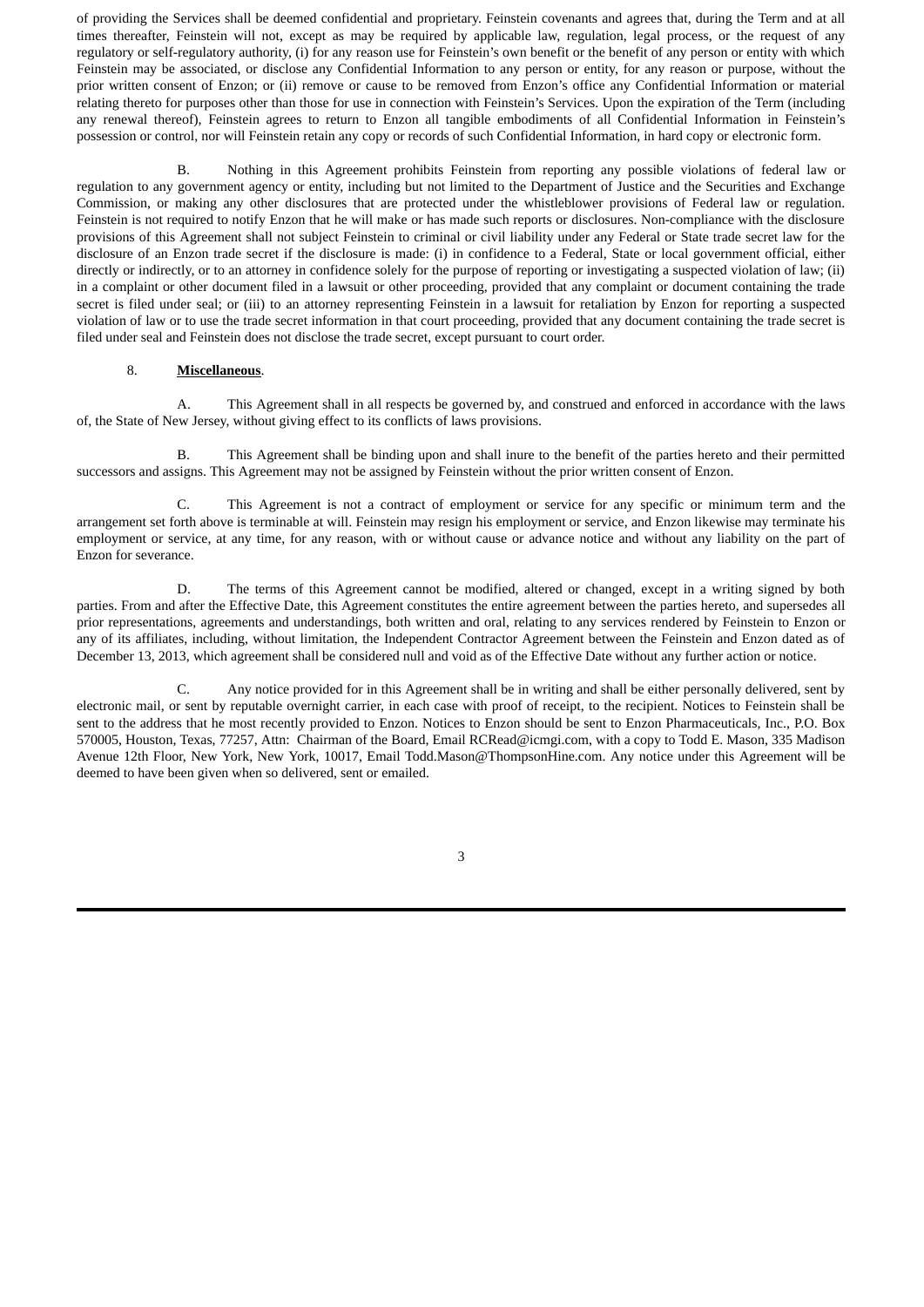of providing the Services shall be deemed confidential and proprietary. Feinstein covenants and agrees that, during the Term and at all times thereafter, Feinstein will not, except as may be required by applicable law, regulation, legal process, or the request of any regulatory or self-regulatory authority, (i) for any reason use for Feinstein's own benefit or the benefit of any person or entity with which Feinstein may be associated, or disclose any Confidential Information to any person or entity, for any reason or purpose, without the prior written consent of Enzon; or (ii) remove or cause to be removed from Enzon's office any Confidential Information or material relating thereto for purposes other than those for use in connection with Feinstein's Services. Upon the expiration of the Term (including any renewal thereof), Feinstein agrees to return to Enzon all tangible embodiments of all Confidential Information in Feinstein's possession or control, nor will Feinstein retain any copy or records of such Confidential Information, in hard copy or electronic form.

B. Nothing in this Agreement prohibits Feinstein from reporting any possible violations of federal law or regulation to any government agency or entity, including but not limited to the Department of Justice and the Securities and Exchange Commission, or making any other disclosures that are protected under the whistleblower provisions of Federal law or regulation. Feinstein is not required to notify Enzon that he will make or has made such reports or disclosures. Non-compliance with the disclosure provisions of this Agreement shall not subject Feinstein to criminal or civil liability under any Federal or State trade secret law for the disclosure of an Enzon trade secret if the disclosure is made: (i) in confidence to a Federal, State or local government official, either directly or indirectly, or to an attorney in confidence solely for the purpose of reporting or investigating a suspected violation of law; (ii) in a complaint or other document filed in a lawsuit or other proceeding, provided that any complaint or document containing the trade secret is filed under seal; or (iii) to an attorney representing Feinstein in a lawsuit for retaliation by Enzon for reporting a suspected violation of law or to use the trade secret information in that court proceeding, provided that any document containing the trade secret is filed under seal and Feinstein does not disclose the trade secret, except pursuant to court order.

8. **Miscellaneous**.

A. This Agreement shall in all respects be governed by, and construed and enforced in accordance with the laws of, the State of New Jersey, without giving effect to its conflicts of laws provisions.

B. This Agreement shall be binding upon and shall inure to the benefit of the parties hereto and their permitted successors and assigns. This Agreement may not be assigned by Feinstein without the prior written consent of Enzon.

C. This Agreement is not a contract of employment or service for any specific or minimum term and the arrangement set forth above is terminable at will. Feinstein may resign his employment or service, and Enzon likewise may terminate his employment or service, at any time, for any reason, with or without cause or advance notice and without any liability on the part of Enzon for severance.

D. The terms of this Agreement cannot be modified, altered or changed, except in a writing signed by both parties. From and after the Effective Date, this Agreement constitutes the entire agreement between the parties hereto, and supersedes all prior representations, agreements and understandings, both written and oral, relating to any services rendered by Feinstein to Enzon or any of its affiliates, including, without limitation, the Independent Contractor Agreement between the Feinstein and Enzon dated as of December 13, 2013, which agreement shall be considered null and void as of the Effective Date without any further action or notice.

C. Any notice provided for in this Agreement shall be in writing and shall be either personally delivered, sent by electronic mail, or sent by reputable overnight carrier, in each case with proof of receipt, to the recipient. Notices to Feinstein shall be sent to the address that he most recently provided to Enzon. Notices to Enzon should be sent to Enzon Pharmaceuticals, Inc., P.O. Box 570005, Houston, Texas, 77257, Attn: Chairman of the Board, Email RCRead@icmgi.com, with a copy to Todd E. Mason, 335 Madison Avenue 12th Floor, New York, New York, 10017, Email Todd.Mason@ThompsonHine.com. Any notice under this Agreement will be deemed to have been given when so delivered, sent or emailed.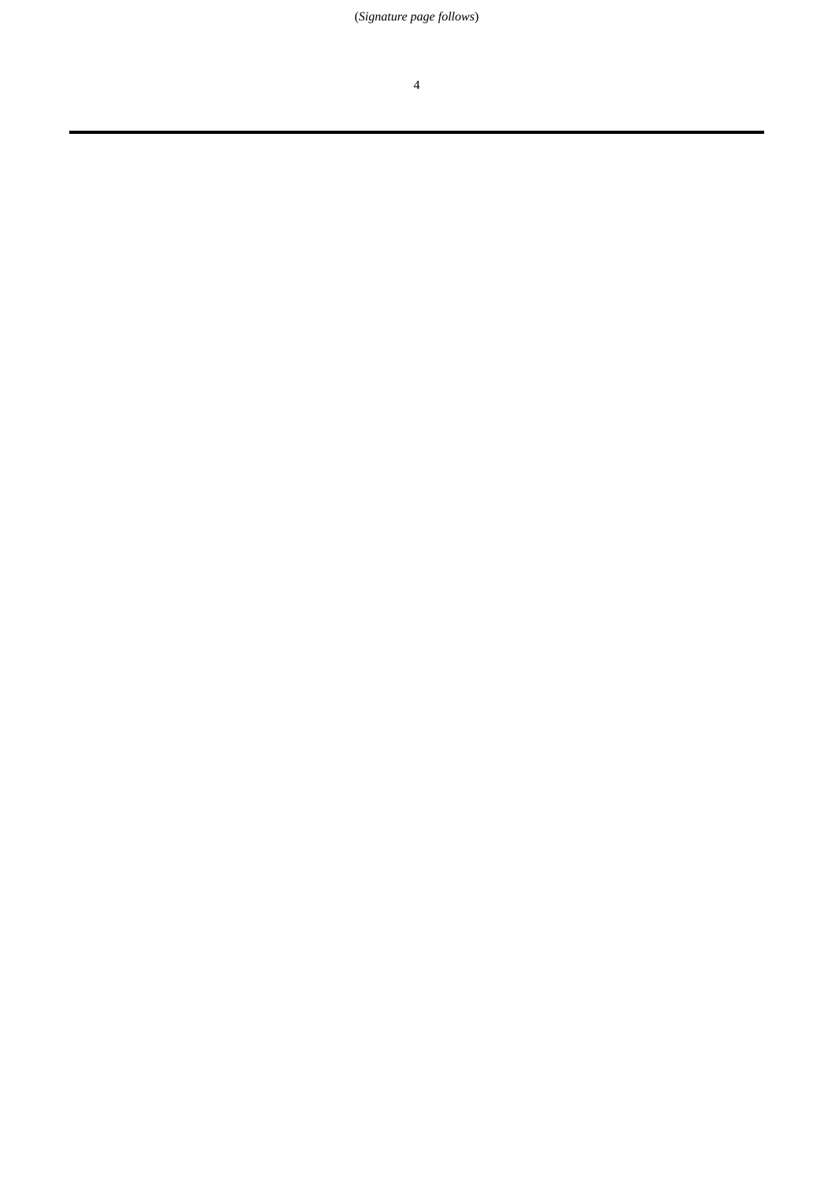(*Signature page follows*)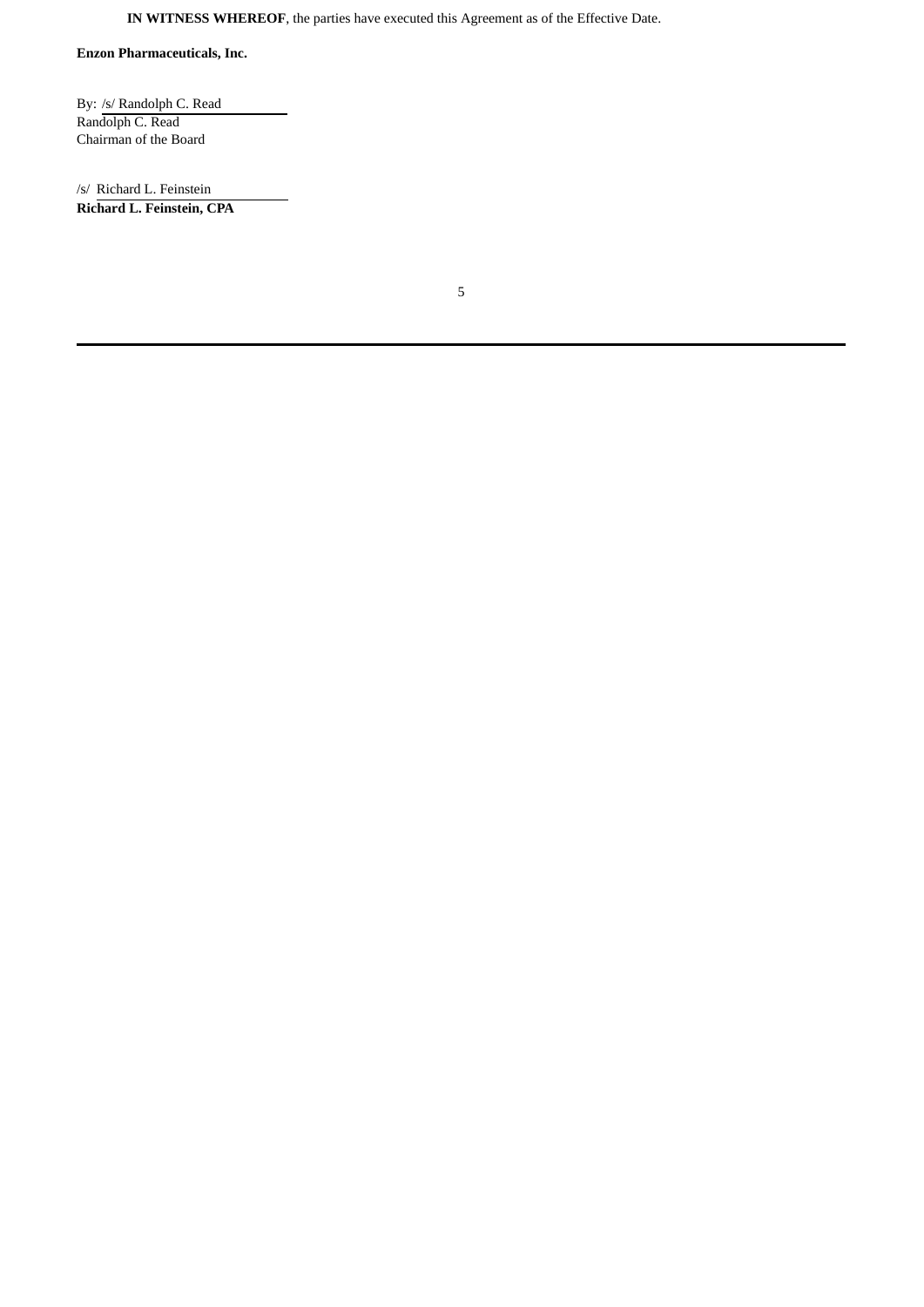**IN WITNESS WHEREOF**, the parties have executed this Agreement as of the Effective Date.

**Enzon Pharmaceuticals, Inc.**

By: /s/ Randolph C. Read
Randolph C. Read
Chairman of the Board

/s/ Richard L. Feinstein
**Richard L. Feinstein, CPA**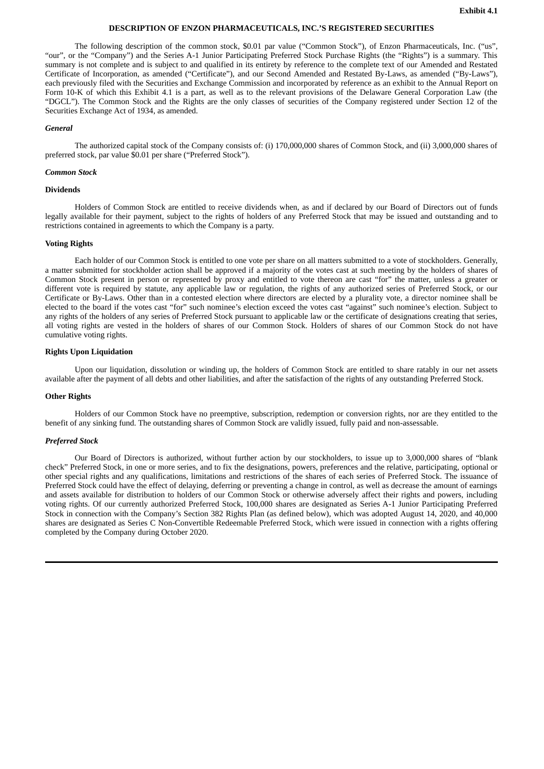Exhibit 4.1

# DESCRIPTION OF ENZON PHARMACEUTICALS, INC.'S REGISTERED SECURITIES

The following description of the common stock, $0.01 par value ("Common Stock"), of Enzon Pharmaceuticals, Inc. ("us", "our", or the "Company") and the Series A-1 Junior Participating Preferred Stock Purchase Rights (the "Rights") is a summary. This summary is not complete and is subject to and qualified in its entirety by reference to the complete text of our Amended and Restated Certificate of Incorporation, as amended ("Certificate"), and our Second Amended and Restated By-Laws, as amended ("By-Laws"), each previously filed with the Securities and Exchange Commission and incorporated by reference as an exhibit to the Annual Report on Form 10-K of which this Exhibit 4.1 is a part, as well as to the relevant provisions of the Delaware General Corporation Law (the "DGCL"). The Common Stock and the Rights are the only classes of securities of the Company registered under Section 12 of the Securities Exchange Act of 1934, as amended.

## *General*

The authorized capital stock of the Company consists of: (i) 170,000,000 shares of Common Stock, and (ii) 3,000,000 shares of preferred stock, par value $0.01 per share ("Preferred Stock").

## *Common Stock*

### Dividends

Holders of Common Stock are entitled to receive dividends when, as and if declared by our Board of Directors out of funds legally available for their payment, subject to the rights of holders of any Preferred Stock that may be issued and outstanding and to restrictions contained in agreements to which the Company is a party.

### Voting Rights

Each holder of our Common Stock is entitled to one vote per share on all matters submitted to a vote of stockholders. Generally, a matter submitted for stockholder action shall be approved if a majority of the votes cast at such meeting by the holders of shares of Common Stock present in person or represented by proxy and entitled to vote thereon are cast "for" the matter, unless a greater or different vote is required by statute, any applicable law or regulation, the rights of any authorized series of Preferred Stock, or our Certificate or By-Laws. Other than in a contested election where directors are elected by a plurality vote, a director nominee shall be elected to the board if the votes cast "for" such nominee's election exceed the votes cast "against" such nominee's election. Subject to any rights of the holders of any series of Preferred Stock pursuant to applicable law or the certificate of designations creating that series, all voting rights are vested in the holders of shares of our Common Stock. Holders of shares of our Common Stock do not have cumulative voting rights.

### Rights Upon Liquidation

Upon our liquidation, dissolution or winding up, the holders of Common Stock are entitled to share ratably in our net assets available after the payment of all debts and other liabilities, and after the satisfaction of the rights of any outstanding Preferred Stock.

### Other Rights

Holders of our Common Stock have no preemptive, subscription, redemption or conversion rights, nor are they entitled to the benefit of any sinking fund. The outstanding shares of Common Stock are validly issued, fully paid and non-assessable.

## *Preferred Stock*

Our Board of Directors is authorized, without further action by our stockholders, to issue up to 3,000,000 shares of "blank check" Preferred Stock, in one or more series, and to fix the designations, powers, preferences and the relative, participating, optional or other special rights and any qualifications, limitations and restrictions of the shares of each series of Preferred Stock. The issuance of Preferred Stock could have the effect of delaying, deferring or preventing a change in control, as well as decrease the amount of earnings and assets available for distribution to holders of our Common Stock or otherwise adversely affect their rights and powers, including voting rights. Of our currently authorized Preferred Stock, 100,000 shares are designated as Series A-1 Junior Participating Preferred Stock in connection with the Company's Section 382 Rights Plan (as defined below), which was adopted August 14, 2020, and 40,000 shares are designated as Series C Non-Convertible Redeemable Preferred Stock, which were issued in connection with a rights offering completed by the Company during October 2020.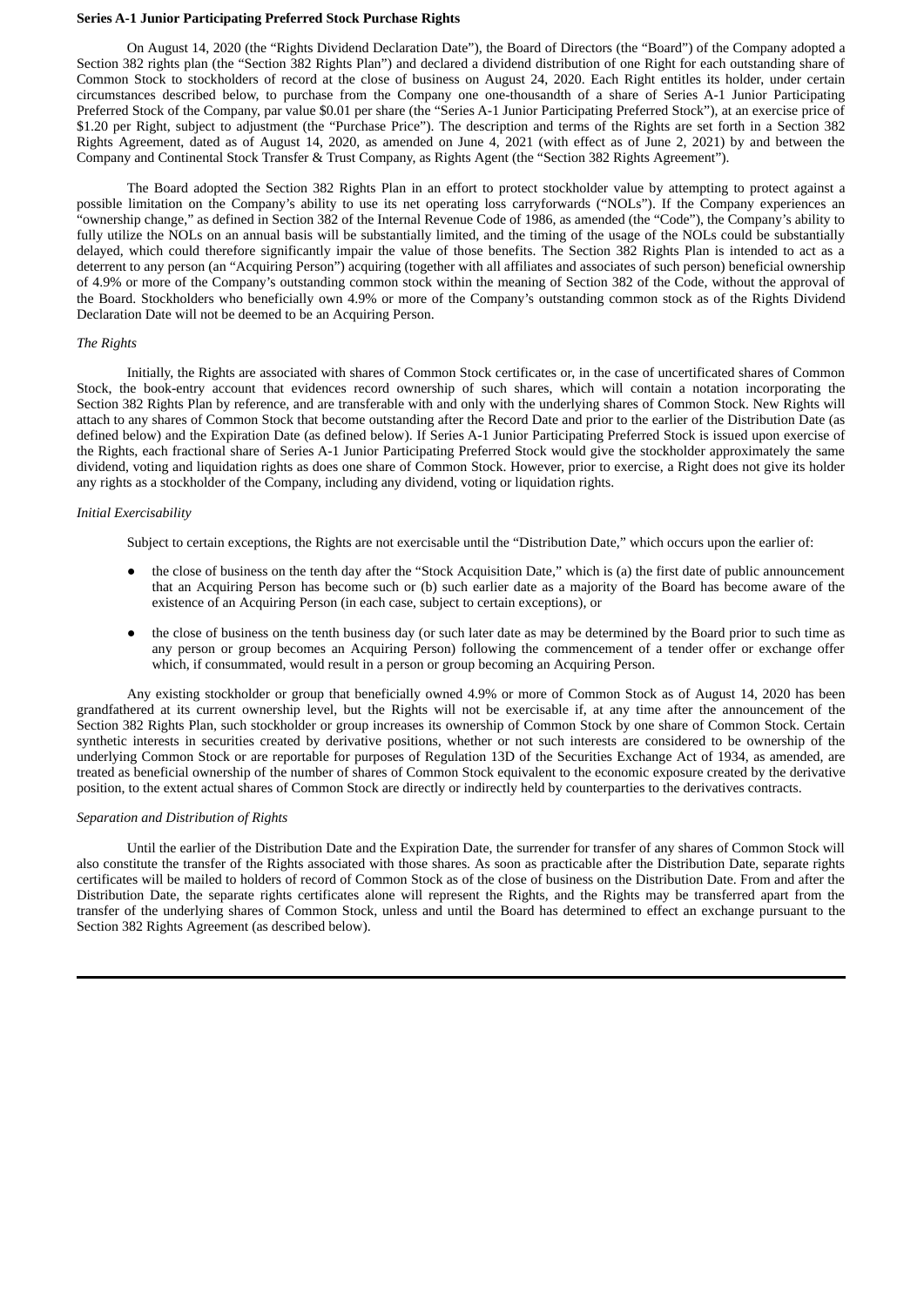**Series A-1 Junior Participating Preferred Stock Purchase Rights**

On August 14, 2020 (the "Rights Dividend Declaration Date"), the Board of Directors (the "Board") of the Company adopted a Section 382 rights plan (the "Section 382 Rights Plan") and declared a dividend distribution of one Right for each outstanding share of Common Stock to stockholders of record at the close of business on August 24, 2020. Each Right entitles its holder, under certain circumstances described below, to purchase from the Company one one-thousandth of a share of Series A-1 Junior Participating Preferred Stock of the Company, par value $0.01 per share (the "Series A-1 Junior Participating Preferred Stock"), at an exercise price of $1.20 per Right, subject to adjustment (the "Purchase Price"). The description and terms of the Rights are set forth in a Section 382 Rights Agreement, dated as of August 14, 2020, as amended on June 4, 2021 (with effect as of June 2, 2021) by and between the Company and Continental Stock Transfer & Trust Company, as Rights Agent (the "Section 382 Rights Agreement").

The Board adopted the Section 382 Rights Plan in an effort to protect stockholder value by attempting to protect against a possible limitation on the Company's ability to use its net operating loss carryforwards ("NOLs"). If the Company experiences an "ownership change," as defined in Section 382 of the Internal Revenue Code of 1986, as amended (the "Code"), the Company's ability to fully utilize the NOLs on an annual basis will be substantially limited, and the timing of the usage of the NOLs could be substantially delayed, which could therefore significantly impair the value of those benefits. The Section 382 Rights Plan is intended to act as a deterrent to any person (an "Acquiring Person") acquiring (together with all affiliates and associates of such person) beneficial ownership of 4.9% or more of the Company's outstanding common stock within the meaning of Section 382 of the Code, without the approval of the Board. Stockholders who beneficially own 4.9% or more of the Company's outstanding common stock as of the Rights Dividend Declaration Date will not be deemed to be an Acquiring Person.

*The Rights*

Initially, the Rights are associated with shares of Common Stock certificates or, in the case of uncertificated shares of Common Stock, the book-entry account that evidences record ownership of such shares, which will contain a notation incorporating the Section 382 Rights Plan by reference, and are transferable with and only with the underlying shares of Common Stock. New Rights will attach to any shares of Common Stock that become outstanding after the Record Date and prior to the earlier of the Distribution Date (as defined below) and the Expiration Date (as defined below). If Series A-1 Junior Participating Preferred Stock is issued upon exercise of the Rights, each fractional share of Series A-1 Junior Participating Preferred Stock would give the stockholder approximately the same dividend, voting and liquidation rights as does one share of Common Stock. However, prior to exercise, a Right does not give its holder any rights as a stockholder of the Company, including any dividend, voting or liquidation rights.

*Initial Exercisability*

Subject to certain exceptions, the Rights are not exercisable until the "Distribution Date," which occurs upon the earlier of:

- the close of business on the tenth day after the "Stock Acquisition Date," which is (a) the first date of public announcement that an Acquiring Person has become such or (b) such earlier date as a majority of the Board has become aware of the existence of an Acquiring Person (in each case, subject to certain exceptions), or
- the close of business on the tenth business day (or such later date as may be determined by the Board prior to such time as any person or group becomes an Acquiring Person) following the commencement of a tender offer or exchange offer which, if consummated, would result in a person or group becoming an Acquiring Person.

Any existing stockholder or group that beneficially owned 4.9% or more of Common Stock as of August 14, 2020 has been grandfathered at its current ownership level, but the Rights will not be exercisable if, at any time after the announcement of the Section 382 Rights Plan, such stockholder or group increases its ownership of Common Stock by one share of Common Stock. Certain synthetic interests in securities created by derivative positions, whether or not such interests are considered to be ownership of the underlying Common Stock or are reportable for purposes of Regulation 13D of the Securities Exchange Act of 1934, as amended, are treated as beneficial ownership of the number of shares of Common Stock equivalent to the economic exposure created by the derivative position, to the extent actual shares of Common Stock are directly or indirectly held by counterparties to the derivatives contracts.

*Separation and Distribution of Rights*

Until the earlier of the Distribution Date and the Expiration Date, the surrender for transfer of any shares of Common Stock will also constitute the transfer of the Rights associated with those shares. As soon as practicable after the Distribution Date, separate rights certificates will be mailed to holders of record of Common Stock as of the close of business on the Distribution Date. From and after the Distribution Date, the separate rights certificates alone will represent the Rights, and the Rights may be transferred apart from the transfer of the underlying shares of Common Stock, unless and until the Board has determined to effect an exchange pursuant to the Section 382 Rights Agreement (as described below).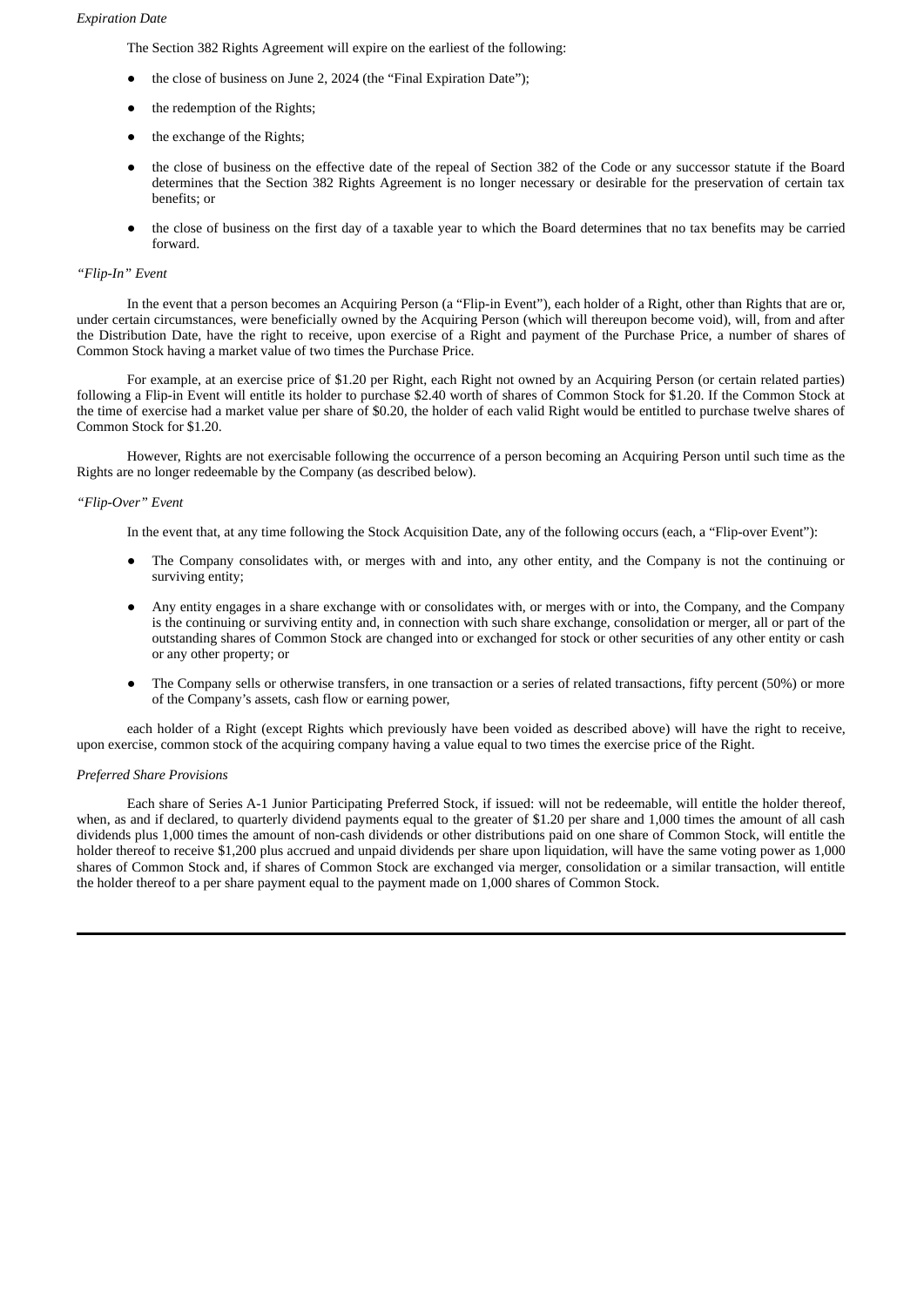*Expiration Date*

The Section 382 Rights Agreement will expire on the earliest of the following:

- the close of business on June 2, 2024 (the "Final Expiration Date");
- the redemption of the Rights;
- the exchange of the Rights;
- the close of business on the effective date of the repeal of Section 382 of the Code or any successor statute if the Board determines that the Section 382 Rights Agreement is no longer necessary or desirable for the preservation of certain tax benefits; or
- the close of business on the first day of a taxable year to which the Board determines that no tax benefits may be carried forward.

*"Flip-In" Event*

In the event that a person becomes an Acquiring Person (a "Flip-in Event"), each holder of a Right, other than Rights that are or, under certain circumstances, were beneficially owned by the Acquiring Person (which will thereupon become void), will, from and after the Distribution Date, have the right to receive, upon exercise of a Right and payment of the Purchase Price, a number of shares of Common Stock having a market value of two times the Purchase Price.

For example, at an exercise price of $1.20 per Right, each Right not owned by an Acquiring Person (or certain related parties) following a Flip-in Event will entitle its holder to purchase $2.40 worth of shares of Common Stock for $1.20. If the Common Stock at the time of exercise had a market value per share of $0.20, the holder of each valid Right would be entitled to purchase twelve shares of Common Stock for $1.20.

However, Rights are not exercisable following the occurrence of a person becoming an Acquiring Person until such time as the Rights are no longer redeemable by the Company (as described below).

*"Flip-Over" Event*

In the event that, at any time following the Stock Acquisition Date, any of the following occurs (each, a "Flip-over Event"):

- The Company consolidates with, or merges with and into, any other entity, and the Company is not the continuing or surviving entity;
- Any entity engages in a share exchange with or consolidates with, or merges with or into, the Company, and the Company is the continuing or surviving entity and, in connection with such share exchange, consolidation or merger, all or part of the outstanding shares of Common Stock are changed into or exchanged for stock or other securities of any other entity or cash or any other property; or
- The Company sells or otherwise transfers, in one transaction or a series of related transactions, fifty percent (50%) or more of the Company's assets, cash flow or earning power,

each holder of a Right (except Rights which previously have been voided as described above) will have the right to receive, upon exercise, common stock of the acquiring company having a value equal to two times the exercise price of the Right.

*Preferred Share Provisions*

Each share of Series A-1 Junior Participating Preferred Stock, if issued: will not be redeemable, will entitle the holder thereof, when, as and if declared, to quarterly dividend payments equal to the greater of $1.20 per share and 1,000 times the amount of all cash dividends plus 1,000 times the amount of non-cash dividends or other distributions paid on one share of Common Stock, will entitle the holder thereof to receive $1,200 plus accrued and unpaid dividends per share upon liquidation, will have the same voting power as 1,000 shares of Common Stock and, if shares of Common Stock are exchanged via merger, consolidation or a similar transaction, will entitle the holder thereof to a per share payment equal to the payment made on 1,000 shares of Common Stock.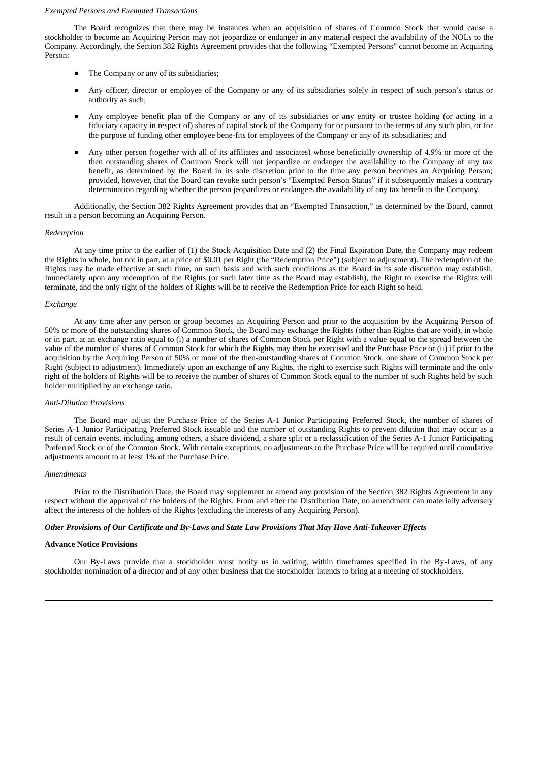*Exempted Persons and Exempted Transactions*

The Board recognizes that there may be instances when an acquisition of shares of Common Stock that would cause a stockholder to become an Acquiring Person may not jeopardize or endanger in any material respect the availability of the NOLs to the Company. Accordingly, the Section 382 Rights Agreement provides that the following "Exempted Persons" cannot become an Acquiring Person:

- The Company or any of its subsidiaries;
- Any officer, director or employee of the Company or any of its subsidiaries solely in respect of such person's status or authority as such;
- Any employee benefit plan of the Company or any of its subsidiaries or any entity or trustee holding (or acting in a fiduciary capacity in respect of) shares of capital stock of the Company for or pursuant to the terms of any such plan, or for the purpose of funding other employee bene-fits for employees of the Company or any of its subsidiaries; and
- Any other person (together with all of its affiliates and associates) whose beneficially ownership of 4.9% or more of the then outstanding shares of Common Stock will not jeopardize or endanger the availability to the Company of any tax benefit, as determined by the Board in its sole discretion prior to the time any person becomes an Acquiring Person; provided, however, that the Board can revoke such person's "Exempted Person Status" if it subsequently makes a contrary determination regarding whether the person jeopardizes or endangers the availability of any tax benefit to the Company.

Additionally, the Section 382 Rights Agreement provides that an "Exempted Transaction," as determined by the Board, cannot result in a person becoming an Acquiring Person.

*Redemption*

At any time prior to the earlier of (1) the Stock Acquisition Date and (2) the Final Expiration Date, the Company may redeem the Rights in whole, but not in part, at a price of $0.01 per Right (the "Redemption Price") (subject to adjustment). The redemption of the Rights may be made effective at such time, on such basis and with such conditions as the Board in its sole discretion may establish. Immediately upon any redemption of the Rights (or such later time as the Board may establish), the Right to exercise the Rights will terminate, and the only right of the holders of Rights will be to receive the Redemption Price for each Right so held.

*Exchange*

At any time after any person or group becomes an Acquiring Person and prior to the acquisition by the Acquiring Person of 50% or more of the outstanding shares of Common Stock, the Board may exchange the Rights (other than Rights that are void), in whole or in part, at an exchange ratio equal to (i) a number of shares of Common Stock per Right with a value equal to the spread between the value of the number of shares of Common Stock for which the Rights may then be exercised and the Purchase Price or (ii) if prior to the acquisition by the Acquiring Person of 50% or more of the then-outstanding shares of Common Stock, one share of Common Stock per Right (subject to adjustment). Immediately upon an exchange of any Rights, the right to exercise such Rights will terminate and the only right of the holders of Rights will be to receive the number of shares of Common Stock equal to the number of such Rights held by such holder multiplied by an exchange ratio.

*Anti-Dilution Provisions*

The Board may adjust the Purchase Price of the Series A-1 Junior Participating Preferred Stock, the number of shares of Series A-1 Junior Participating Preferred Stock issuable and the number of outstanding Rights to prevent dilution that may occur as a result of certain events, including among others, a share dividend, a share split or a reclassification of the Series A-1 Junior Participating Preferred Stock or of the Common Stock. With certain exceptions, no adjustments to the Purchase Price will be required until cumulative adjustments amount to at least 1% of the Purchase Price.

*Amendments*

Prior to the Distribution Date, the Board may supplement or amend any provision of the Section 382 Rights Agreement in any respect without the approval of the holders of the Rights. From and after the Distribution Date, no amendment can materially adversely affect the interests of the holders of the Rights (excluding the interests of any Acquiring Person).

***Other Provisions of Our Certificate and By-Laws and State Law Provisions That May Have Anti-Takeover Effects***

**Advance Notice Provisions**

Our By-Laws provide that a stockholder must notify us in writing, within timeframes specified in the By-Laws, of any stockholder nomination of a director and of any other business that the stockholder intends to bring at a meeting of stockholders.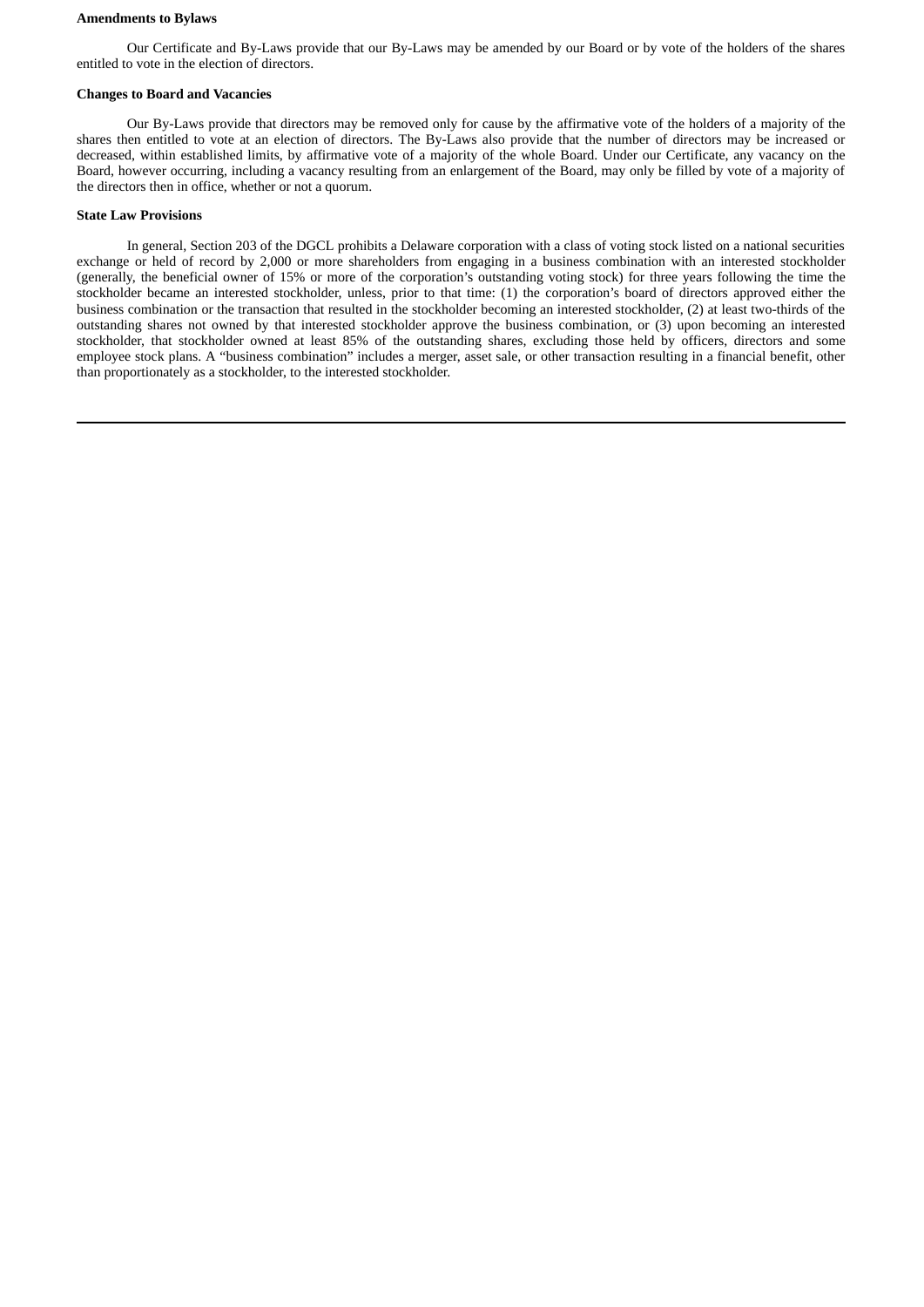**Amendments to Bylaws**

Our Certificate and By-Laws provide that our By-Laws may be amended by our Board or by vote of the holders of the shares entitled to vote in the election of directors.

**Changes to Board and Vacancies**

Our By-Laws provide that directors may be removed only for cause by the affirmative vote of the holders of a majority of the shares then entitled to vote at an election of directors. The By-Laws also provide that the number of directors may be increased or decreased, within established limits, by affirmative vote of a majority of the whole Board. Under our Certificate, any vacancy on the Board, however occurring, including a vacancy resulting from an enlargement of the Board, may only be filled by vote of a majority of the directors then in office, whether or not a quorum.

**State Law Provisions**

In general, Section 203 of the DGCL prohibits a Delaware corporation with a class of voting stock listed on a national securities exchange or held of record by 2,000 or more shareholders from engaging in a business combination with an interested stockholder (generally, the beneficial owner of 15% or more of the corporation's outstanding voting stock) for three years following the time the stockholder became an interested stockholder, unless, prior to that time: (1) the corporation's board of directors approved either the business combination or the transaction that resulted in the stockholder becoming an interested stockholder, (2) at least two-thirds of the outstanding shares not owned by that interested stockholder approve the business combination, or (3) upon becoming an interested stockholder, that stockholder owned at least 85% of the outstanding shares, excluding those held by officers, directors and some employee stock plans. A "business combination" includes a merger, asset sale, or other transaction resulting in a financial benefit, other than proportionately as a stockholder, to the interested stockholder.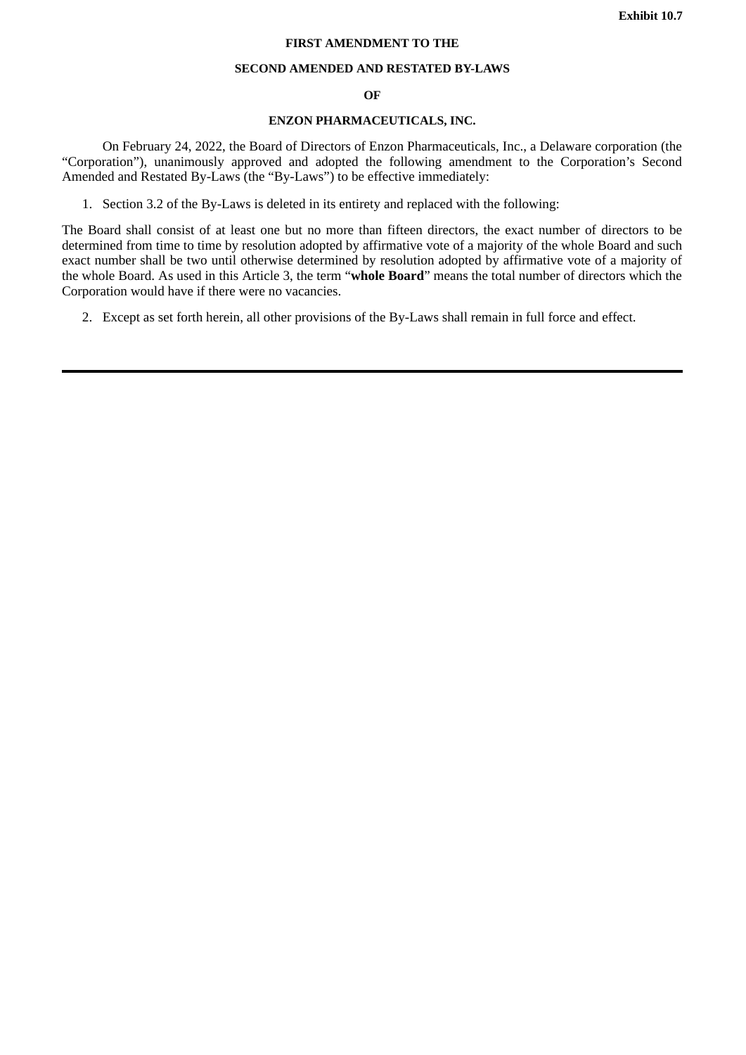**Exhibit 10.7**

**FIRST AMENDMENT TO THE**

**SECOND AMENDED AND RESTATED BY-LAWS**

**OF**

**ENZON PHARMACEUTICALS, INC.**

On February 24, 2022, the Board of Directors of Enzon Pharmaceuticals, Inc., a Delaware corporation (the "Corporation"), unanimously approved and adopted the following amendment to the Corporation's Second Amended and Restated By-Laws (the "By-Laws") to be effective immediately:

1. Section 3.2 of the By-Laws is deleted in its entirety and replaced with the following:

The Board shall consist of at least one but no more than fifteen directors, the exact number of directors to be determined from time to time by resolution adopted by affirmative vote of a majority of the whole Board and such exact number shall be two until otherwise determined by resolution adopted by affirmative vote of a majority of the whole Board. As used in this Article 3, the term "**whole Board**" means the total number of directors which the Corporation would have if there were no vacancies.

2. Except as set forth herein, all other provisions of the By-Laws shall remain in full force and effect.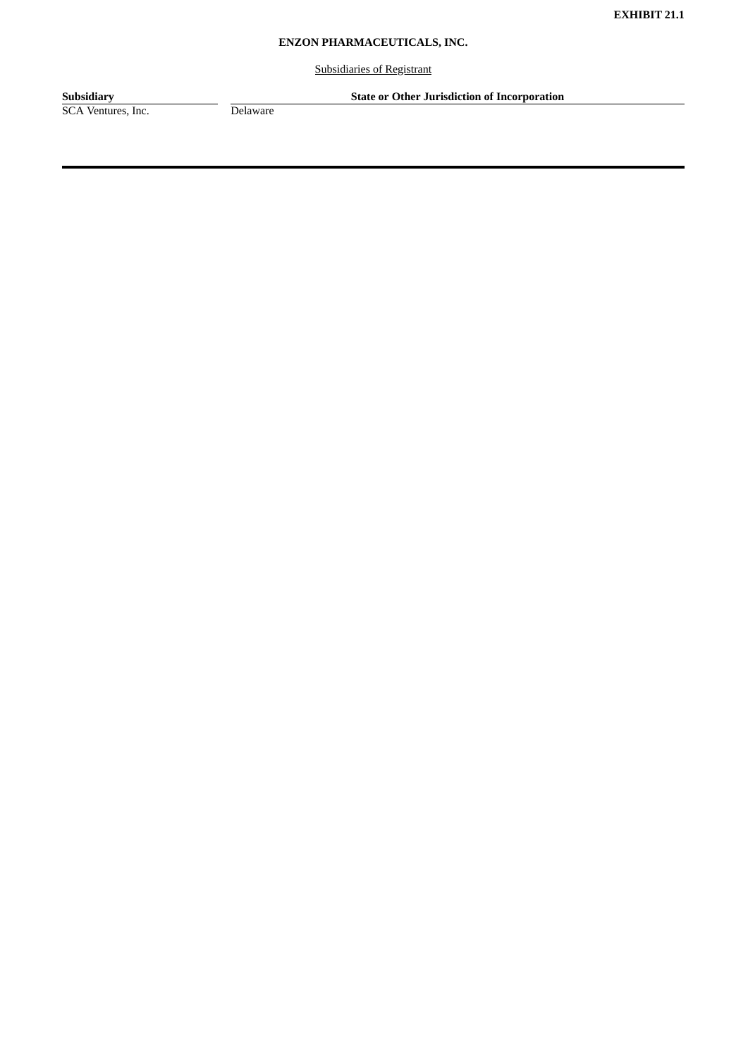**EXHIBIT 21.1**

**ENZON PHARMACEUTICALS, INC.**

Subsidiaries of Registrant

| **Subsidiary** | **State or Other Jurisdiction of Incorporation** |
| --- | --- |
| SCA Ventures, Inc. | Delaware |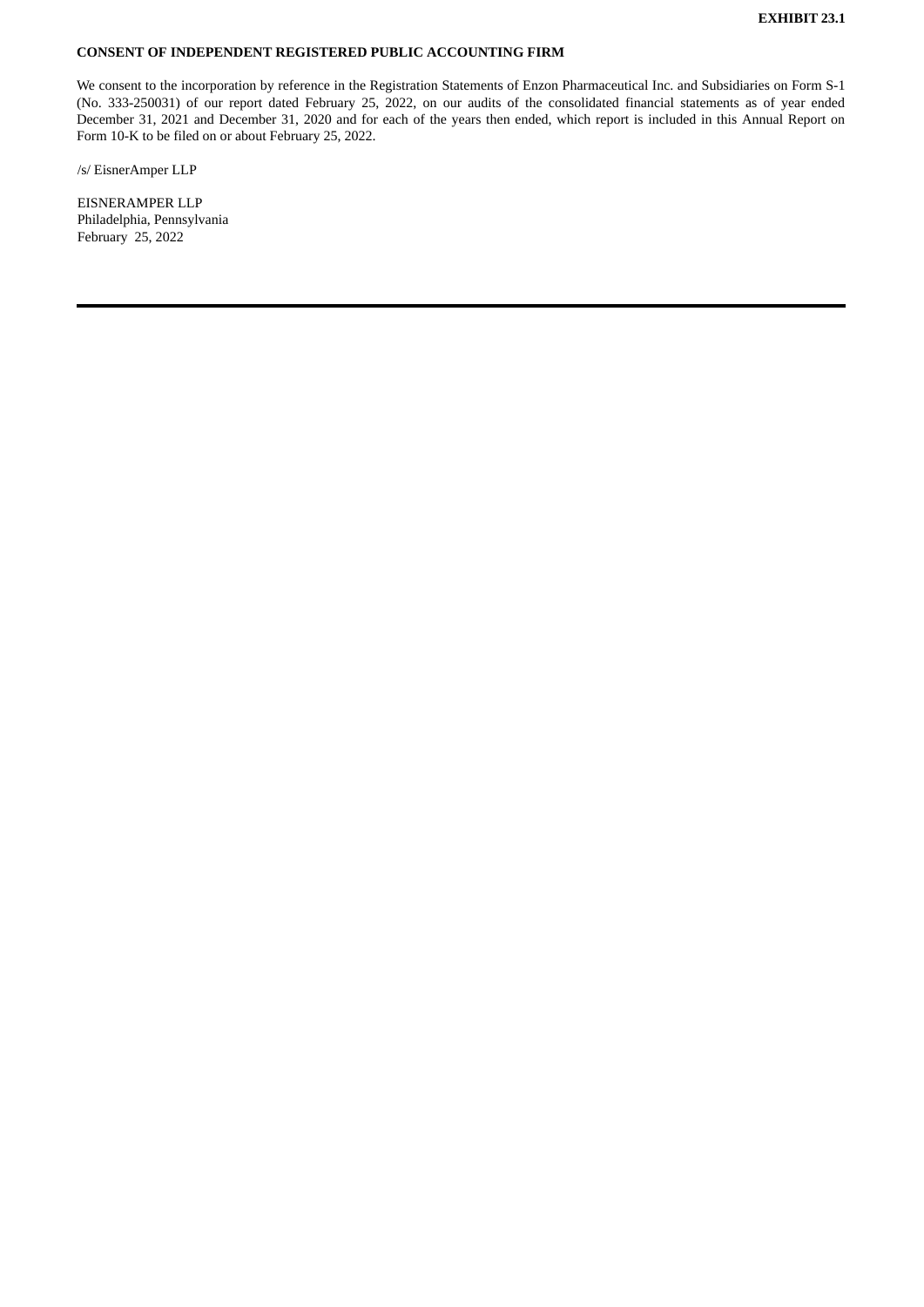**EXHIBIT 23.1**

**CONSENT OF INDEPENDENT REGISTERED PUBLIC ACCOUNTING FIRM**

We consent to the incorporation by reference in the Registration Statements of Enzon Pharmaceutical Inc. and Subsidiaries on Form S-1 (No. 333-250031) of our report dated February 25, 2022, on our audits of the consolidated financial statements as of year ended December 31, 2021 and December 31, 2020 and for each of the years then ended, which report is included in this Annual Report on Form 10-K to be filed on or about February 25, 2022.

/s/ EisnerAmper LLP

EISNERAMPER LLP
Philadelphia, Pennsylvania
February 25, 2022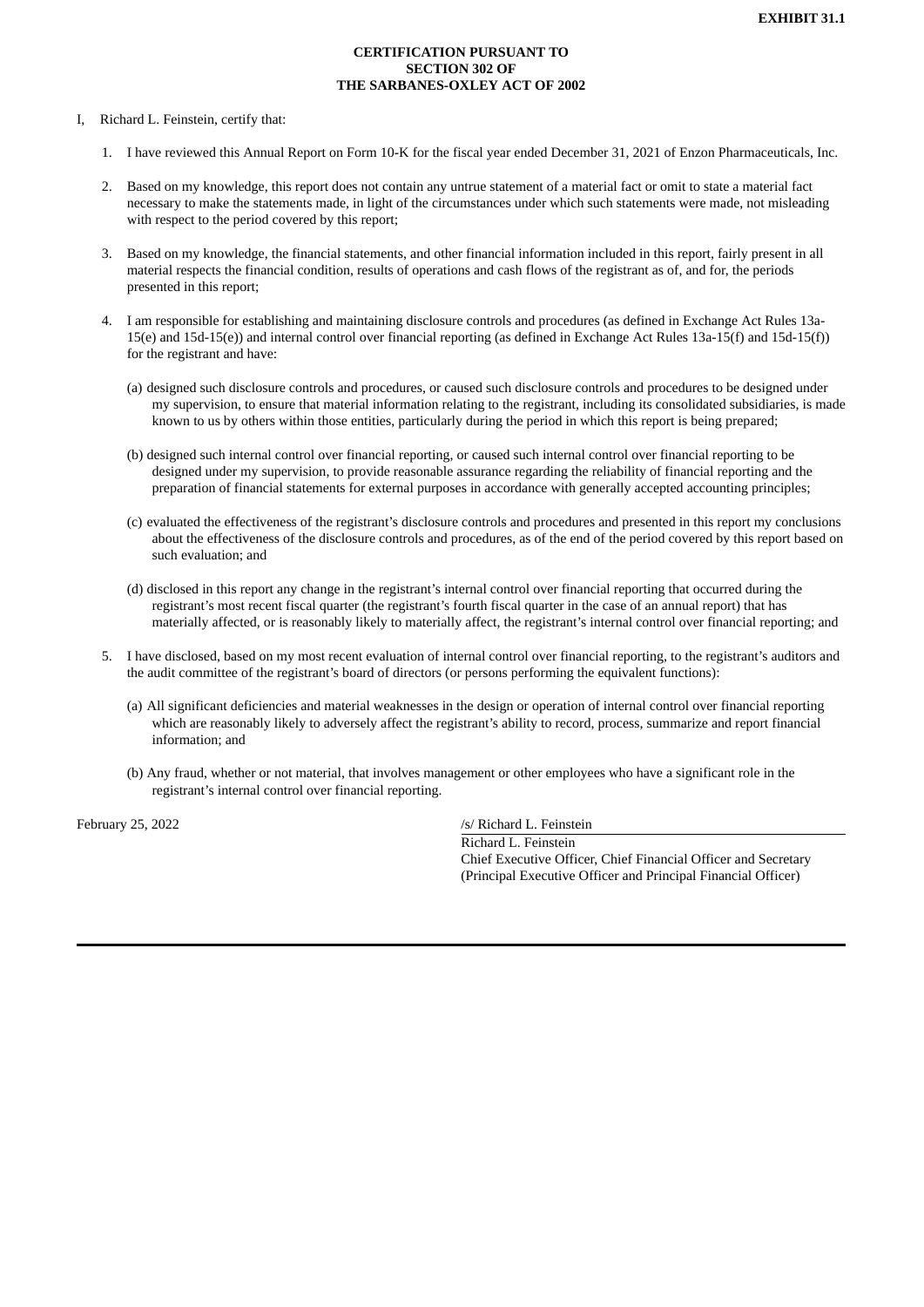**EXHIBIT 31.1**

**CERTIFICATION PURSUANT TO SECTION 302 OF THE SARBANES-OXLEY ACT OF 2002**

I, Richard L. Feinstein, certify that:

1. I have reviewed this Annual Report on Form 10-K for the fiscal year ended December 31, 2021 of Enzon Pharmaceuticals, Inc.

2. Based on my knowledge, this report does not contain any untrue statement of a material fact or omit to state a material fact necessary to make the statements made, in light of the circumstances under which such statements were made, not misleading with respect to the period covered by this report;

3. Based on my knowledge, the financial statements, and other financial information included in this report, fairly present in all material respects the financial condition, results of operations and cash flows of the registrant as of, and for, the periods presented in this report;

4. I am responsible for establishing and maintaining disclosure controls and procedures (as defined in Exchange Act Rules 13a-15(e) and 15d-15(e)) and internal control over financial reporting (as defined in Exchange Act Rules 13a-15(f) and 15d-15(f)) for the registrant and have:

   (a) designed such disclosure controls and procedures, or caused such disclosure controls and procedures to be designed under my supervision, to ensure that material information relating to the registrant, including its consolidated subsidiaries, is made known to us by others within those entities, particularly during the period in which this report is being prepared;

   (b) designed such internal control over financial reporting, or caused such internal control over financial reporting to be designed under my supervision, to provide reasonable assurance regarding the reliability of financial reporting and the preparation of financial statements for external purposes in accordance with generally accepted accounting principles;

   (c) evaluated the effectiveness of the registrant's disclosure controls and procedures and presented in this report my conclusions about the effectiveness of the disclosure controls and procedures, as of the end of the period covered by this report based on such evaluation; and

   (d) disclosed in this report any change in the registrant's internal control over financial reporting that occurred during the registrant's most recent fiscal quarter (the registrant's fourth fiscal quarter in the case of an annual report) that has materially affected, or is reasonably likely to materially affect, the registrant's internal control over financial reporting; and

5. I have disclosed, based on my most recent evaluation of internal control over financial reporting, to the registrant's auditors and the audit committee of the registrant's board of directors (or persons performing the equivalent functions):

   (a) All significant deficiencies and material weaknesses in the design or operation of internal control over financial reporting which are reasonably likely to adversely affect the registrant's ability to record, process, summarize and report financial information; and

   (b) Any fraud, whether or not material, that involves management or other employees who have a significant role in the registrant's internal control over financial reporting.

February 25, 2022

/s/ Richard L. Feinstein
Richard L. Feinstein
Chief Executive Officer, Chief Financial Officer and Secretary
(Principal Executive Officer and Principal Financial Officer)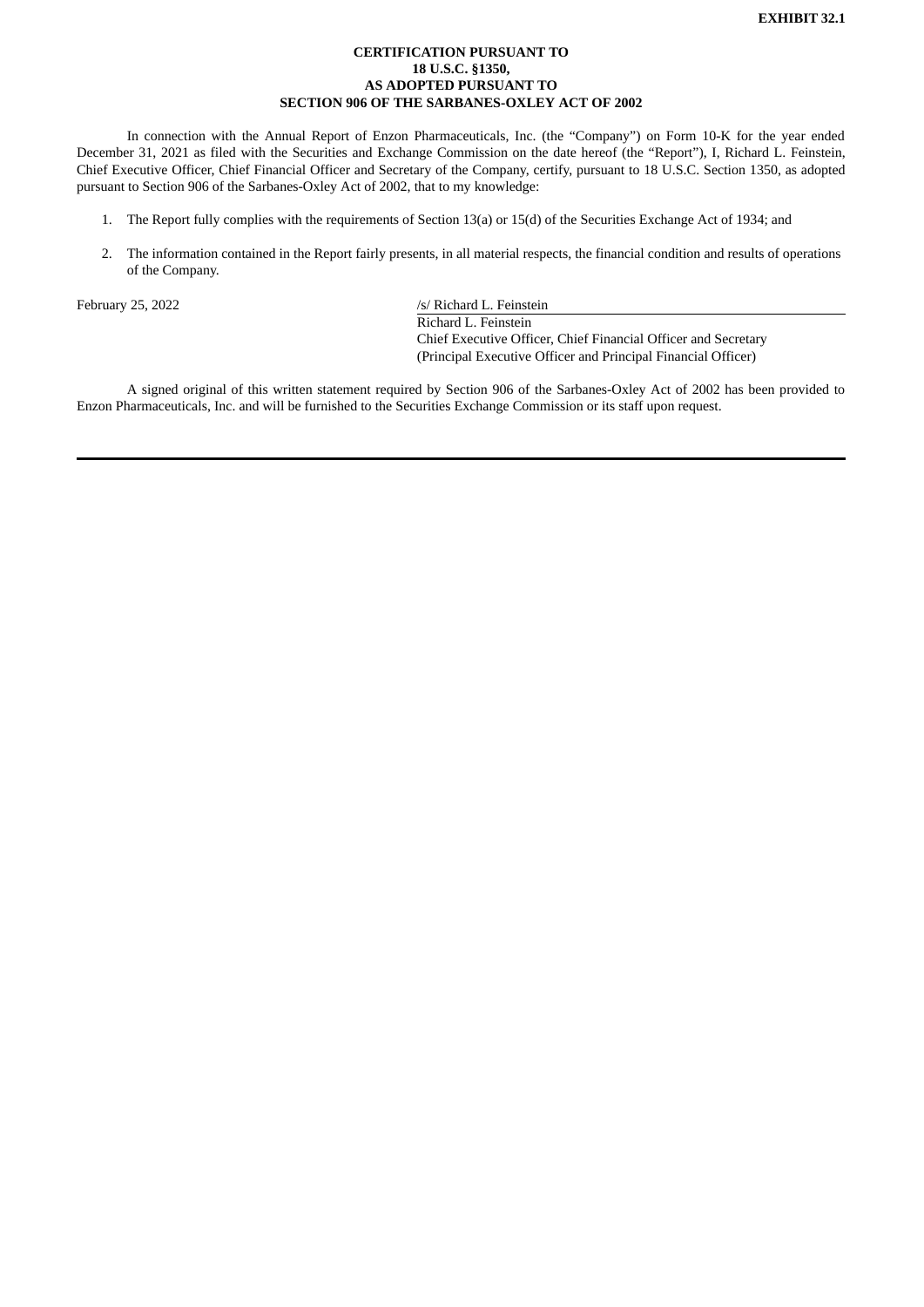**EXHIBIT 32.1**

**CERTIFICATION PURSUANT TO**
**18 U.S.C. §1350,**
**AS ADOPTED PURSUANT TO**
**SECTION 906 OF THE SARBANES-OXLEY ACT OF 2002**

In connection with the Annual Report of Enzon Pharmaceuticals, Inc. (the "Company") on Form 10-K for the year ended December 31, 2021 as filed with the Securities and Exchange Commission on the date hereof (the "Report"), I, Richard L. Feinstein, Chief Executive Officer, Chief Financial Officer and Secretary of the Company, certify, pursuant to 18 U.S.C. Section 1350, as adopted pursuant to Section 906 of the Sarbanes-Oxley Act of 2002, that to my knowledge:

1. The Report fully complies with the requirements of Section 13(a) or 15(d) of the Securities Exchange Act of 1934; and

2. The information contained in the Report fairly presents, in all material respects, the financial condition and results of operations of the Company.

February 25, 2022

/s/ Richard L. Feinstein
Richard L. Feinstein
Chief Executive Officer, Chief Financial Officer and Secretary
(Principal Executive Officer and Principal Financial Officer)

A signed original of this written statement required by Section 906 of the Sarbanes-Oxley Act of 2002 has been provided to Enzon Pharmaceuticals, Inc. and will be furnished to the Securities Exchange Commission or its staff upon request.